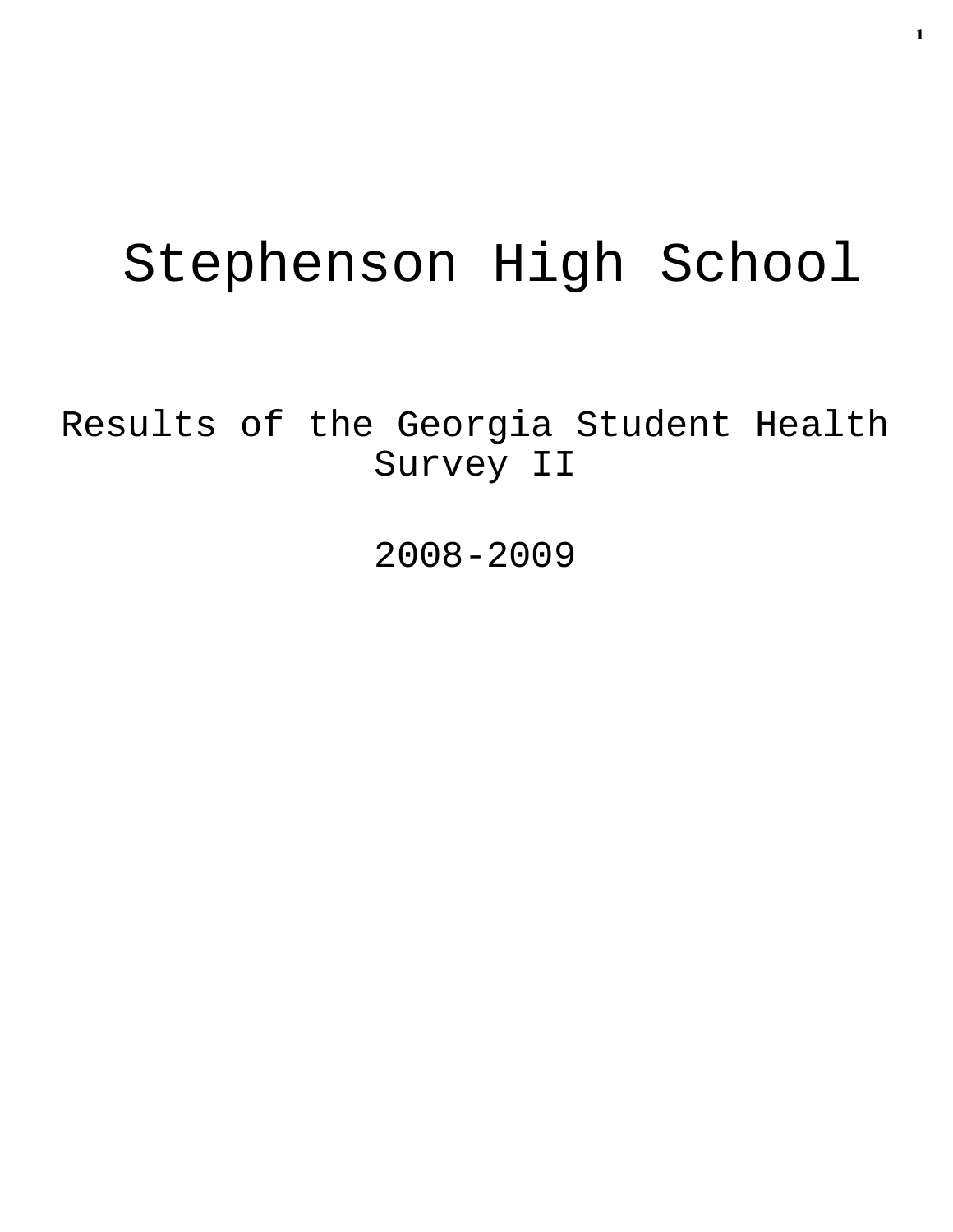# Stephenson High School

Results of the Georgia Student Health Survey II

2008-2009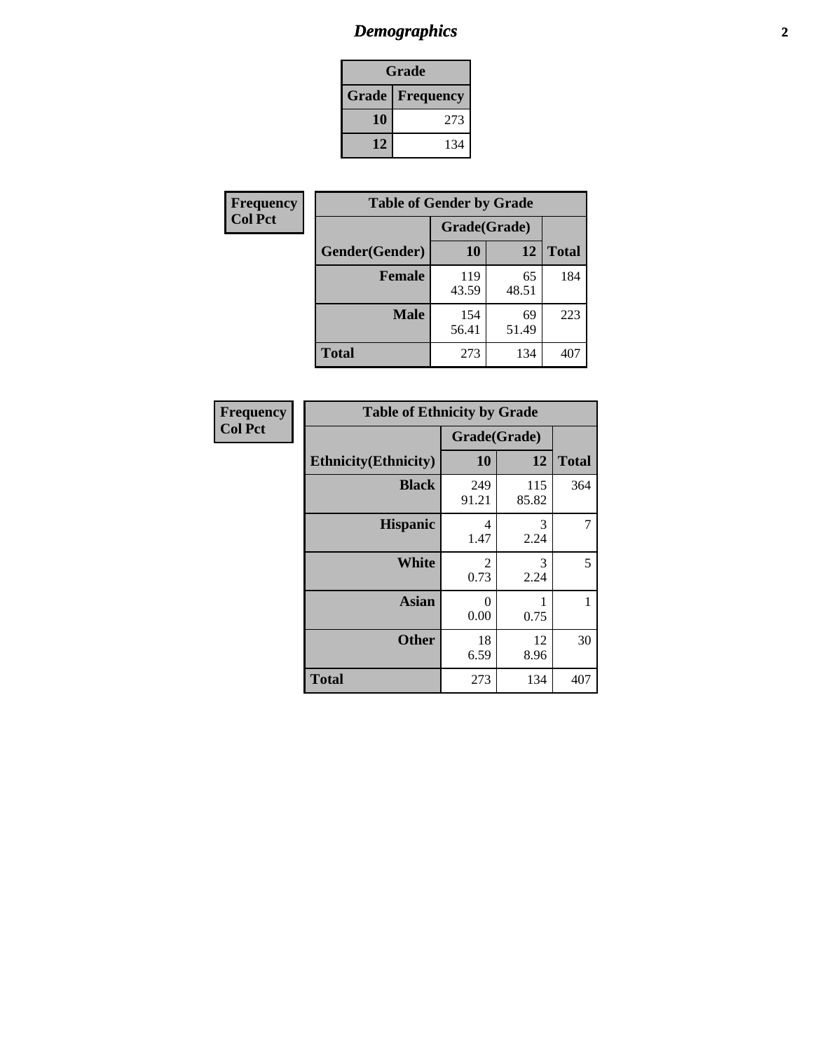# Demographics

| Grade | |
|---|---|
| **Grade** | **Frequency** |
| 10 | 273 |
| 12 | 134 |

**Frequency**
**Col Pct**

| Table of Gender by Grade | | | |
|---|---|---|---|
| | Grade(Grade) | | |
| Gender(Gender) | 10 | 12 | Total |
| **Female** | 119<br>43.59 | 65<br>48.51 | 184 |
| **Male** | 154<br>56.41 | 69<br>51.49 | 223 |
| **Total** | 273 | 134 | 407 |

**Frequency**
**Col Pct**

| Table of Ethnicity by Grade | | | |
|---|---|---|---|
| | Grade(Grade) | | |
| Ethnicity(Ethnicity) | 10 | 12 | Total |
| **Black** | 249<br>91.21 | 115<br>85.82 | 364 |
| **Hispanic** | 4<br>1.47 | 3<br>2.24 | 7 |
| **White** | 2<br>0.73 | 3<br>2.24 | 5 |
| **Asian** | 0<br>0.00 | 1<br>0.75 | 1 |
| **Other** | 18<br>6.59 | 12<br>8.96 | 30 |
| **Total** | 273 | 134 | 407 |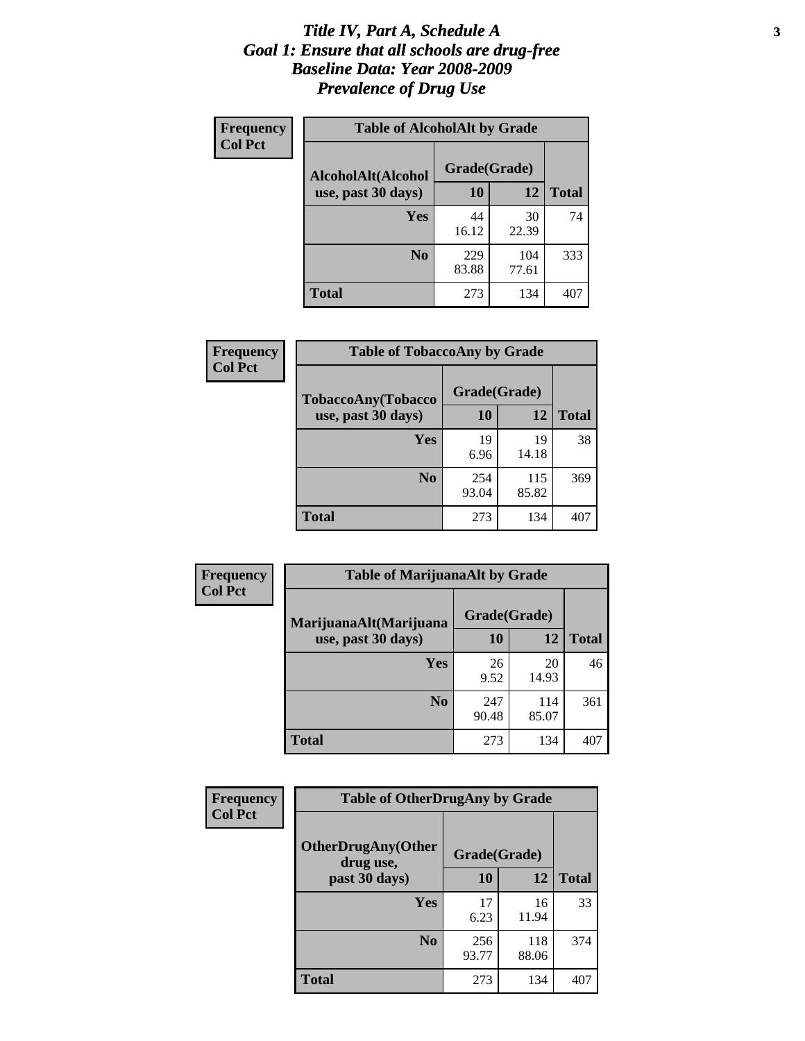# *Title IV, Part A, Schedule A*
## *Goal 1: Ensure that all schools are drug-free*
## *Baseline Data: Year 2008-2009*
## *Prevalence of Drug Use*

**Frequency**
**Col Pct**

| Table of AlcoholAlt by Grade | | | |
|---|---|---|---|
| AlcoholAlt(Alcohol use, past 30 days) | Grade(Grade) | | |
| | 10 | 12 | Total |
| Yes | 44<br>16.12 | 30<br>22.39 | 74 |
| No | 229<br>83.88 | 104<br>77.61 | 333 |
| Total | 273 | 134 | 407 |

**Frequency**
**Col Pct**

| Table of TobaccoAny by Grade | | | |
|---|---|---|---|
| TobaccoAny(Tobacco use, past 30 days) | Grade(Grade) | | |
| | 10 | 12 | Total |
| Yes | 19<br>6.96 | 19<br>14.18 | 38 |
| No | 254<br>93.04 | 115<br>85.82 | 369 |
| Total | 273 | 134 | 407 |

**Frequency**
**Col Pct**

| Table of MarijuanaAlt by Grade | | | |
|---|---|---|---|
| MarijuanaAlt(Marijuana use, past 30 days) | Grade(Grade) | | |
| | 10 | 12 | Total |
| Yes | 26<br>9.52 | 20<br>14.93 | 46 |
| No | 247<br>90.48 | 114<br>85.07 | 361 |
| Total | 273 | 134 | 407 |

**Frequency**
**Col Pct**

| Table of OtherDrugAny by Grade | | | |
|---|---|---|---|
| OtherDrugAny(Other drug use, past 30 days) | Grade(Grade) | | |
| | 10 | 12 | Total |
| Yes | 17<br>6.23 | 16<br>11.94 | 33 |
| No | 256<br>93.77 | 118<br>88.06 | 374 |
| Total | 273 | 134 | 407 |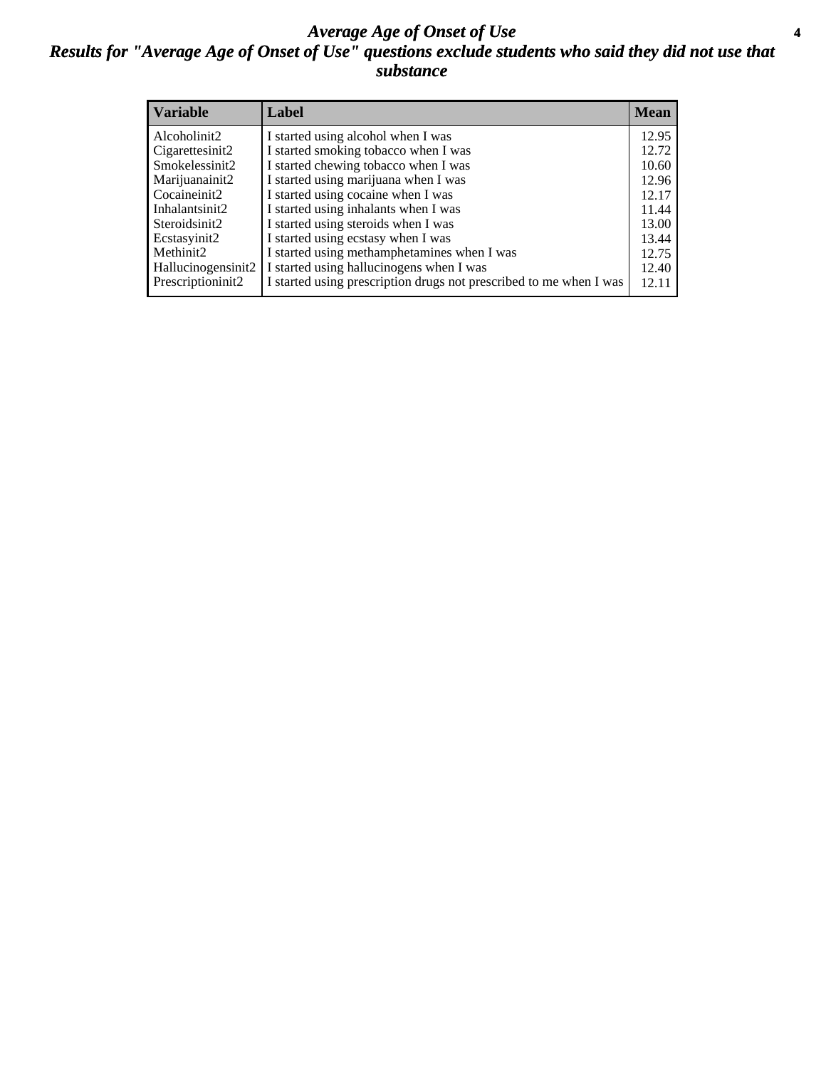# *Average Age of Onset of Use*

## *Results for "Average Age of Onset of Use" questions exclude students who said they did not use that substance*

| Variable | Label | Mean |
|---|---|---|
| Alcoholinit2 | I started using alcohol when I was | 12.95 |
| Cigarettesinit2 | I started smoking tobacco when I was | 12.72 |
| Smokelessinit2 | I started chewing tobacco when I was | 10.60 |
| Marijuanainit2 | I started using marijuana when I was | 12.96 |
| Cocaineinit2 | I started using cocaine when I was | 12.17 |
| Inhalantsinit2 | I started using inhalants when I was | 11.44 |
| Steroidsinit2 | I started using steroids when I was | 13.00 |
| Ecstasyinit2 | I started using ecstasy when I was | 13.44 |
| Methinit2 | I started using methamphetamines when I was | 12.75 |
| Hallucinogensinit2 | I started using hallucinogens when I was | 12.40 |
| Prescriptioninit2 | I started using prescription drugs not prescribed to me when I was | 12.11 |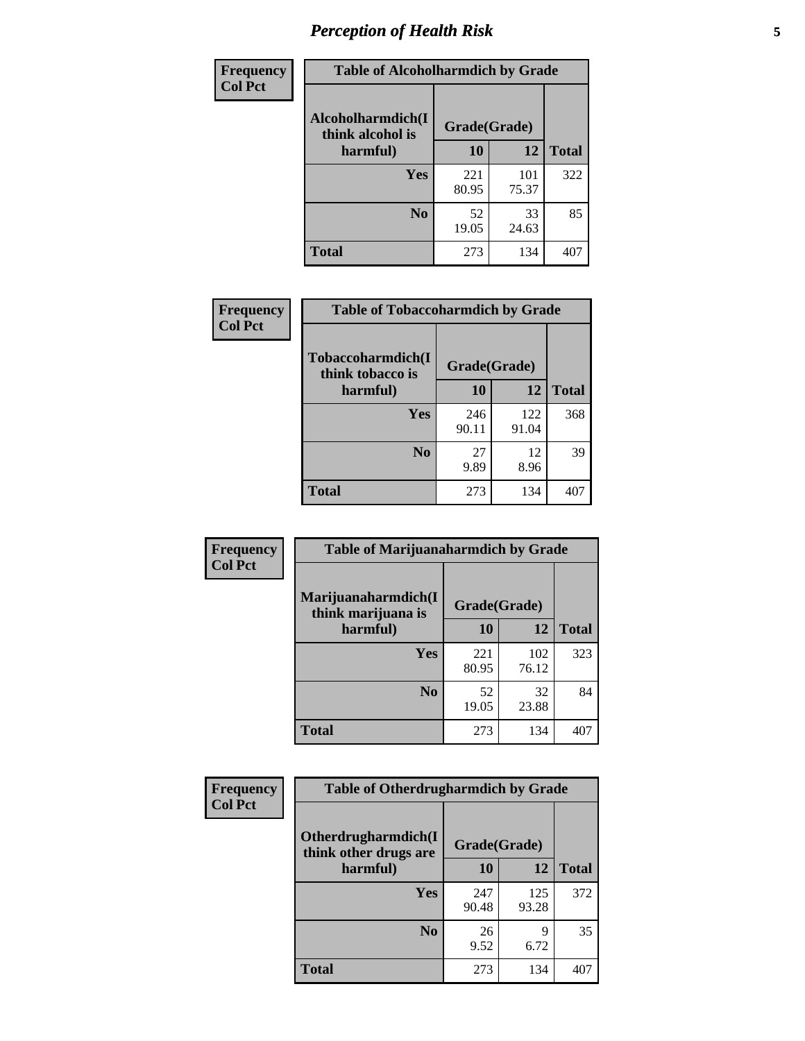# *Perception of Health Risk*

**Frequency**
**Col Pct**

| Table of Alcoholharmdich by Grade | | | |
|---|---|---|---|
| Alcoholharmdich(I think alcohol is harmful) | Grade(Grade) | | |
| | 10 | 12 | Total |
| Yes | 221<br>80.95 | 101<br>75.37 | 322 |
| No | 52<br>19.05 | 33<br>24.63 | 85 |
| Total | 273 | 134 | 407 |

**Frequency**
**Col Pct**

| Table of Tobaccoharmdich by Grade | | | |
|---|---|---|---|
| Tobaccoharmdich(I think tobacco is harmful) | Grade(Grade) | | |
| | 10 | 12 | Total |
| Yes | 246<br>90.11 | 122<br>91.04 | 368 |
| No | 27<br>9.89 | 12<br>8.96 | 39 |
| Total | 273 | 134 | 407 |

**Frequency**
**Col Pct**

| Table of Marijuanaharmdich by Grade | | | |
|---|---|---|---|
| Marijuanaharmdich(I think marijuana is harmful) | Grade(Grade) | | |
| | 10 | 12 | Total |
| Yes | 221<br>80.95 | 102<br>76.12 | 323 |
| No | 52<br>19.05 | 32<br>23.88 | 84 |
| Total | 273 | 134 | 407 |

**Frequency**
**Col Pct**

| Table of Otherdrugharmdich by Grade | | | |
|---|---|---|---|
| Otherdrugharmdich(I think other drugs are harmful) | Grade(Grade) | | |
| | 10 | 12 | Total |
| Yes | 247<br>90.48 | 125<br>93.28 | 372 |
| No | 26<br>9.52 | 9<br>6.72 | 35 |
| Total | 273 | 134 | 407 |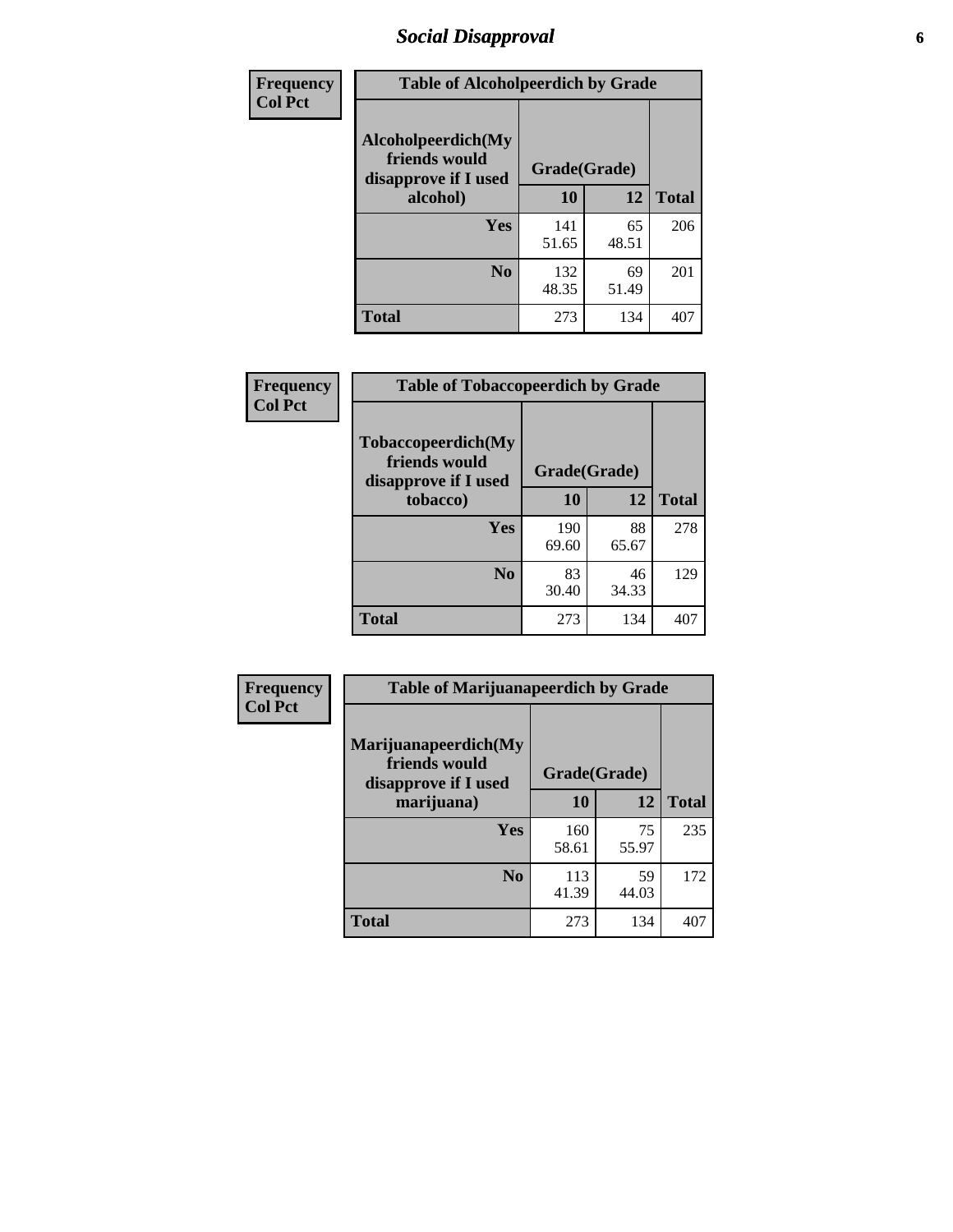# Social Disapproval

| Frequency<br>Col Pct |
|---|

**Table of Alcoholpeerdich by Grade**

| Alcoholpeerdich(My friends would disapprove if I used alcohol) | Grade(Grade) | | |
|---|---|---|---|
| | 10 | 12 | Total |
| Yes | 141<br>51.65 | 65<br>48.51 | 206 |
| No | 132<br>48.35 | 69<br>51.49 | 201 |
| Total | 273 | 134 | 407 |

| Frequency<br>Col Pct |
|---|

**Table of Tobaccopeerdich by Grade**

| Tobaccopeerdich(My friends would disapprove if I used tobacco) | Grade(Grade) | | |
|---|---|---|---|
| | 10 | 12 | Total |
| Yes | 190<br>69.60 | 88<br>65.67 | 278 |
| No | 83<br>30.40 | 46<br>34.33 | 129 |
| Total | 273 | 134 | 407 |

| Frequency<br>Col Pct |
|---|

**Table of Marijuanapeerdich by Grade**

| Marijuanapeerdich(My friends would disapprove if I used marijuana) | Grade(Grade) | | |
|---|---|---|---|
| | 10 | 12 | Total |
| Yes | 160<br>58.61 | 75<br>55.97 | 235 |
| No | 113<br>41.39 | 59<br>44.03 | 172 |
| Total | 273 | 134 | 407 |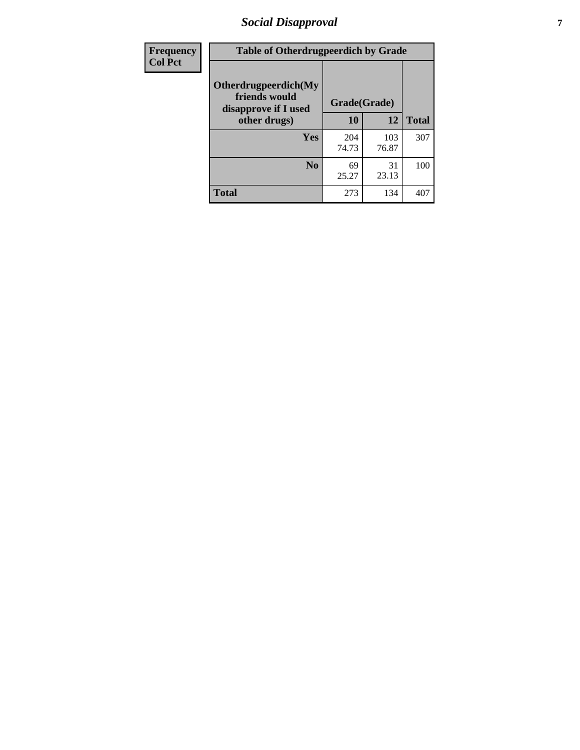| Frequency<br>Col Pct | Table of Otherdrugpeerdich by Grade | | |
|---|---|---|---|
| Otherdrugpeerdich(My friends would disapprove if I used other drugs) | Grade(Grade) | | |
| | 10 | 12 | Total |
| Yes | 204<br>74.73 | 103<br>76.87 | 307 |
| No | 69<br>25.27 | 31<br>23.13 | 100 |
| Total | 273 | 134 | 407 |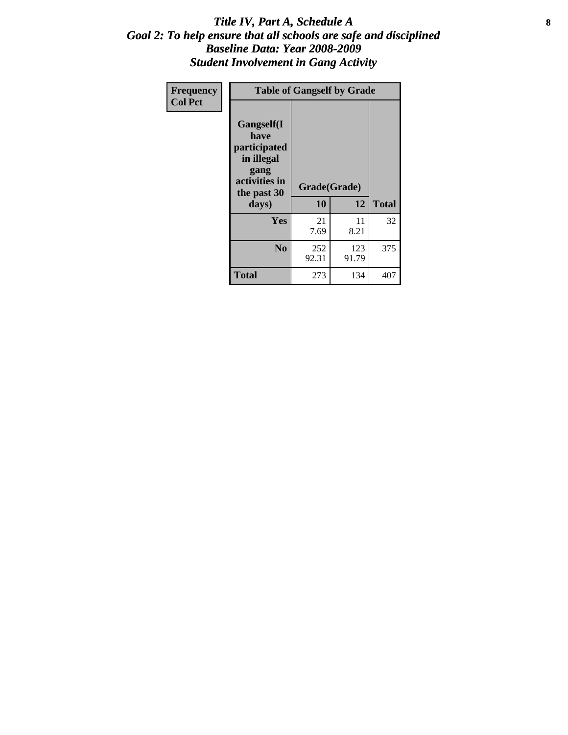# *Title IV, Part A, Schedule A*
## *Goal 2: To help ensure that all schools are safe and disciplined*
## *Baseline Data: Year 2008-2009*
## *Student Involvement in Gang Activity*

| Frequency<br>Col Pct | Table of Gangself by Grade | | |
|---|---|---|---|
| **Gangself(I have participated in illegal gang activities in the past 30 days)** | **Grade(Grade)** | | |
| | **10** | **12** | **Total** |
| **Yes** | 21<br>7.69 | 11<br>8.21 | 32 |
| **No** | 252<br>92.31 | 123<br>91.79 | 375 |
| **Total** | 273 | 134 | 407 |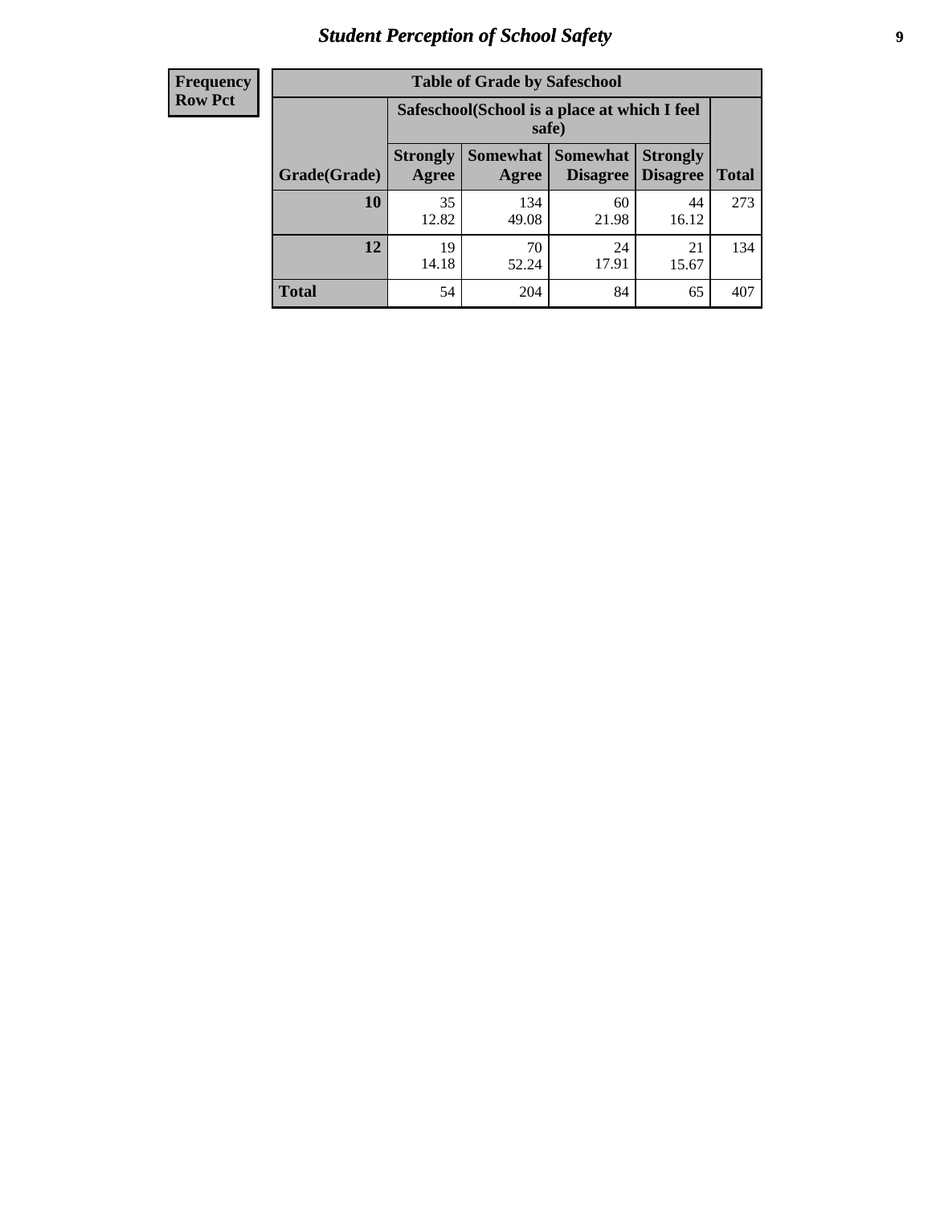## Student Perception of School Safety

| Frequency<br>Row Pct |
|---|

**Table of Grade by Safeschool**

| Grade(Grade) | Safeschool(School is a place at which I feel safe) | | | | Total |
|---|---|---|---|---|---|
| | Strongly Agree | Somewhat Agree | Somewhat Disagree | Strongly Disagree | |
| **10** | 35<br>12.82 | 134<br>49.08 | 60<br>21.98 | 44<br>16.12 | 273 |
| **12** | 19<br>14.18 | 70<br>52.24 | 24<br>17.91 | 21<br>15.67 | 134 |
| **Total** | 54 | 204 | 84 | 65 | 407 |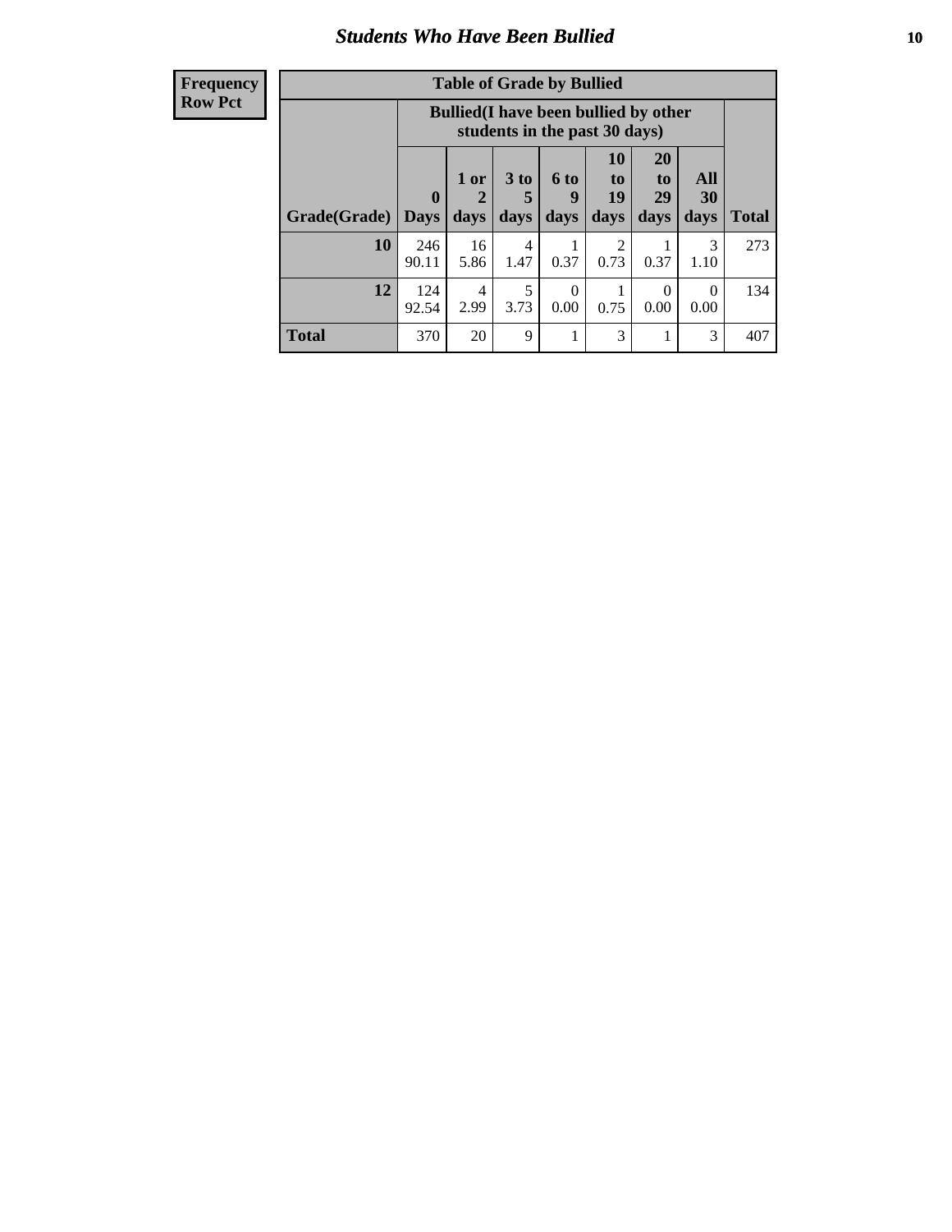| Frequency<br>Row Pct |
|---|

**Table of Grade by Bullied**

| Grade(Grade) | Bullied(I have been bullied by other students in the past 30 days) | | | | | | | Total |
|---|---|---|---|---|---|---|---|---|
| | 0 Days | 1 or 2 days | 3 to 5 days | 6 to 9 days | 10 to 19 days | 20 to 29 days | All 30 days | |
| **10** | 246<br>90.11 | 16<br>5.86 | 4<br>1.47 | 1<br>0.37 | 2<br>0.73 | 1<br>0.37 | 3<br>1.10 | 273 |
| **12** | 124<br>92.54 | 4<br>2.99 | 5<br>3.73 | 0<br>0.00 | 1<br>0.75 | 0<br>0.00 | 0<br>0.00 | 134 |
| **Total** | 370 | 20 | 9 | 1 | 3 | 1 | 3 | 407 |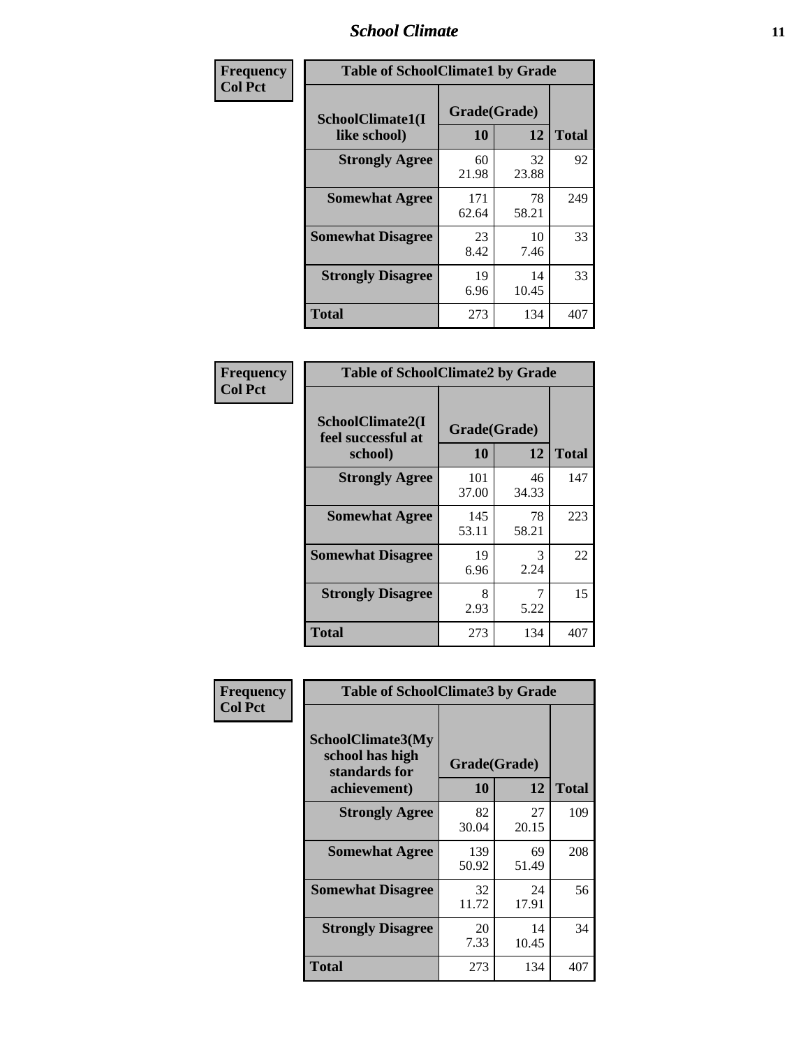| Frequency<br>Col Pct |
|---|

| Table of SchoolClimate1 by Grade | | | |
|---|---|---|---|
| SchoolClimate1(I like school) | Grade(Grade) | | Total |
| | 10 | 12 | |
| Strongly Agree | 60<br>21.98 | 32<br>23.88 | 92 |
| Somewhat Agree | 171<br>62.64 | 78<br>58.21 | 249 |
| Somewhat Disagree | 23<br>8.42 | 10<br>7.46 | 33 |
| Strongly Disagree | 19<br>6.96 | 14<br>10.45 | 33 |
| Total | 273 | 134 | 407 |

| Frequency<br>Col Pct |
|---|

| Table of SchoolClimate2 by Grade | | | |
|---|---|---|---|
| SchoolClimate2(I feel successful at school) | Grade(Grade) | | Total |
| | 10 | 12 | |
| Strongly Agree | 101<br>37.00 | 46<br>34.33 | 147 |
| Somewhat Agree | 145<br>53.11 | 78<br>58.21 | 223 |
| Somewhat Disagree | 19<br>6.96 | 3<br>2.24 | 22 |
| Strongly Disagree | 8<br>2.93 | 7<br>5.22 | 15 |
| Total | 273 | 134 | 407 |

| Frequency<br>Col Pct |
|---|

| Table of SchoolClimate3 by Grade | | | |
|---|---|---|---|
| SchoolClimate3(My school has high standards for achievement) | Grade(Grade) | | Total |
| | 10 | 12 | |
| Strongly Agree | 82<br>30.04 | 27<br>20.15 | 109 |
| Somewhat Agree | 139<br>50.92 | 69<br>51.49 | 208 |
| Somewhat Disagree | 32<br>11.72 | 24<br>17.91 | 56 |
| Strongly Disagree | 20<br>7.33 | 14<br>10.45 | 34 |
| Total | 273 | 134 | 407 |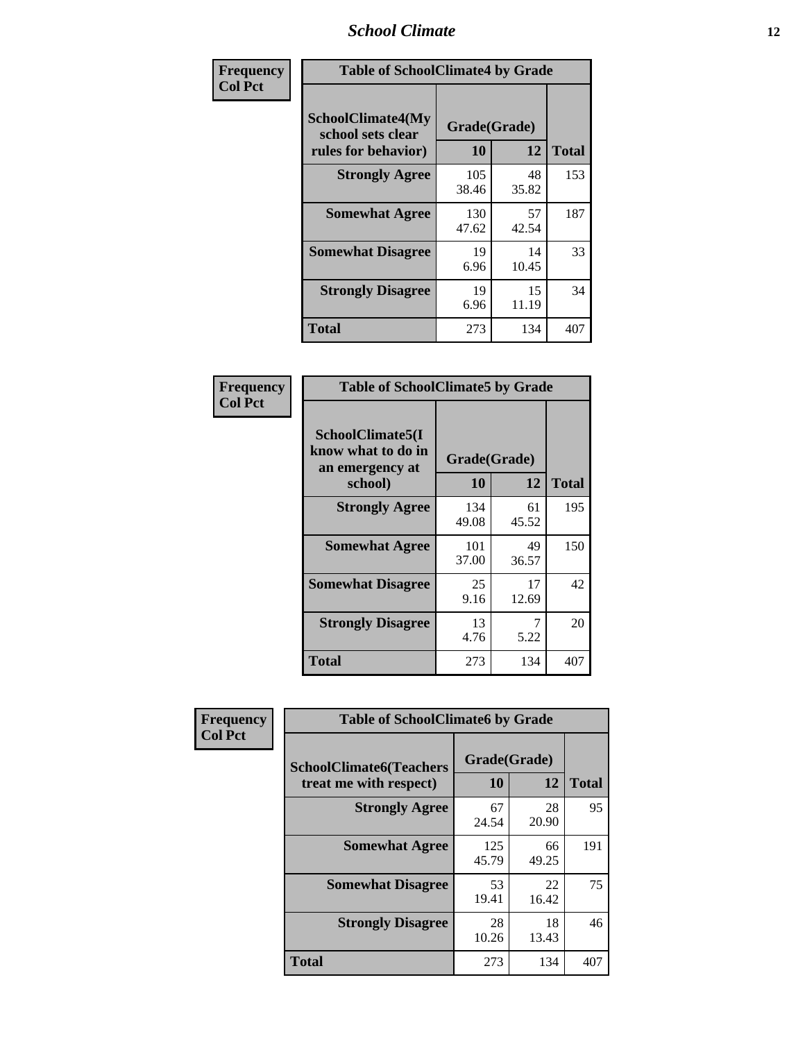| Frequency Col Pct | Table of SchoolClimate4 by Grade | | |
|---|---|---|---|
| SchoolClimate4(My school sets clear rules for behavior) | Grade(Grade) | | |
| | 10 | 12 | Total |
| Strongly Agree | 105<br>38.46 | 48<br>35.82 | 153 |
| Somewhat Agree | 130<br>47.62 | 57<br>42.54 | 187 |
| Somewhat Disagree | 19<br>6.96 | 14<br>10.45 | 33 |
| Strongly Disagree | 19<br>6.96 | 15<br>11.19 | 34 |
| Total | 273 | 134 | 407 |

| Frequency Col Pct | Table of SchoolClimate5 by Grade | | |
|---|---|---|---|
| SchoolClimate5(I know what to do in an emergency at school) | Grade(Grade) | | |
| | 10 | 12 | Total |
| Strongly Agree | 134<br>49.08 | 61<br>45.52 | 195 |
| Somewhat Agree | 101<br>37.00 | 49<br>36.57 | 150 |
| Somewhat Disagree | 25<br>9.16 | 17<br>12.69 | 42 |
| Strongly Disagree | 13<br>4.76 | 7<br>5.22 | 20 |
| Total | 273 | 134 | 407 |

| Frequency Col Pct | Table of SchoolClimate6 by Grade | | |
|---|---|---|---|
| SchoolClimate6(Teachers treat me with respect) | Grade(Grade) | | |
| | 10 | 12 | Total |
| Strongly Agree | 67<br>24.54 | 28<br>20.90 | 95 |
| Somewhat Agree | 125<br>45.79 | 66<br>49.25 | 191 |
| Somewhat Disagree | 53<br>19.41 | 22<br>16.42 | 75 |
| Strongly Disagree | 28<br>10.26 | 18<br>13.43 | 46 |
| Total | 273 | 134 | 407 |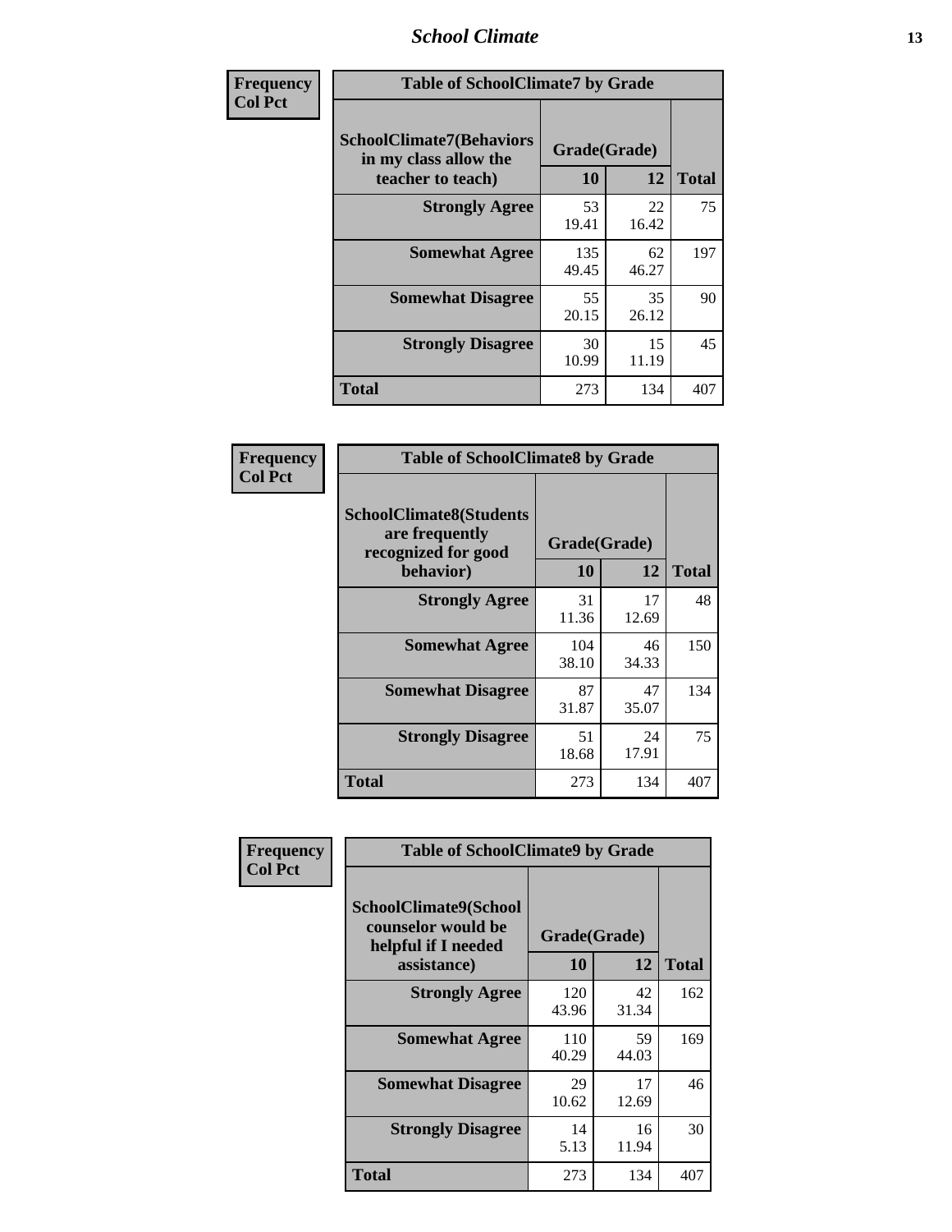**Frequency**
**Col Pct**

| Table of SchoolClimate7 by Grade | | | |
|---|---|---|---|
| SchoolClimate7(Behaviors in my class allow the teacher to teach) | Grade(Grade) | | Total |
| | 10 | 12 | |
| Strongly Agree | 53<br>19.41 | 22<br>16.42 | 75 |
| Somewhat Agree | 135<br>49.45 | 62<br>46.27 | 197 |
| Somewhat Disagree | 55<br>20.15 | 35<br>26.12 | 90 |
| Strongly Disagree | 30<br>10.99 | 15<br>11.19 | 45 |
| Total | 273 | 134 | 407 |

**Frequency**
**Col Pct**

| Table of SchoolClimate8 by Grade | | | |
|---|---|---|---|
| SchoolClimate8(Students are frequently recognized for good behavior) | Grade(Grade) | | Total |
| | 10 | 12 | |
| Strongly Agree | 31<br>11.36 | 17<br>12.69 | 48 |
| Somewhat Agree | 104<br>38.10 | 46<br>34.33 | 150 |
| Somewhat Disagree | 87<br>31.87 | 47<br>35.07 | 134 |
| Strongly Disagree | 51<br>18.68 | 24<br>17.91 | 75 |
| Total | 273 | 134 | 407 |

**Frequency**
**Col Pct**

| Table of SchoolClimate9 by Grade | | | |
|---|---|---|---|
| SchoolClimate9(School counselor would be helpful if I needed assistance) | Grade(Grade) | | Total |
| | 10 | 12 | |
| Strongly Agree | 120<br>43.96 | 42<br>31.34 | 162 |
| Somewhat Agree | 110<br>40.29 | 59<br>44.03 | 169 |
| Somewhat Disagree | 29<br>10.62 | 17<br>12.69 | 46 |
| Strongly Disagree | 14<br>5.13 | 16<br>11.94 | 30 |
| Total | 273 | 134 | 407 |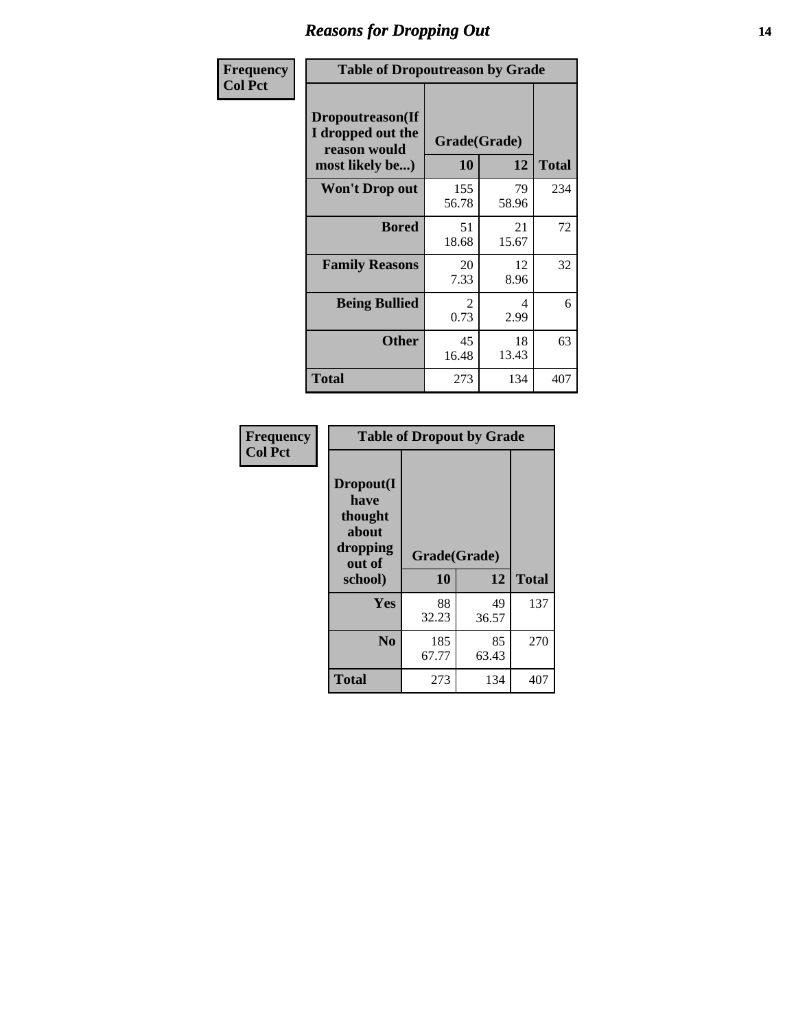| Frequency<br>Col Pct | Table of Dropoutreason by Grade | | |
|---|---|---|---|
| **Dropoutreason(If I dropped out the reason would most likely be...)** | **Grade(Grade)** | | |
| | **10** | **12** | **Total** |
| **Won't Drop out** | 155<br>56.78 | 79<br>58.96 | 234 |
| **Bored** | 51<br>18.68 | 21<br>15.67 | 72 |
| **Family Reasons** | 20<br>7.33 | 12<br>8.96 | 32 |
| **Being Bullied** | 2<br>0.73 | 4<br>2.99 | 6 |
| **Other** | 45<br>16.48 | 18<br>13.43 | 63 |
| **Total** | 273 | 134 | 407 |

| Frequency<br>Col Pct | Table of Dropout by Grade | | |
|---|---|---|---|
| **Dropout(I have thought about dropping out of school)** | **Grade(Grade)** | | |
| | **10** | **12** | **Total** |
| **Yes** | 88<br>32.23 | 49<br>36.57 | 137 |
| **No** | 185<br>67.77 | 85<br>63.43 | 270 |
| **Total** | 273 | 134 | 407 |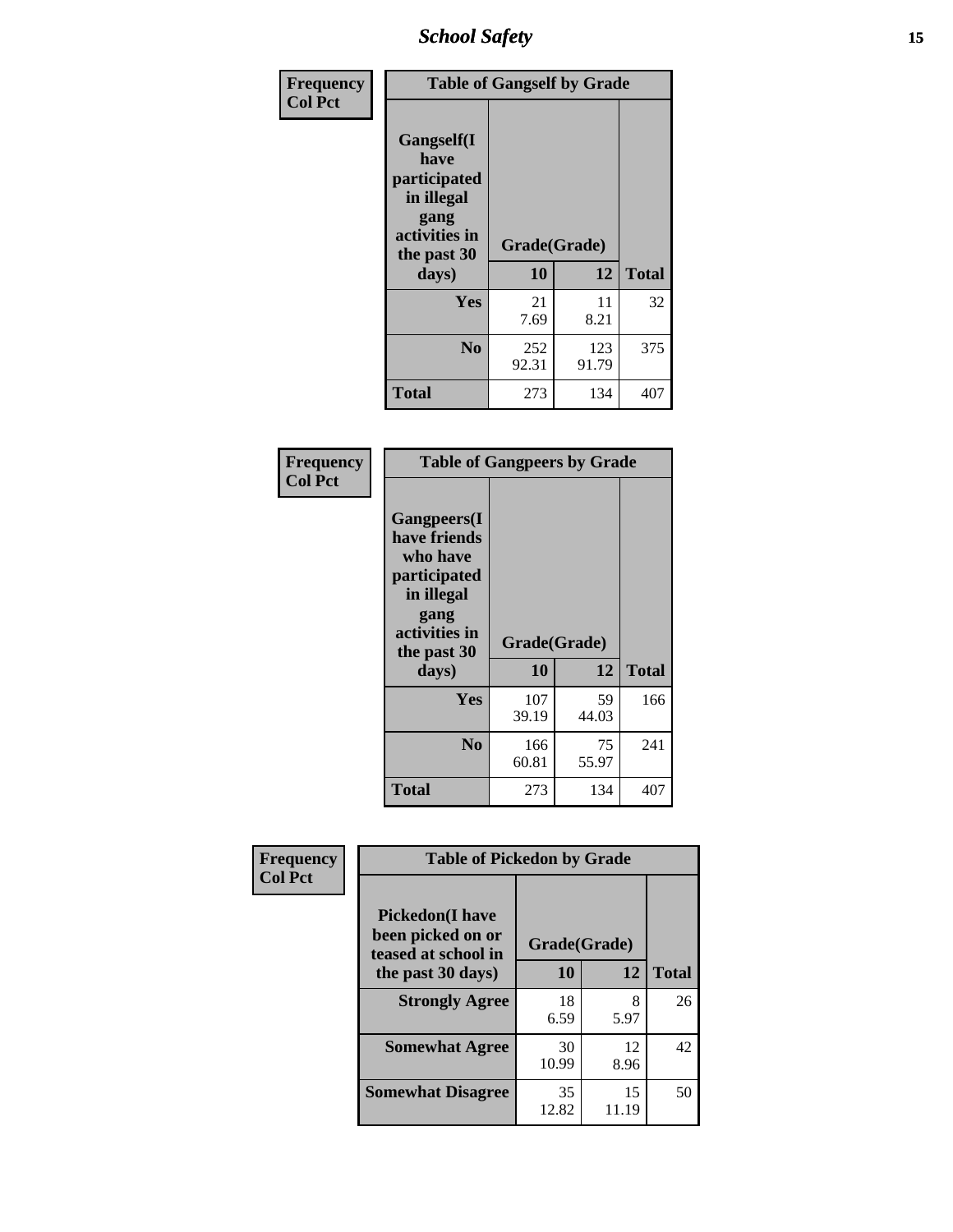| Frequency<br>Col Pct |
|---|

**Table of Gangself by Grade**

| Gangself(I have participated in illegal gang activities in the past 30 days) | Grade(Grade) | | Total |
|---|---|---|---|
| | 10 | 12 | |
| Yes | 21<br>7.69 | 11<br>8.21 | 32 |
| No | 252<br>92.31 | 123<br>91.79 | 375 |
| Total | 273 | 134 | 407 |

| Frequency<br>Col Pct |
|---|

**Table of Gangpeers by Grade**

| Gangpeers(I have friends who have participated in illegal gang activities in the past 30 days) | Grade(Grade) | | Total |
|---|---|---|---|
| | 10 | 12 | |
| Yes | 107<br>39.19 | 59<br>44.03 | 166 |
| No | 166<br>60.81 | 75<br>55.97 | 241 |
| Total | 273 | 134 | 407 |

| Frequency<br>Col Pct |
|---|

**Table of Pickedon by Grade**

| Pickedon(I have been picked on or teased at school in the past 30 days) | Grade(Grade) | | Total |
|---|---|---|---|
| | 10 | 12 | |
| Strongly Agree | 18<br>6.59 | 8<br>5.97 | 26 |
| Somewhat Agree | 30<br>10.99 | 12<br>8.96 | 42 |
| Somewhat Disagree | 35<br>12.82 | 15<br>11.19 | 50 |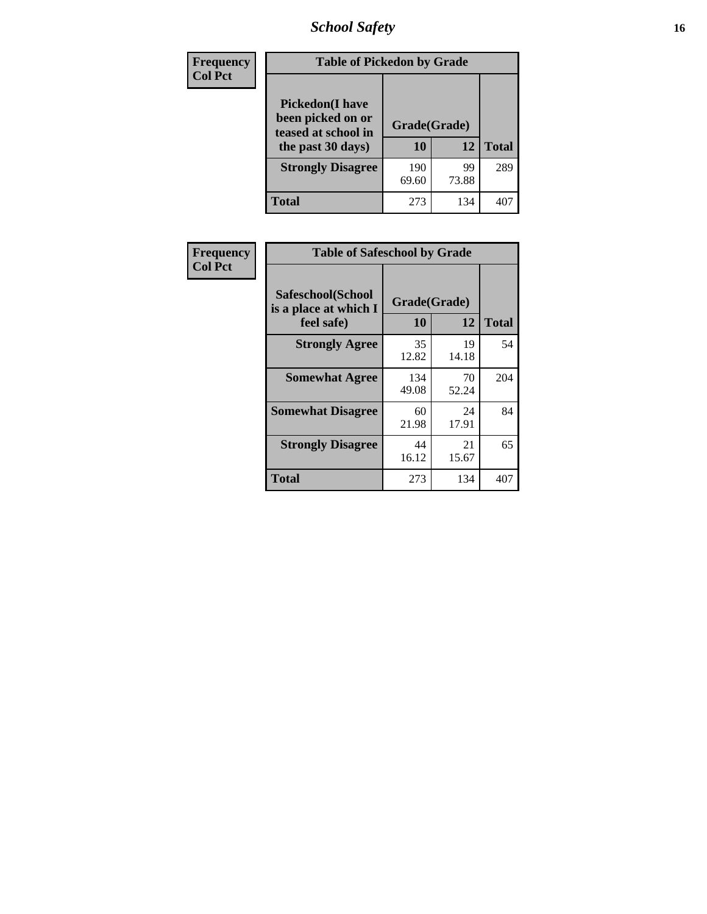| Frequency Col Pct | Table of Pickedon by Grade | | |
|---|---|---|---|
| Pickedon(I have been picked on or teased at school in the past 30 days) | Grade(Grade) | | |
| | 10 | 12 | Total |
| Strongly Disagree | 190<br>69.60 | 99<br>73.88 | 289 |
| Total | 273 | 134 | 407 |

| Frequency Col Pct | Table of Safeschool by Grade | | |
|---|---|---|---|
| Safeschool(School is a place at which I feel safe) | Grade(Grade) | | |
| | 10 | 12 | Total |
| Strongly Agree | 35<br>12.82 | 19<br>14.18 | 54 |
| Somewhat Agree | 134<br>49.08 | 70<br>52.24 | 204 |
| Somewhat Disagree | 60<br>21.98 | 24<br>17.91 | 84 |
| Strongly Disagree | 44<br>16.12 | 21<br>15.67 | 65 |
| Total | 273 | 134 | 407 |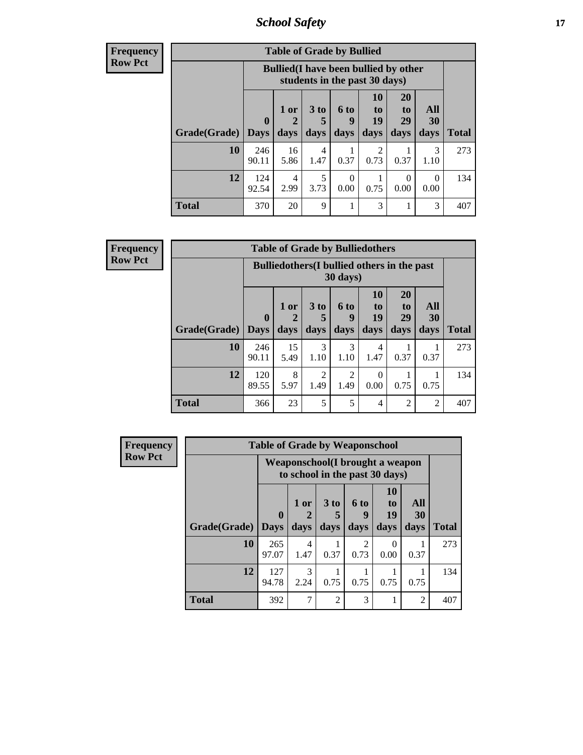**Frequency**
**Row Pct**

| Table of Grade by Bullied | | | | | | | | |
|---|---|---|---|---|---|---|---|---|
| | Bullied(I have been bullied by other students in the past 30 days) | | | | | | | |
| Grade(Grade) | 0 Days | 1 or 2 days | 3 to 5 days | 6 to 9 days | 10 to 19 days | 20 to 29 days | All 30 days | Total |
| 10 | 246<br>90.11 | 16<br>5.86 | 4<br>1.47 | 1<br>0.37 | 2<br>0.73 | 1<br>0.37 | 3<br>1.10 | 273 |
| 12 | 124<br>92.54 | 4<br>2.99 | 5<br>3.73 | 0<br>0.00 | 1<br>0.75 | 0<br>0.00 | 0<br>0.00 | 134 |
| Total | 370 | 20 | 9 | 1 | 3 | 1 | 3 | 407 |

**Frequency**
**Row Pct**

| Table of Grade by Bulliedothers | | | | | | | | |
|---|---|---|---|---|---|---|---|---|
| | Bulliedothers(I bullied others in the past 30 days) | | | | | | | |
| Grade(Grade) | 0 Days | 1 or 2 days | 3 to 5 days | 6 to 9 days | 10 to 19 days | 20 to 29 days | All 30 days | Total |
| 10 | 246<br>90.11 | 15<br>5.49 | 3<br>1.10 | 3<br>1.10 | 4<br>1.47 | 1<br>0.37 | 1<br>0.37 | 273 |
| 12 | 120<br>89.55 | 8<br>5.97 | 2<br>1.49 | 2<br>1.49 | 0<br>0.00 | 1<br>0.75 | 1<br>0.75 | 134 |
| Total | 366 | 23 | 5 | 5 | 4 | 2 | 2 | 407 |

**Frequency**
**Row Pct**

| Table of Grade by Weaponschool | | | | | | | |
|---|---|---|---|---|---|---|---|
| | Weaponschool(I brought a weapon to school in the past 30 days) | | | | | | |
| Grade(Grade) | 0 Days | 1 or 2 days | 3 to 5 days | 6 to 9 days | 10 to 19 days | All 30 days | Total |
| 10 | 265<br>97.07 | 4<br>1.47 | 1<br>0.37 | 2<br>0.73 | 0<br>0.00 | 1<br>0.37 | 273 |
| 12 | 127<br>94.78 | 3<br>2.24 | 1<br>0.75 | 1<br>0.75 | 1<br>0.75 | 1<br>0.75 | 134 |
| Total | 392 | 7 | 2 | 3 | 1 | 2 | 407 |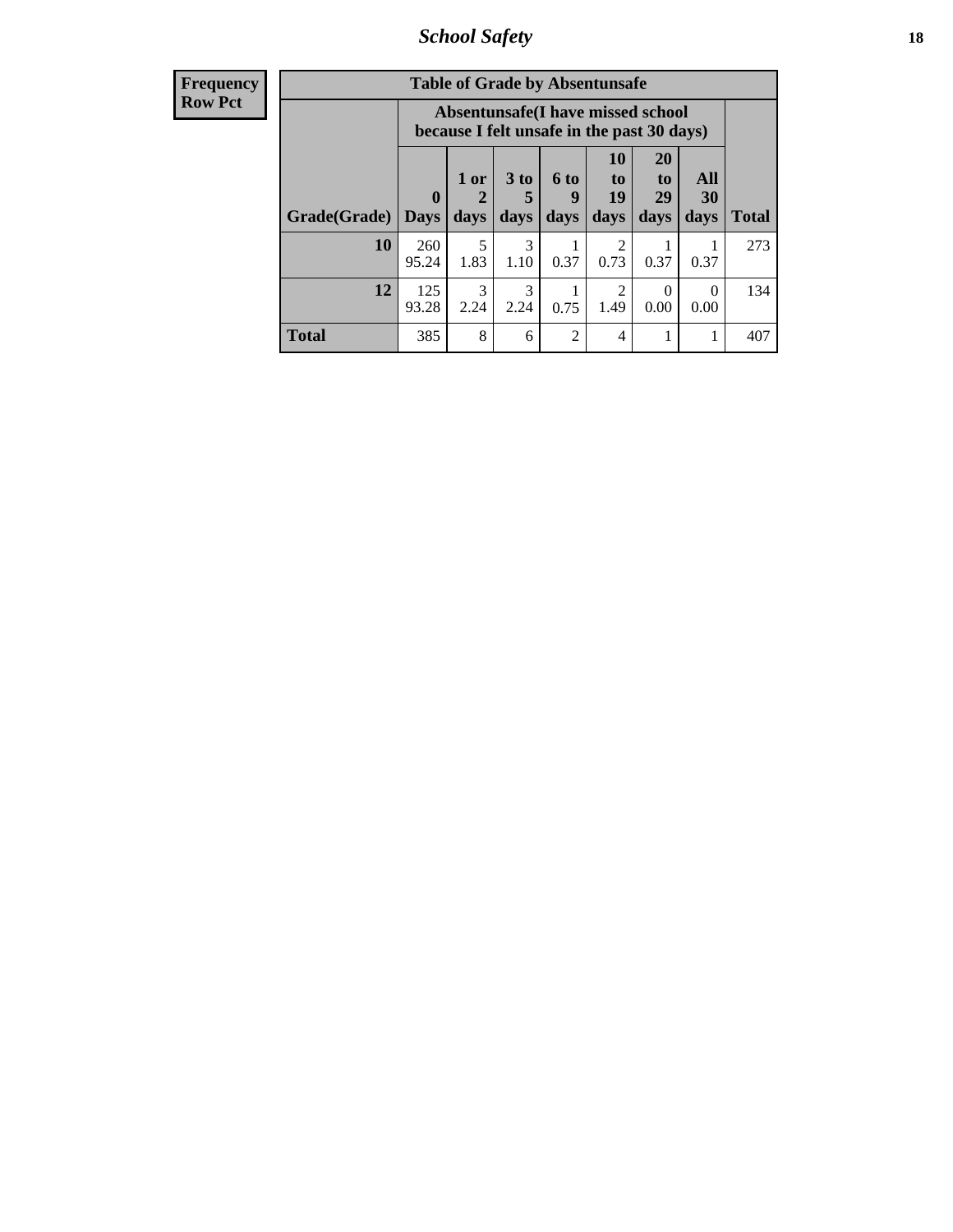**Frequency**
**Row Pct**

| Table of Grade by Absentunsafe | | | | | | | | |
|---|---|---|---|---|---|---|---|---|
| | Absentunsafe(I have missed school because I felt unsafe in the past 30 days) | | | | | | | |
| Grade(Grade) | 0 Days | 1 or 2 days | 3 to 5 days | 6 to 9 days | 10 to 19 days | 20 to 29 days | All 30 days | Total |
| **10** | 260<br>95.24 | 5<br>1.83 | 3<br>1.10 | 1<br>0.37 | 2<br>0.73 | 1<br>0.37 | 1<br>0.37 | 273 |
| **12** | 125<br>93.28 | 3<br>2.24 | 3<br>2.24 | 1<br>0.75 | 2<br>1.49 | 0<br>0.00 | 0<br>0.00 | 134 |
| **Total** | 385 | 8 | 6 | 2 | 4 | 1 | 1 | 407 |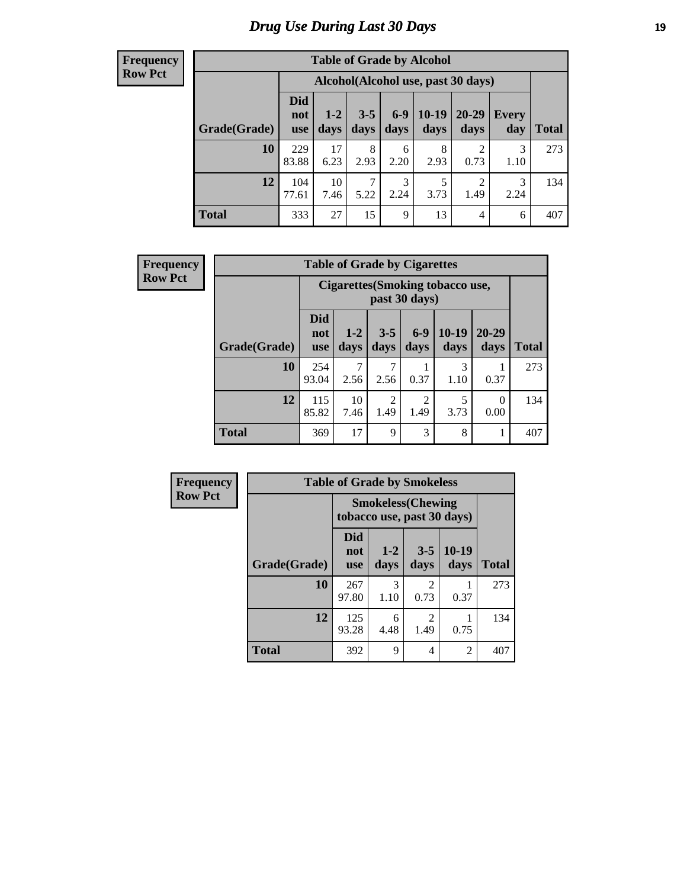# Drug Use During Last 30 Days

**Frequency**
**Row Pct**

| Table of Grade by Alcohol | | | | | | | | |
|---|---|---|---|---|---|---|---|---|
| | Alcohol(Alcohol use, past 30 days) | | | | | | | |
| Grade(Grade) | Did not use | 1-2 days | 3-5 days | 6-9 days | 10-19 days | 20-29 days | Every day | Total |
| 10 | 229<br>83.88 | 17<br>6.23 | 8<br>2.93 | 6<br>2.20 | 8<br>2.93 | 2<br>0.73 | 3<br>1.10 | 273 |
| 12 | 104<br>77.61 | 10<br>7.46 | 7<br>5.22 | 3<br>2.24 | 5<br>3.73 | 2<br>1.49 | 3<br>2.24 | 134 |
| Total | 333 | 27 | 15 | 9 | 13 | 4 | 6 | 407 |

**Frequency**
**Row Pct**

| Table of Grade by Cigarettes | | | | | | | |
|---|---|---|---|---|---|---|---|
| | Cigarettes(Smoking tobacco use, past 30 days) | | | | | | |
| Grade(Grade) | Did not use | 1-2 days | 3-5 days | 6-9 days | 10-19 days | 20-29 days | Total |
| 10 | 254<br>93.04 | 7<br>2.56 | 7<br>2.56 | 1<br>0.37 | 3<br>1.10 | 1<br>0.37 | 273 |
| 12 | 115<br>85.82 | 10<br>7.46 | 2<br>1.49 | 2<br>1.49 | 5<br>3.73 | 0<br>0.00 | 134 |
| Total | 369 | 17 | 9 | 3 | 8 | 1 | 407 |

**Frequency**
**Row Pct**

| Table of Grade by Smokeless | | | | | |
|---|---|---|---|---|---|
| | Smokeless(Chewing tobacco use, past 30 days) | | | | |
| Grade(Grade) | Did not use | 1-2 days | 3-5 days | 10-19 days | Total |
| 10 | 267<br>97.80 | 3<br>1.10 | 2<br>0.73 | 1<br>0.37 | 273 |
| 12 | 125<br>93.28 | 6<br>4.48 | 2<br>1.49 | 1<br>0.75 | 134 |
| Total | 392 | 9 | 4 | 2 | 407 |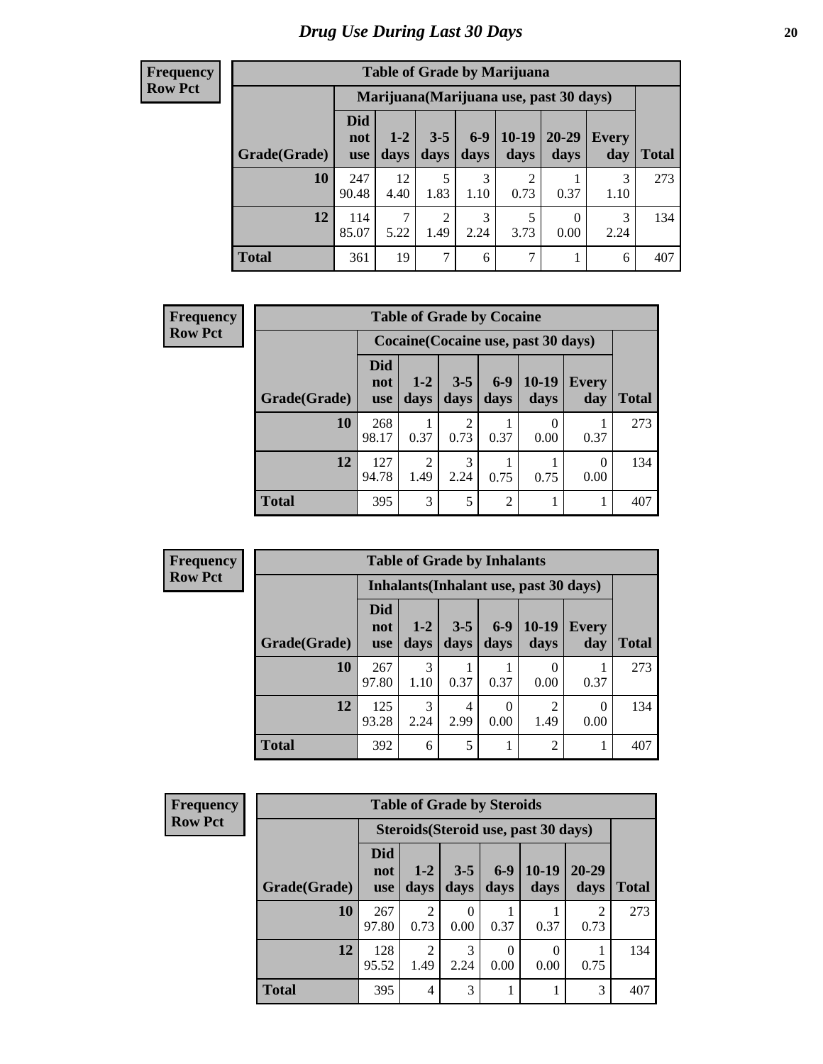# Drug Use During Last 30 Days

**Frequency**
**Row Pct**

| Table of Grade by Marijuana | | | | | | | | |
|---|---|---|---|---|---|---|---|---|
| | Marijuana(Marijuana use, past 30 days) | | | | | | | |
| Grade(Grade) | Did not use | 1-2 days | 3-5 days | 6-9 days | 10-19 days | 20-29 days | Every day | Total |
| **10** | 247<br>90.48 | 12<br>4.40 | 5<br>1.83 | 3<br>1.10 | 2<br>0.73 | 1<br>0.37 | 3<br>1.10 | 273 |
| **12** | 114<br>85.07 | 7<br>5.22 | 2<br>1.49 | 3<br>2.24 | 5<br>3.73 | 0<br>0.00 | 3<br>2.24 | 134 |
| **Total** | 361 | 19 | 7 | 6 | 7 | 1 | 6 | 407 |

**Frequency**
**Row Pct**

| Table of Grade by Cocaine | | | | | | | |
|---|---|---|---|---|---|---|---|
| | Cocaine(Cocaine use, past 30 days) | | | | | | |
| Grade(Grade) | Did not use | 1-2 days | 3-5 days | 6-9 days | 10-19 days | Every day | Total |
| **10** | 268<br>98.17 | 1<br>0.37 | 2<br>0.73 | 1<br>0.37 | 0<br>0.00 | 1<br>0.37 | 273 |
| **12** | 127<br>94.78 | 2<br>1.49 | 3<br>2.24 | 1<br>0.75 | 1<br>0.75 | 0<br>0.00 | 134 |
| **Total** | 395 | 3 | 5 | 2 | 1 | 1 | 407 |

**Frequency**
**Row Pct**

| Table of Grade by Inhalants | | | | | | | |
|---|---|---|---|---|---|---|---|
| | Inhalants(Inhalant use, past 30 days) | | | | | | |
| Grade(Grade) | Did not use | 1-2 days | 3-5 days | 6-9 days | 10-19 days | Every day | Total |
| **10** | 267<br>97.80 | 3<br>1.10 | 1<br>0.37 | 1<br>0.37 | 0<br>0.00 | 1<br>0.37 | 273 |
| **12** | 125<br>93.28 | 3<br>2.24 | 4<br>2.99 | 0<br>0.00 | 2<br>1.49 | 0<br>0.00 | 134 |
| **Total** | 392 | 6 | 5 | 1 | 2 | 1 | 407 |

**Frequency**
**Row Pct**

| Table of Grade by Steroids | | | | | | | |
|---|---|---|---|---|---|---|---|
| | Steroids(Steroid use, past 30 days) | | | | | | |
| Grade(Grade) | Did not use | 1-2 days | 3-5 days | 6-9 days | 10-19 days | 20-29 days | Total |
| **10** | 267<br>97.80 | 2<br>0.73 | 0<br>0.00 | 1<br>0.37 | 1<br>0.37 | 2<br>0.73 | 273 |
| **12** | 128<br>95.52 | 2<br>1.49 | 3<br>2.24 | 0<br>0.00 | 0<br>0.00 | 1<br>0.75 | 134 |
| **Total** | 395 | 4 | 3 | 1 | 1 | 3 | 407 |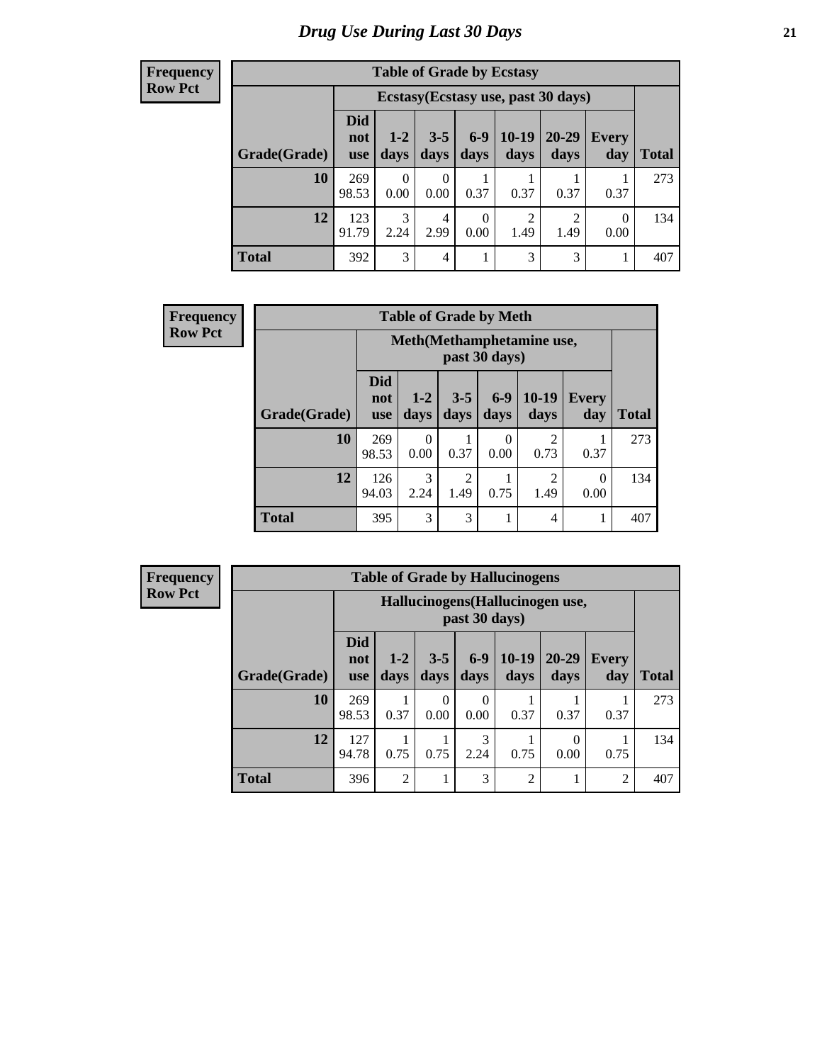# Drug Use During Last 30 Days

**Frequency**
**Row Pct**

| Table of Grade by Ecstasy | | | | | | | | |
|---|---|---|---|---|---|---|---|---|
| | Ecstasy(Ecstasy use, past 30 days) | | | | | | | |
| Grade(Grade) | Did not use | 1-2 days | 3-5 days | 6-9 days | 10-19 days | 20-29 days | Every day | Total |
| 10 | 269<br>98.53 | 0<br>0.00 | 0<br>0.00 | 1<br>0.37 | 1<br>0.37 | 1<br>0.37 | 1<br>0.37 | 273 |
| 12 | 123<br>91.79 | 3<br>2.24 | 4<br>2.99 | 0<br>0.00 | 2<br>1.49 | 2<br>1.49 | 0<br>0.00 | 134 |
| Total | 392 | 3 | 4 | 1 | 3 | 3 | 1 | 407 |

**Frequency**
**Row Pct**

| Table of Grade by Meth | | | | | | | |
|---|---|---|---|---|---|---|---|
| | Meth(Methamphetamine use, past 30 days) | | | | | | |
| Grade(Grade) | Did not use | 1-2 days | 3-5 days | 6-9 days | 10-19 days | Every day | Total |
| 10 | 269<br>98.53 | 0<br>0.00 | 1<br>0.37 | 0<br>0.00 | 2<br>0.73 | 1<br>0.37 | 273 |
| 12 | 126<br>94.03 | 3<br>2.24 | 2<br>1.49 | 1<br>0.75 | 2<br>1.49 | 0<br>0.00 | 134 |
| Total | 395 | 3 | 3 | 1 | 4 | 1 | 407 |

**Frequency**
**Row Pct**

| Table of Grade by Hallucinogens | | | | | | | | |
|---|---|---|---|---|---|---|---|---|
| | Hallucinogens(Hallucinogen use, past 30 days) | | | | | | | |
| Grade(Grade) | Did not use | 1-2 days | 3-5 days | 6-9 days | 10-19 days | 20-29 days | Every day | Total |
| 10 | 269<br>98.53 | 1<br>0.37 | 0<br>0.00 | 0<br>0.00 | 1<br>0.37 | 1<br>0.37 | 1<br>0.37 | 273 |
| 12 | 127<br>94.78 | 1<br>0.75 | 1<br>0.75 | 3<br>2.24 | 1<br>0.75 | 0<br>0.00 | 1<br>0.75 | 134 |
| Total | 396 | 2 | 1 | 3 | 2 | 1 | 2 | 407 |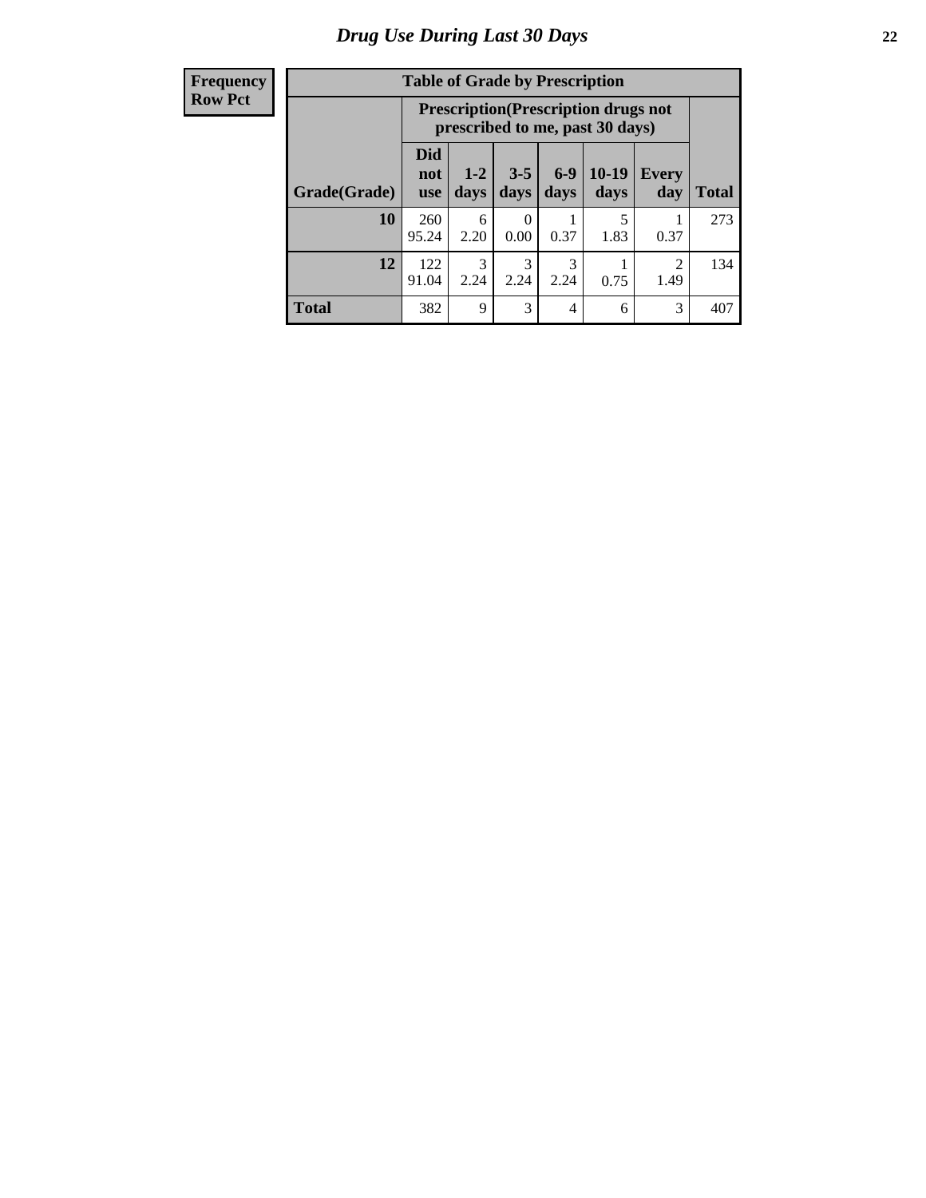# Drug Use During Last 30 Days

| Frequency<br>Row Pct |
|---|

**Table of Grade by Prescription**

| | Prescription(Prescription drugs not prescribed to me, past 30 days) | | | | | | |
|---|---|---|---|---|---|---|---|
| Grade(Grade) | Did not use | 1-2 days | 3-5 days | 6-9 days | 10-19 days | Every day | Total |
| **10** | 260<br>95.24 | 6<br>2.20 | 0<br>0.00 | 1<br>0.37 | 5<br>1.83 | 1<br>0.37 | 273 |
| **12** | 122<br>91.04 | 3<br>2.24 | 3<br>2.24 | 3<br>2.24 | 1<br>0.75 | 2<br>1.49 | 134 |
| **Total** | 382 | 9 | 3 | 4 | 6 | 3 | 407 |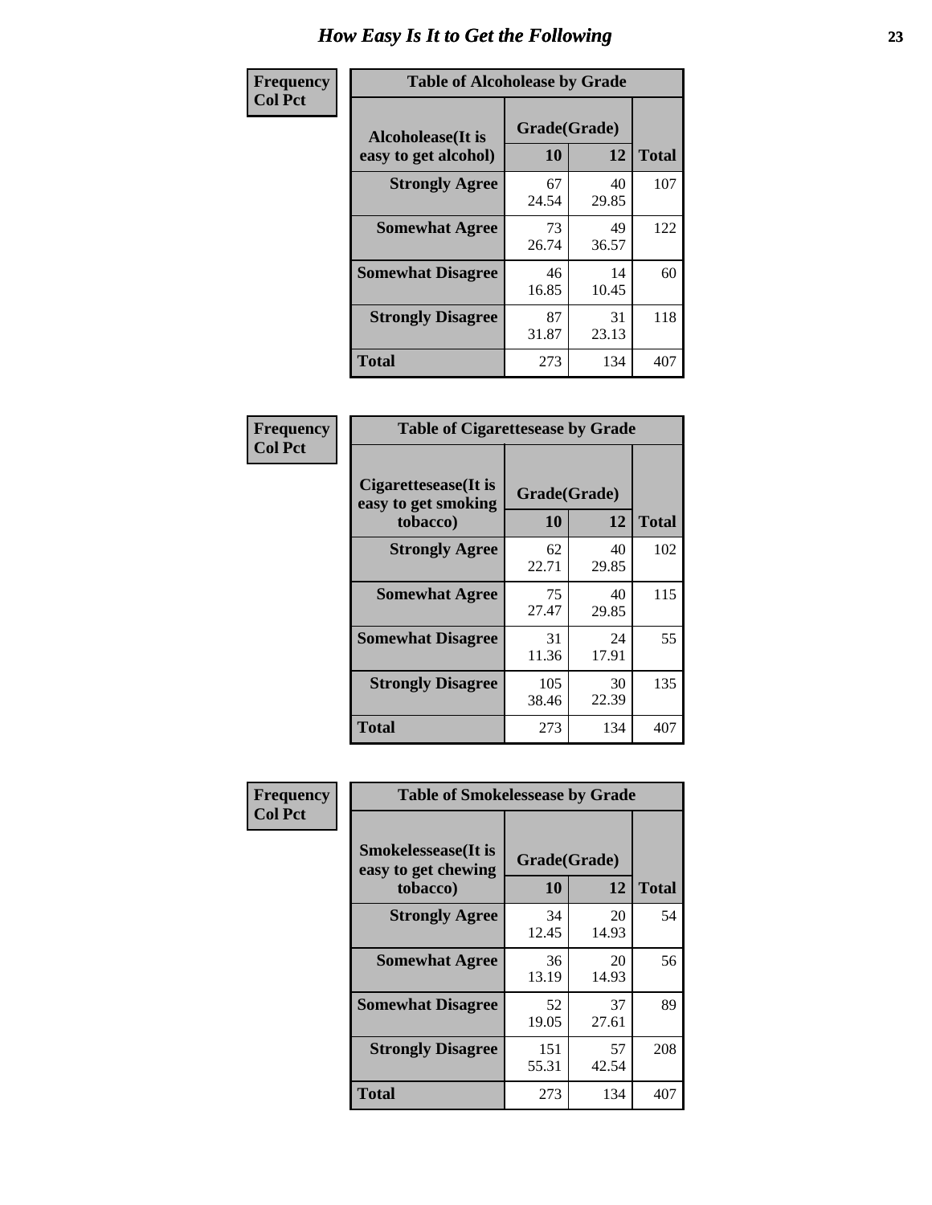# How Easy Is It to Get the Following

**Frequency**
**Col Pct**

| Table of Alcoholease by Grade | | | |
|---|---|---|---|
| Alcoholease(It is easy to get alcohol) | Grade(Grade) | | Total |
| | 10 | 12 | |
| Strongly Agree | 67<br>24.54 | 40<br>29.85 | 107 |
| Somewhat Agree | 73<br>26.74 | 49<br>36.57 | 122 |
| Somewhat Disagree | 46<br>16.85 | 14<br>10.45 | 60 |
| Strongly Disagree | 87<br>31.87 | 31<br>23.13 | 118 |
| Total | 273 | 134 | 407 |

**Frequency**
**Col Pct**

| Table of Cigarettesease by Grade | | | |
|---|---|---|---|
| Cigarettesease(It is easy to get smoking tobacco) | Grade(Grade) | | Total |
| | 10 | 12 | |
| Strongly Agree | 62<br>22.71 | 40<br>29.85 | 102 |
| Somewhat Agree | 75<br>27.47 | 40<br>29.85 | 115 |
| Somewhat Disagree | 31<br>11.36 | 24<br>17.91 | 55 |
| Strongly Disagree | 105<br>38.46 | 30<br>22.39 | 135 |
| Total | 273 | 134 | 407 |

**Frequency**
**Col Pct**

| Table of Smokelessease by Grade | | | |
|---|---|---|---|
| Smokelessease(It is easy to get chewing tobacco) | Grade(Grade) | | Total |
| | 10 | 12 | |
| Strongly Agree | 34<br>12.45 | 20<br>14.93 | 54 |
| Somewhat Agree | 36<br>13.19 | 20<br>14.93 | 56 |
| Somewhat Disagree | 52<br>19.05 | 37<br>27.61 | 89 |
| Strongly Disagree | 151<br>55.31 | 57<br>42.54 | 208 |
| Total | 273 | 134 | 407 |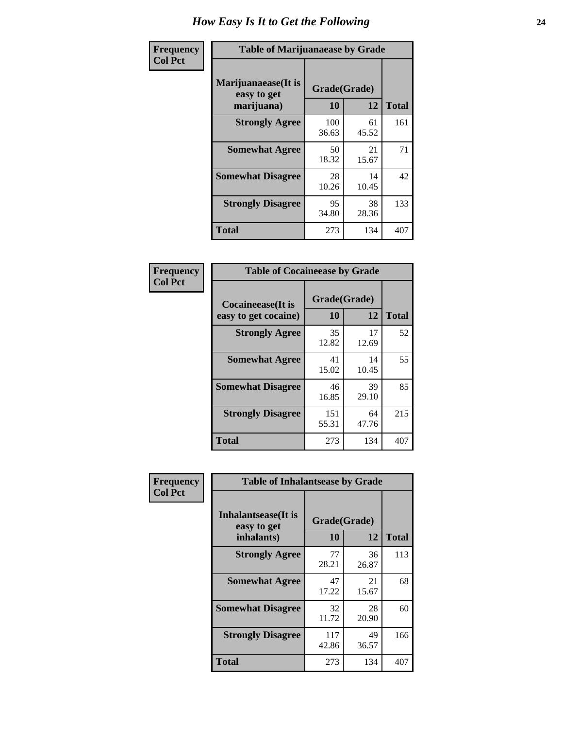# How Easy Is It to Get the Following

**Frequency**
**Col Pct**

| Table of Marijuanaease by Grade | | | |
|---|---|---|---|
| **Marijuanaease(It is easy to get marijuana)** | **Grade(Grade)** | | **Total** |
| | **10** | **12** | |
| **Strongly Agree** | 100<br>36.63 | 61<br>45.52 | 161 |
| **Somewhat Agree** | 50<br>18.32 | 21<br>15.67 | 71 |
| **Somewhat Disagree** | 28<br>10.26 | 14<br>10.45 | 42 |
| **Strongly Disagree** | 95<br>34.80 | 38<br>28.36 | 133 |
| **Total** | 273 | 134 | 407 |

**Frequency**
**Col Pct**

| Table of Cocaineease by Grade | | | |
|---|---|---|---|
| **Cocaineease(It is easy to get cocaine)** | **Grade(Grade)** | | **Total** |
| | **10** | **12** | |
| **Strongly Agree** | 35<br>12.82 | 17<br>12.69 | 52 |
| **Somewhat Agree** | 41<br>15.02 | 14<br>10.45 | 55 |
| **Somewhat Disagree** | 46<br>16.85 | 39<br>29.10 | 85 |
| **Strongly Disagree** | 151<br>55.31 | 64<br>47.76 | 215 |
| **Total** | 273 | 134 | 407 |

**Frequency**
**Col Pct**

| Table of Inhalantsease by Grade | | | |
|---|---|---|---|
| **Inhalantsease(It is easy to get inhalants)** | **Grade(Grade)** | | **Total** |
| | **10** | **12** | |
| **Strongly Agree** | 77<br>28.21 | 36<br>26.87 | 113 |
| **Somewhat Agree** | 47<br>17.22 | 21<br>15.67 | 68 |
| **Somewhat Disagree** | 32<br>11.72 | 28<br>20.90 | 60 |
| **Strongly Disagree** | 117<br>42.86 | 49<br>36.57 | 166 |
| **Total** | 273 | 134 | 407 |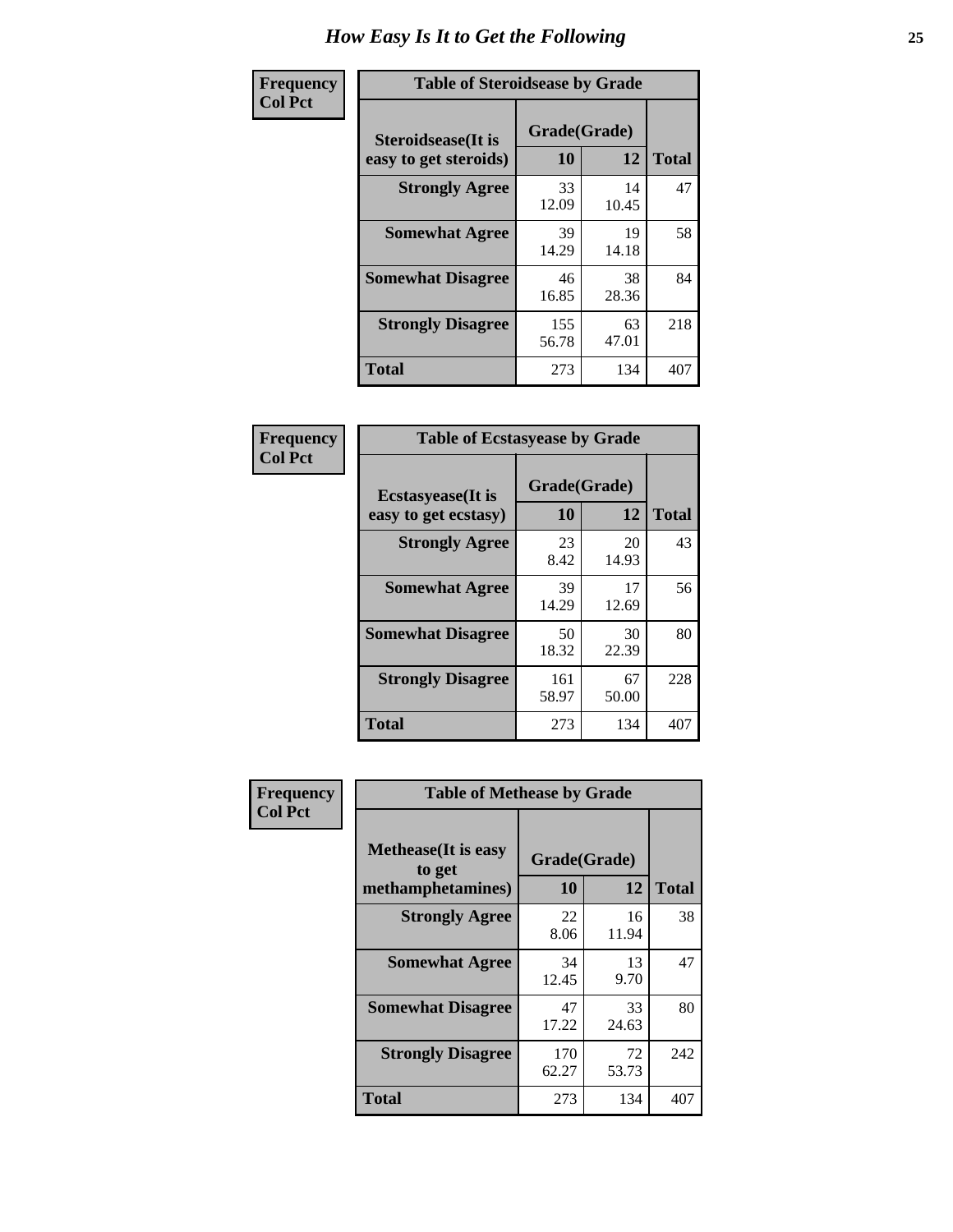# How Easy Is It to Get the Following

**Frequency**
**Col Pct**

**Table of Steroidsease by Grade**

| Steroidsease(It is easy to get steroids) | Grade(Grade) 10 | 12 | Total |
|---|---|---|---|
| **Strongly Agree** | 33<br>12.09 | 14<br>10.45 | 47 |
| **Somewhat Agree** | 39<br>14.29 | 19<br>14.18 | 58 |
| **Somewhat Disagree** | 46<br>16.85 | 38<br>28.36 | 84 |
| **Strongly Disagree** | 155<br>56.78 | 63<br>47.01 | 218 |
| **Total** | 273 | 134 | 407 |

**Frequency**
**Col Pct**

**Table of Ecstasyease by Grade**

| Ecstasyease(It is easy to get ecstasy) | Grade(Grade) 10 | 12 | Total |
|---|---|---|---|
| **Strongly Agree** | 23<br>8.42 | 20<br>14.93 | 43 |
| **Somewhat Agree** | 39<br>14.29 | 17<br>12.69 | 56 |
| **Somewhat Disagree** | 50<br>18.32 | 30<br>22.39 | 80 |
| **Strongly Disagree** | 161<br>58.97 | 67<br>50.00 | 228 |
| **Total** | 273 | 134 | 407 |

**Frequency**
**Col Pct**

**Table of Methease by Grade**

| Methease(It is easy to get methamphetamines) | Grade(Grade) 10 | 12 | Total |
|---|---|---|---|
| **Strongly Agree** | 22<br>8.06 | 16<br>11.94 | 38 |
| **Somewhat Agree** | 34<br>12.45 | 13<br>9.70 | 47 |
| **Somewhat Disagree** | 47<br>17.22 | 33<br>24.63 | 80 |
| **Strongly Disagree** | 170<br>62.27 | 72<br>53.73 | 242 |
| **Total** | 273 | 134 | 407 |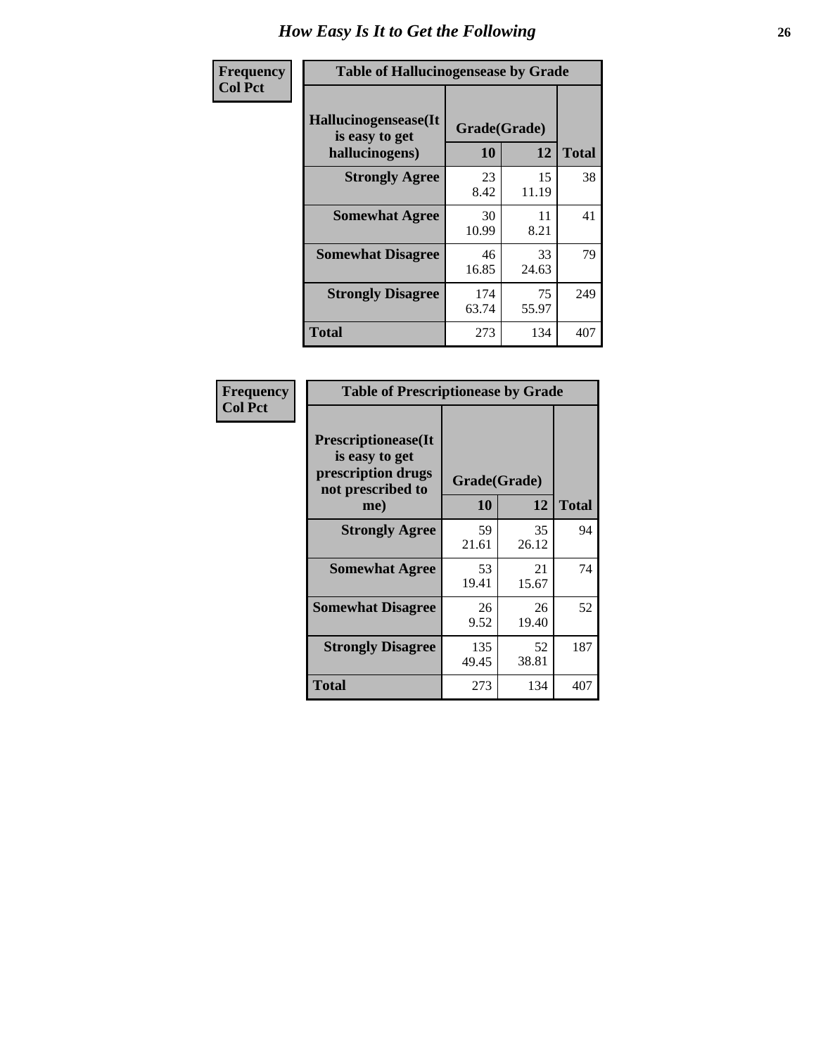# How Easy Is It to Get the Following

**Frequency**
**Col Pct**

| Table of Hallucinogensease by Grade | | | |
|---|---|---|---|
| **Hallucinogensease(It is easy to get hallucinogens)** | **Grade(Grade)** | | **Total** |
| | **10** | **12** | |
| **Strongly Agree** | 23<br>8.42 | 15<br>11.19 | 38 |
| **Somewhat Agree** | 30<br>10.99 | 11<br>8.21 | 41 |
| **Somewhat Disagree** | 46<br>16.85 | 33<br>24.63 | 79 |
| **Strongly Disagree** | 174<br>63.74 | 75<br>55.97 | 249 |
| **Total** | 273 | 134 | 407 |

**Frequency**
**Col Pct**

| Table of Prescriptionease by Grade | | | |
|---|---|---|---|
| **Prescriptionease(It is easy to get prescription drugs not prescribed to me)** | **Grade(Grade)** | | **Total** |
| | **10** | **12** | |
| **Strongly Agree** | 59<br>21.61 | 35<br>26.12 | 94 |
| **Somewhat Agree** | 53<br>19.41 | 21<br>15.67 | 74 |
| **Somewhat Disagree** | 26<br>9.52 | 26<br>19.40 | 52 |
| **Strongly Disagree** | 135<br>49.45 | 52<br>38.81 | 187 |
| **Total** | 273 | 134 | 407 |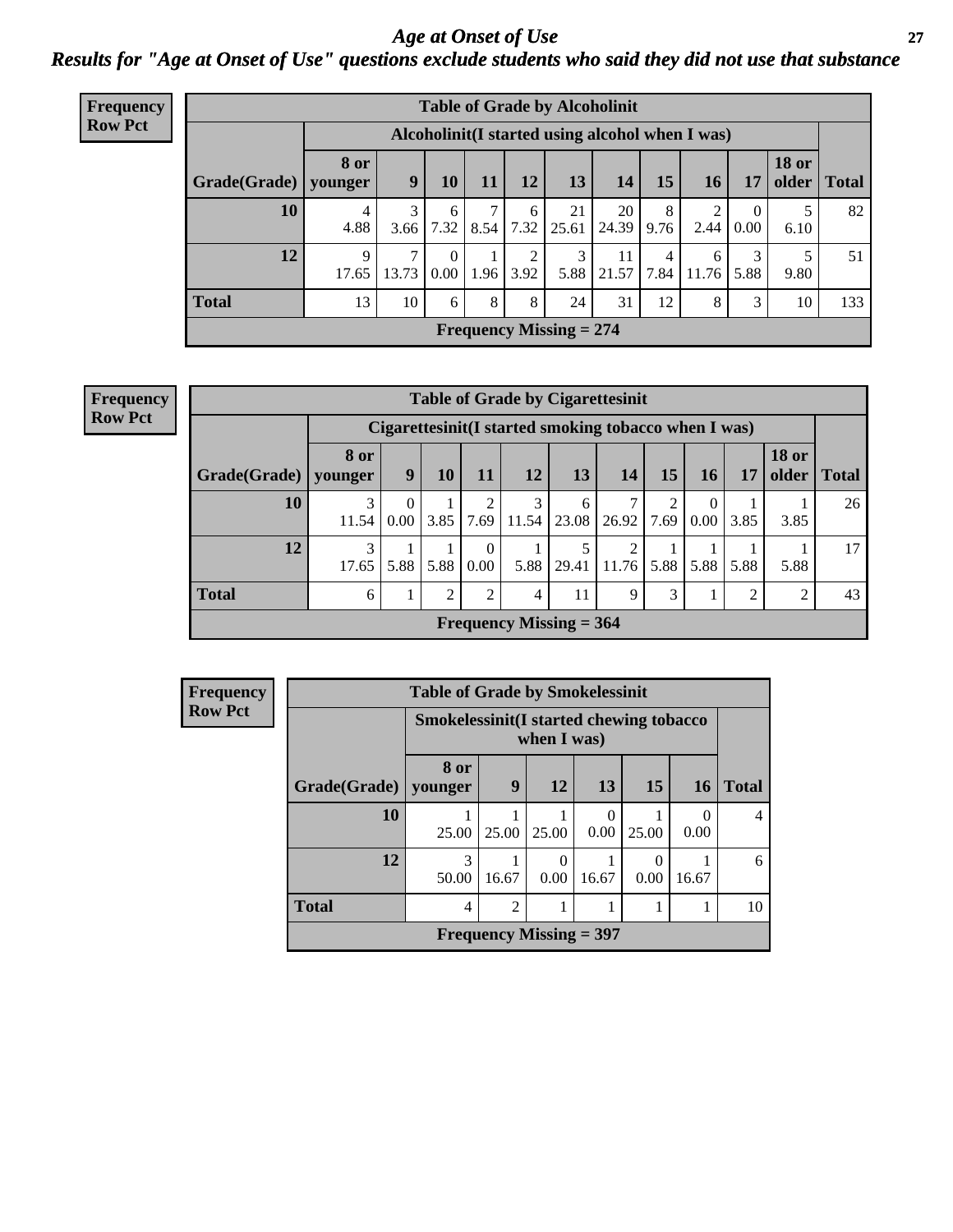# *Age at Onset of Use*

## *Results for "Age at Onset of Use" questions exclude students who said they did not use that substance*

**Frequency**
**Row Pct**

| Table of Grade by Alcoholinit | | | | | | | | | | | | |
|---|---|---|---|---|---|---|---|---|---|---|---|---|
| | Alcoholinit(I started using alcohol when I was) | | | | | | | | | | | |
| Grade(Grade) | 8 or younger | 9 | 10 | 11 | 12 | 13 | 14 | 15 | 16 | 17 | 18 or older | Total |
| 10 | 4<br>4.88 | 3<br>3.66 | 6<br>7.32 | 7<br>8.54 | 6<br>7.32 | 21<br>25.61 | 20<br>24.39 | 8<br>9.76 | 2<br>2.44 | 0<br>0.00 | 5<br>6.10 | 82 |
| 12 | 9<br>17.65 | 7<br>13.73 | 0<br>0.00 | 1<br>1.96 | 2<br>3.92 | 3<br>5.88 | 11<br>21.57 | 4<br>7.84 | 6<br>11.76 | 3<br>5.88 | 5<br>9.80 | 51 |
| Total | 13 | 10 | 6 | 8 | 8 | 24 | 31 | 12 | 8 | 3 | 10 | 133 |
| Frequency Missing = 274 | | | | | | | | | | | | |

**Frequency**
**Row Pct**

| Table of Grade by Cigarettesinit | | | | | | | | | | | | |
|---|---|---|---|---|---|---|---|---|---|---|---|---|
| | Cigarettesinit(I started smoking tobacco when I was) | | | | | | | | | | | |
| Grade(Grade) | 8 or younger | 9 | 10 | 11 | 12 | 13 | 14 | 15 | 16 | 17 | 18 or older | Total |
| 10 | 3<br>11.54 | 0<br>0.00 | 1<br>3.85 | 2<br>7.69 | 3<br>11.54 | 6<br>23.08 | 7<br>26.92 | 2<br>7.69 | 0<br>0.00 | 1<br>3.85 | 1<br>3.85 | 26 |
| 12 | 3<br>17.65 | 1<br>5.88 | 1<br>5.88 | 0<br>0.00 | 1<br>5.88 | 5<br>29.41 | 2<br>11.76 | 1<br>5.88 | 1<br>5.88 | 1<br>5.88 | 1<br>5.88 | 17 |
| Total | 6 | 1 | 2 | 2 | 4 | 11 | 9 | 3 | 1 | 2 | 2 | 43 |
| Frequency Missing = 364 | | | | | | | | | | | | |

**Frequency**
**Row Pct**

| Table of Grade by Smokelessinit | | | | | | | |
|---|---|---|---|---|---|---|---|
| | Smokelessinit(I started chewing tobacco when I was) | | | | | | |
| Grade(Grade) | 8 or younger | 9 | 12 | 13 | 15 | 16 | Total |
| 10 | 1<br>25.00 | 1<br>25.00 | 1<br>25.00 | 0<br>0.00 | 1<br>25.00 | 0<br>0.00 | 4 |
| 12 | 3<br>50.00 | 1<br>16.67 | 0<br>0.00 | 1<br>16.67 | 0<br>0.00 | 1<br>16.67 | 6 |
| Total | 4 | 2 | 1 | 1 | 1 | 1 | 10 |
| Frequency Missing = 397 | | | | | | | |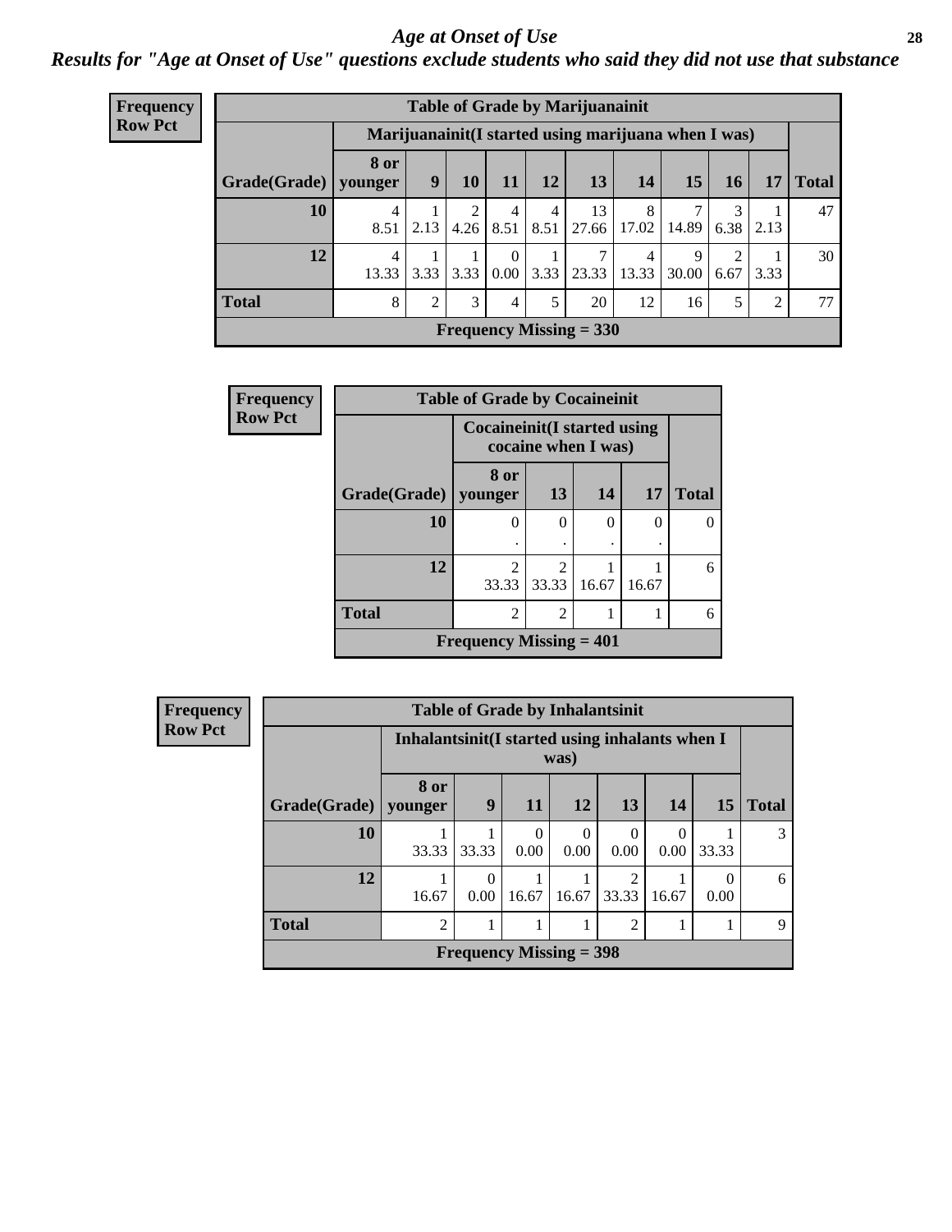# Age at Onset of Use

## Results for "Age at Onset of Use" questions exclude students who said they did not use that substance

**Frequency**
**Row Pct**

| Table of Grade by Marijuanainit | | | | | | | | | | | |
|---|---|---|---|---|---|---|---|---|---|---|---|
| | Marijuanainit(I started using marijuana when I was) | | | | | | | | | | |
| Grade(Grade) | 8 or younger | 9 | 10 | 11 | 12 | 13 | 14 | 15 | 16 | 17 | Total |
| 10 | 4<br>8.51 | 1<br>2.13 | 2<br>4.26 | 4<br>8.51 | 4<br>8.51 | 13<br>27.66 | 8<br>17.02 | 7<br>14.89 | 3<br>6.38 | 1<br>2.13 | 47 |
| 12 | 4<br>13.33 | 1<br>3.33 | 1<br>3.33 | 0<br>0.00 | 1<br>3.33 | 7<br>23.33 | 4<br>13.33 | 9<br>30.00 | 2<br>6.67 | 1<br>3.33 | 30 |
| Total | 8 | 2 | 3 | 4 | 5 | 20 | 12 | 16 | 5 | 2 | 77 |
| Frequency Missing = 330 | | | | | | | | | | | |

**Frequency**
**Row Pct**

| Table of Grade by Cocaineinit | | | | | |
|---|---|---|---|---|---|
| | Cocaineinit(I started using cocaine when I was) | | | | |
| Grade(Grade) | 8 or younger | 13 | 14 | 17 | Total |
| 10 | 0<br>. | 0<br>. | 0<br>. | 0<br>. | 0 |
| 12 | 2<br>33.33 | 2<br>33.33 | 1<br>16.67 | 1<br>16.67 | 6 |
| Total | 2 | 2 | 1 | 1 | 6 |
| Frequency Missing = 401 | | | | | |

**Frequency**
**Row Pct**

| Table of Grade by Inhalantsinit | | | | | | | | |
|---|---|---|---|---|---|---|---|---|
| | Inhalantsinit(I started using inhalants when I was) | | | | | | | |
| Grade(Grade) | 8 or younger | 9 | 11 | 12 | 13 | 14 | 15 | Total |
| 10 | 1<br>33.33 | 1<br>33.33 | 0<br>0.00 | 0<br>0.00 | 0<br>0.00 | 0<br>0.00 | 1<br>33.33 | 3 |
| 12 | 1<br>16.67 | 0<br>0.00 | 1<br>16.67 | 1<br>16.67 | 2<br>33.33 | 1<br>16.67 | 0<br>0.00 | 6 |
| Total | 2 | 1 | 1 | 1 | 2 | 1 | 1 | 9 |
| Frequency Missing = 398 | | | | | | | | |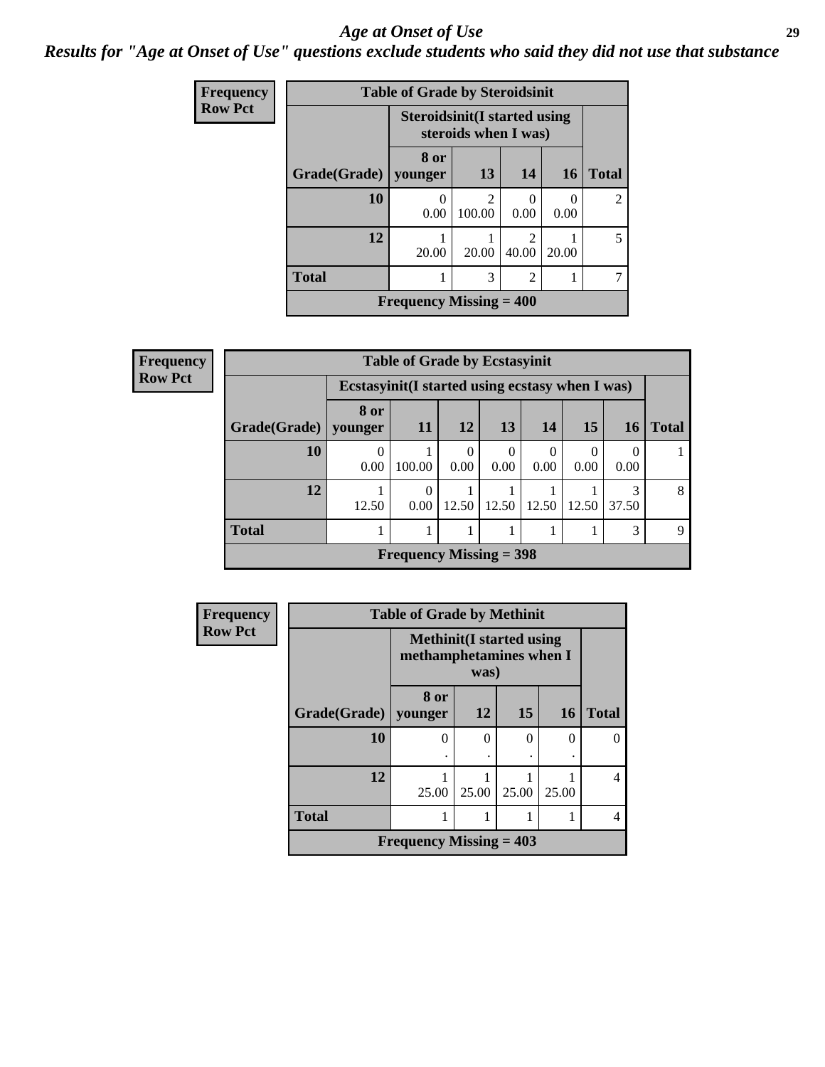# *Age at Onset of Use*

## *Results for "Age at Onset of Use" questions exclude students who said they did not use that substance*

**Frequency**
**Row Pct**

**Table of Grade by Steroidsinit**

| Grade(Grade) | Steroidsinit(I started using steroids when I was) 8 or younger | 13 | 14 | 16 | Total |
|---|---|---|---|---|---|
| **10** | 0<br>0.00 | 2<br>100.00 | 0<br>0.00 | 0<br>0.00 | 2 |
| **12** | 1<br>20.00 | 1<br>20.00 | 2<br>40.00 | 1<br>20.00 | 5 |
| **Total** | 1 | 3 | 2 | 1 | 7 |

**Frequency Missing = 400**

**Frequency**
**Row Pct**

**Table of Grade by Ecstasyinit**

| Grade(Grade) | Ecstasyinit(I started using ecstasy when I was) 8 or younger | 11 | 12 | 13 | 14 | 15 | 16 | Total |
|---|---|---|---|---|---|---|---|---|
| **10** | 0<br>0.00 | 1<br>100.00 | 0<br>0.00 | 0<br>0.00 | 0<br>0.00 | 0<br>0.00 | 0<br>0.00 | 1 |
| **12** | 1<br>12.50 | 0<br>0.00 | 1<br>12.50 | 1<br>12.50 | 1<br>12.50 | 1<br>12.50 | 3<br>37.50 | 8 |
| **Total** | 1 | 1 | 1 | 1 | 1 | 1 | 3 | 9 |

**Frequency Missing = 398**

**Frequency**
**Row Pct**

**Table of Grade by Methinit**

| Grade(Grade) | Methinit(I started using methamphetamines when I was) 8 or younger | 12 | 15 | 16 | Total |
|---|---|---|---|---|---|
| **10** | 0<br>. | 0<br>. | 0<br>. | 0<br>. | 0 |
| **12** | 1<br>25.00 | 1<br>25.00 | 1<br>25.00 | 1<br>25.00 | 4 |
| **Total** | 1 | 1 | 1 | 1 | 4 |

**Frequency Missing = 403**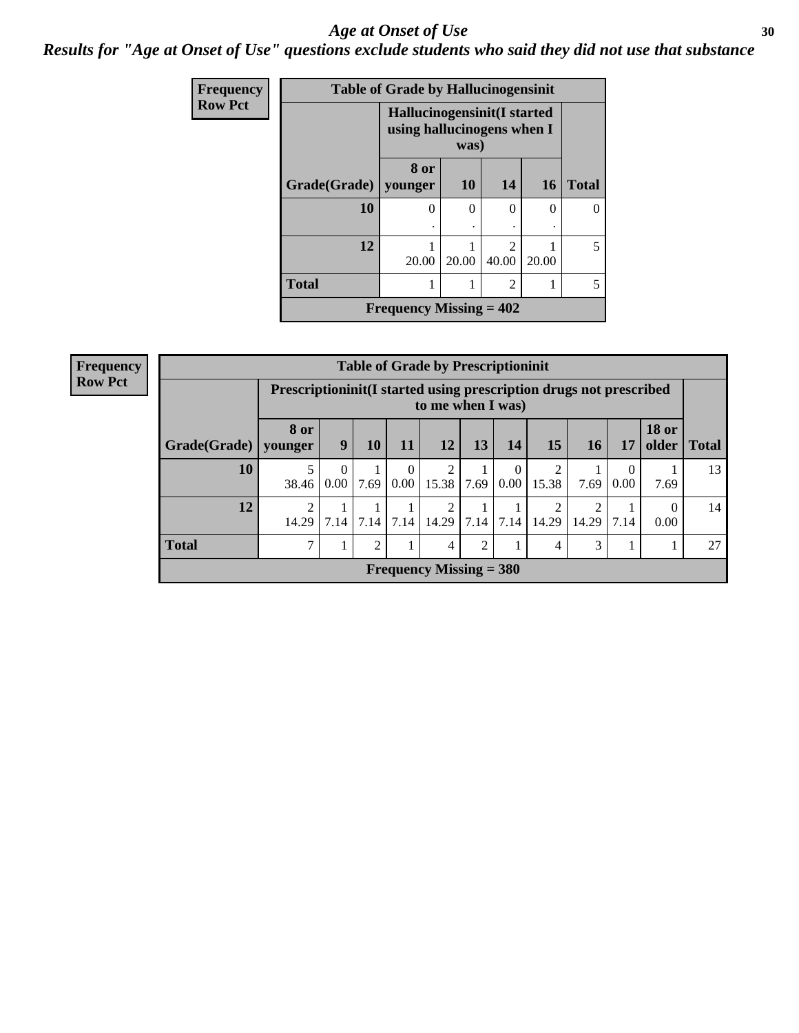# Age at Onset of Use

## Results for "Age at Onset of Use" questions exclude students who said they did not use that substance

**Frequency**
**Row Pct**

| Table of Grade by Hallucinogensinit | | | | | |
|---|---|---|---|---|---|
| | Hallucinogensinit(I started using hallucinogens when I was) | | | | |
| Grade(Grade) | 8 or younger | 10 | 14 | 16 | Total |
| 10 | 0<br>. | 0<br>. | 0<br>. | 0<br>. | 0 |
| 12 | 1<br>20.00 | 1<br>20.00 | 2<br>40.00 | 1<br>20.00 | 5 |
| Total | 1 | 1 | 2 | 1 | 5 |
| Frequency Missing = 402 | | | | | |

**Frequency**
**Row Pct**

| Table of Grade by Prescriptioninit | | | | | | | | | | | | |
|---|---|---|---|---|---|---|---|---|---|---|---|---|
| | Prescriptioninit(I started using prescription drugs not prescribed to me when I was) | | | | | | | | | | | |
| Grade(Grade) | 8 or younger | 9 | 10 | 11 | 12 | 13 | 14 | 15 | 16 | 17 | 18 or older | Total |
| 10 | 5<br>38.46 | 0<br>0.00 | 1<br>7.69 | 0<br>0.00 | 2<br>15.38 | 1<br>7.69 | 0<br>0.00 | 2<br>15.38 | 1<br>7.69 | 0<br>0.00 | 1<br>7.69 | 13 |
| 12 | 2<br>14.29 | 1<br>7.14 | 1<br>7.14 | 1<br>7.14 | 2<br>14.29 | 1<br>7.14 | 1<br>7.14 | 2<br>14.29 | 2<br>14.29 | 1<br>7.14 | 0<br>0.00 | 14 |
| Total | 7 | 1 | 2 | 1 | 4 | 2 | 1 | 4 | 3 | 1 | 1 | 27 |
| Frequency Missing = 380 | | | | | | | | | | | | |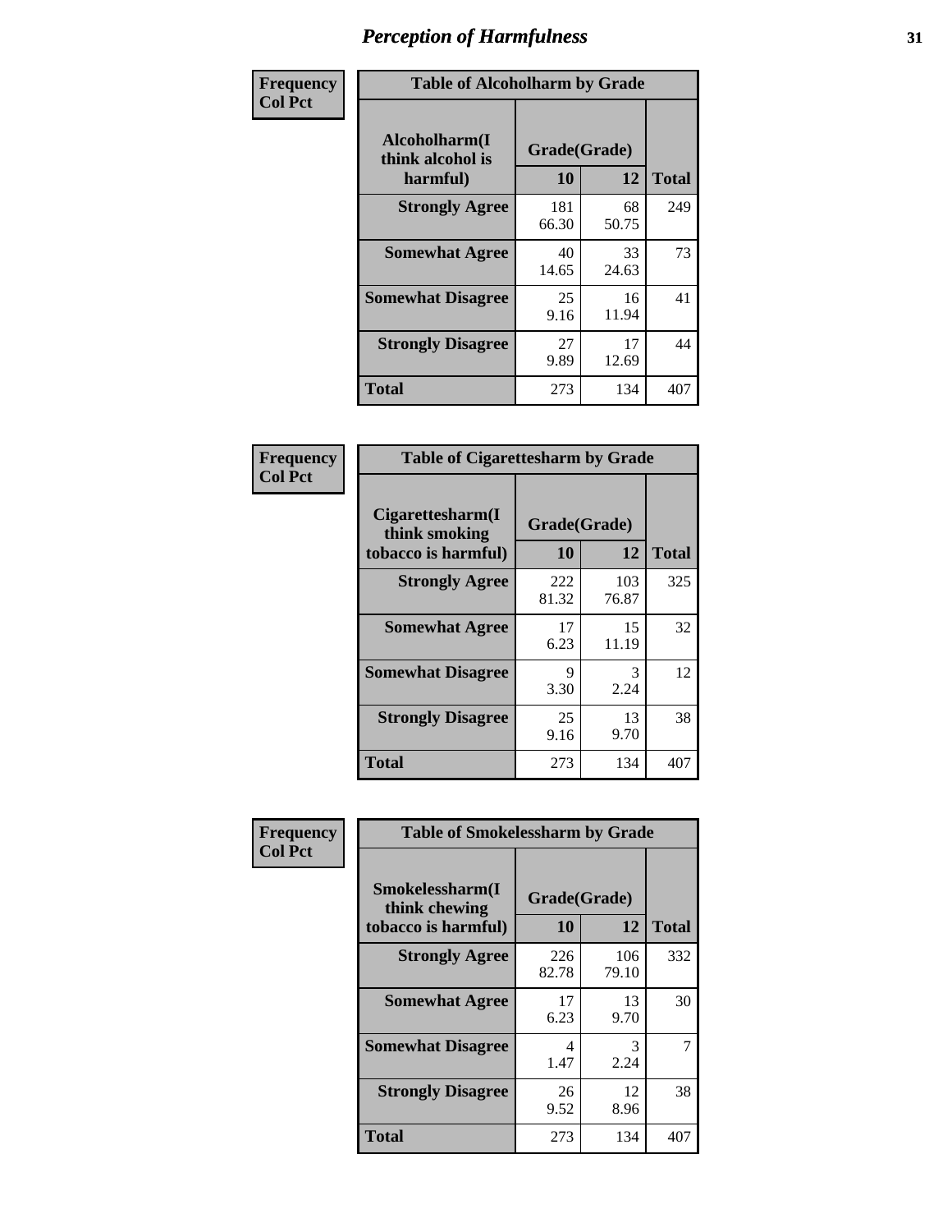# Perception of Harmfulness

| Frequency Col Pct |
|---|

**Table of Alcoholharm by Grade**

| Alcoholharm(I think alcohol is harmful) | Grade(Grade) 10 | 12 | Total |
|---|---|---|---|
| Strongly Agree | 181<br>66.30 | 68<br>50.75 | 249 |
| Somewhat Agree | 40<br>14.65 | 33<br>24.63 | 73 |
| Somewhat Disagree | 25<br>9.16 | 16<br>11.94 | 41 |
| Strongly Disagree | 27<br>9.89 | 17<br>12.69 | 44 |
| Total | 273 | 134 | 407 |

| Frequency Col Pct |
|---|

**Table of Cigarettesharm by Grade**

| Cigarettesharm(I think smoking tobacco is harmful) | Grade(Grade) 10 | 12 | Total |
|---|---|---|---|
| Strongly Agree | 222<br>81.32 | 103<br>76.87 | 325 |
| Somewhat Agree | 17<br>6.23 | 15<br>11.19 | 32 |
| Somewhat Disagree | 9<br>3.30 | 3<br>2.24 | 12 |
| Strongly Disagree | 25<br>9.16 | 13<br>9.70 | 38 |
| Total | 273 | 134 | 407 |

| Frequency Col Pct |
|---|

**Table of Smokelessharm by Grade**

| Smokelessharm(I think chewing tobacco is harmful) | Grade(Grade) 10 | 12 | Total |
|---|---|---|---|
| Strongly Agree | 226<br>82.78 | 106<br>79.10 | 332 |
| Somewhat Agree | 17<br>6.23 | 13<br>9.70 | 30 |
| Somewhat Disagree | 4<br>1.47 | 3<br>2.24 | 7 |
| Strongly Disagree | 26<br>9.52 | 12<br>8.96 | 38 |
| Total | 273 | 134 | 407 |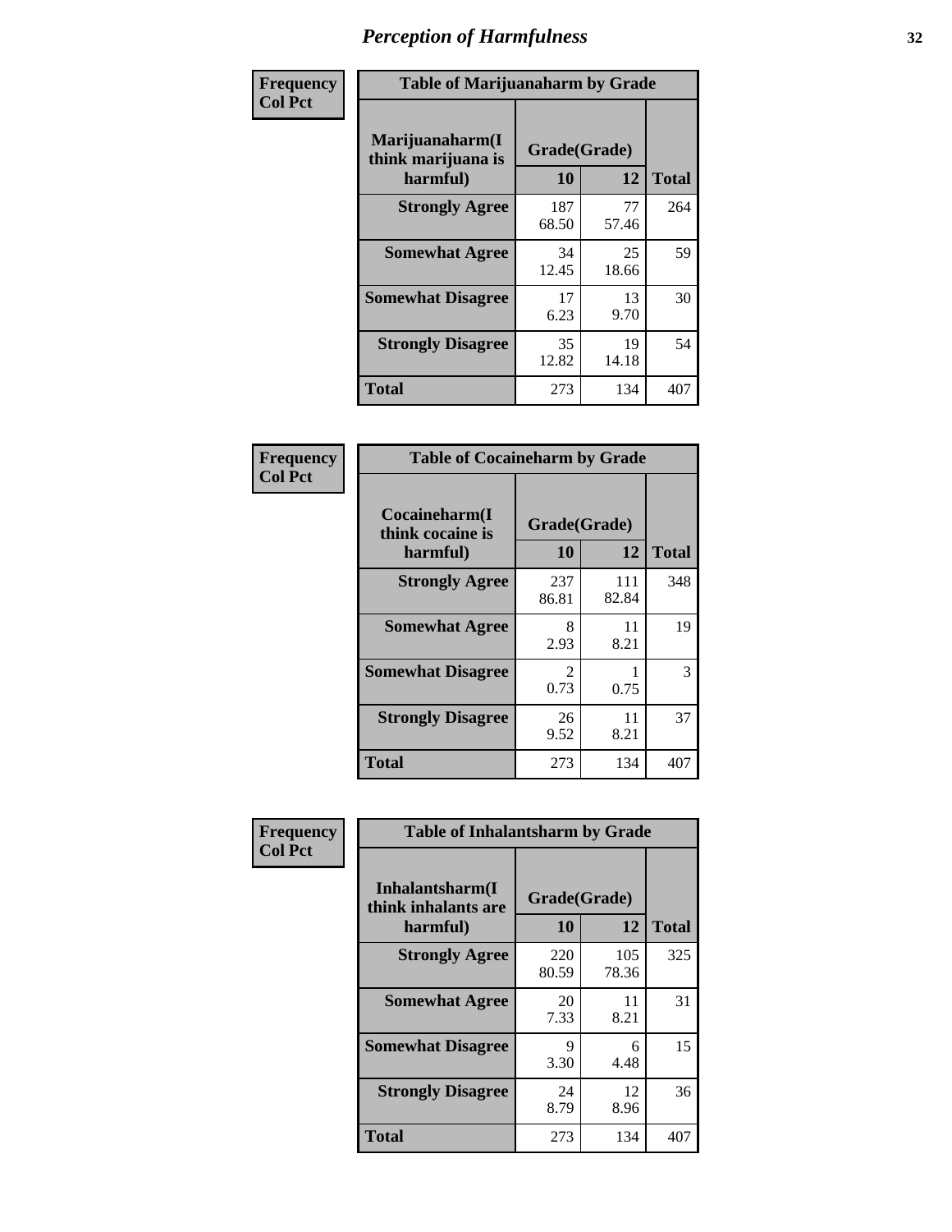# Perception of Harmfulness

**Frequency**
**Col Pct**

| Table of Marijuanaharm by Grade | | | |
|---|---|---|---|
| **Marijuanaharm(I think marijuana is harmful)** | **Grade(Grade)** | | **Total** |
| | **10** | **12** | |
| **Strongly Agree** | 187<br>68.50 | 77<br>57.46 | 264 |
| **Somewhat Agree** | 34<br>12.45 | 25<br>18.66 | 59 |
| **Somewhat Disagree** | 17<br>6.23 | 13<br>9.70 | 30 |
| **Strongly Disagree** | 35<br>12.82 | 19<br>14.18 | 54 |
| **Total** | 273 | 134 | 407 |

**Frequency**
**Col Pct**

| Table of Cocaineharm by Grade | | | |
|---|---|---|---|
| **Cocaineharm(I think cocaine is harmful)** | **Grade(Grade)** | | **Total** |
| | **10** | **12** | |
| **Strongly Agree** | 237<br>86.81 | 111<br>82.84 | 348 |
| **Somewhat Agree** | 8<br>2.93 | 11<br>8.21 | 19 |
| **Somewhat Disagree** | 2<br>0.73 | 1<br>0.75 | 3 |
| **Strongly Disagree** | 26<br>9.52 | 11<br>8.21 | 37 |
| **Total** | 273 | 134 | 407 |

**Frequency**
**Col Pct**

| Table of Inhalantsharm by Grade | | | |
|---|---|---|---|
| **Inhalantsharm(I think inhalants are harmful)** | **Grade(Grade)** | | **Total** |
| | **10** | **12** | |
| **Strongly Agree** | 220<br>80.59 | 105<br>78.36 | 325 |
| **Somewhat Agree** | 20<br>7.33 | 11<br>8.21 | 31 |
| **Somewhat Disagree** | 9<br>3.30 | 6<br>4.48 | 15 |
| **Strongly Disagree** | 24<br>8.79 | 12<br>8.96 | 36 |
| **Total** | 273 | 134 | 407 |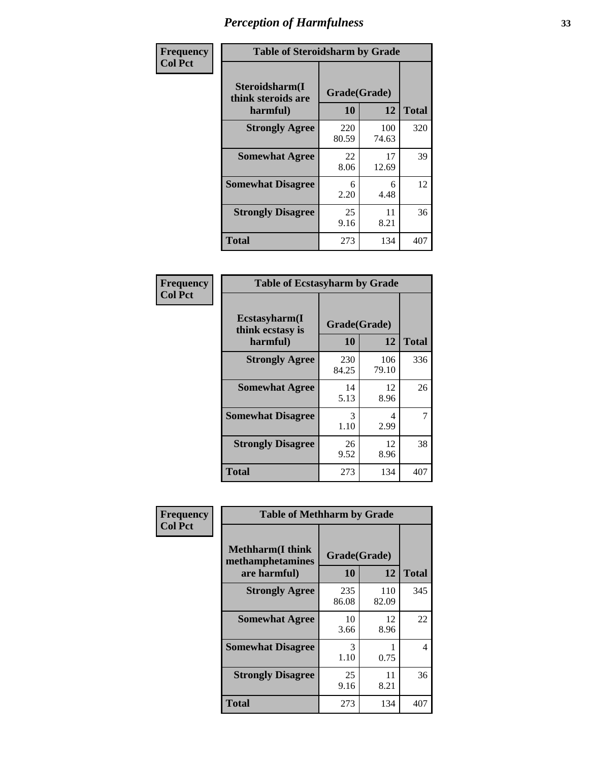# Perception of Harmfulness

| Frequency Col Pct |
|---|

**Table of Steroidsharm by Grade**

| Steroidsharm(I think steroids are harmful) | Grade(Grade) 10 | 12 | Total |
|---|---|---|---|
| **Strongly Agree** | 220<br>80.59 | 100<br>74.63 | 320 |
| **Somewhat Agree** | 22<br>8.06 | 17<br>12.69 | 39 |
| **Somewhat Disagree** | 6<br>2.20 | 6<br>4.48 | 12 |
| **Strongly Disagree** | 25<br>9.16 | 11<br>8.21 | 36 |
| **Total** | 273 | 134 | 407 |

| Frequency Col Pct |
|---|

**Table of Ecstasyharm by Grade**

| Ecstasyharm(I think ecstasy is harmful) | Grade(Grade) 10 | 12 | Total |
|---|---|---|---|
| **Strongly Agree** | 230<br>84.25 | 106<br>79.10 | 336 |
| **Somewhat Agree** | 14<br>5.13 | 12<br>8.96 | 26 |
| **Somewhat Disagree** | 3<br>1.10 | 4<br>2.99 | 7 |
| **Strongly Disagree** | 26<br>9.52 | 12<br>8.96 | 38 |
| **Total** | 273 | 134 | 407 |

| Frequency Col Pct |
|---|

**Table of Methharm by Grade**

| Methharm(I think methamphetamines are harmful) | Grade(Grade) 10 | 12 | Total |
|---|---|---|---|
| **Strongly Agree** | 235<br>86.08 | 110<br>82.09 | 345 |
| **Somewhat Agree** | 10<br>3.66 | 12<br>8.96 | 22 |
| **Somewhat Disagree** | 3<br>1.10 | 1<br>0.75 | 4 |
| **Strongly Disagree** | 25<br>9.16 | 11<br>8.21 | 36 |
| **Total** | 273 | 134 | 407 |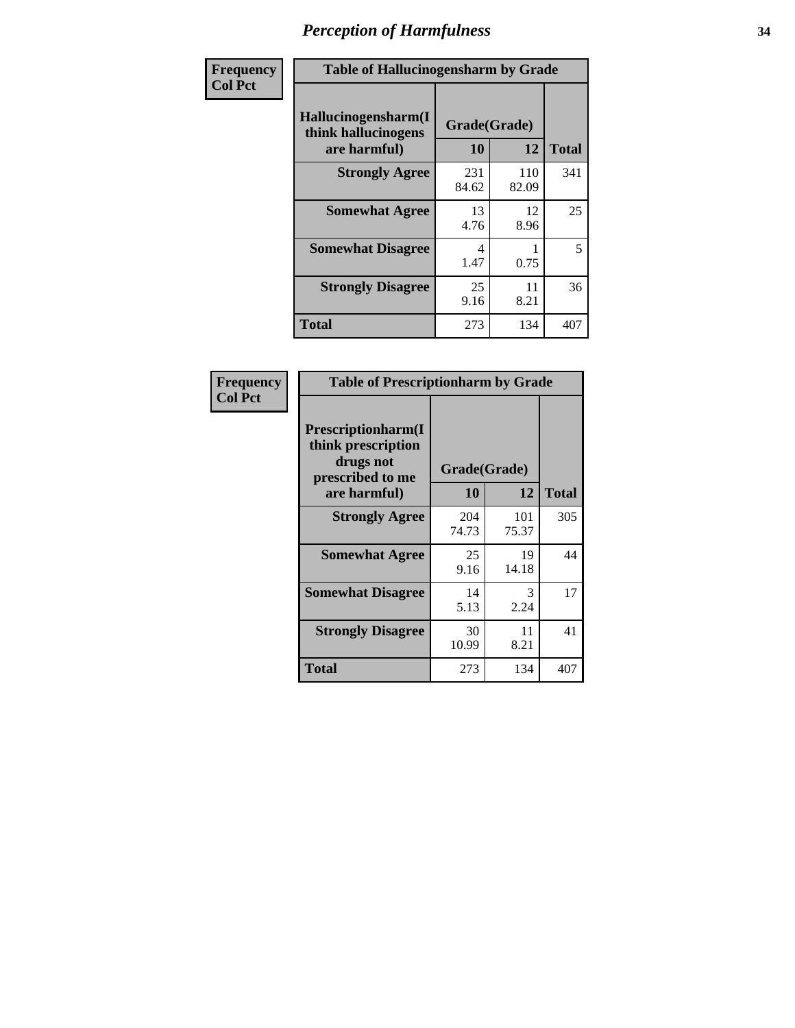# Perception of Harmfulness

**Frequency**
**Col Pct**

**Table of Hallucinogensharm by Grade**

| Hallucinogensharm(I think hallucinogens are harmful) | Grade(Grade) | | Total |
|---|---|---|---|
| | 10 | 12 | |
| **Strongly Agree** | 231<br>84.62 | 110<br>82.09 | 341 |
| **Somewhat Agree** | 13<br>4.76 | 12<br>8.96 | 25 |
| **Somewhat Disagree** | 4<br>1.47 | 1<br>0.75 | 5 |
| **Strongly Disagree** | 25<br>9.16 | 11<br>8.21 | 36 |
| **Total** | 273 | 134 | 407 |

**Frequency**
**Col Pct**

**Table of Prescriptionharm by Grade**

| Prescriptionharm(I think prescription drugs not prescribed to me are harmful) | Grade(Grade) | | Total |
|---|---|---|---|
| | 10 | 12 | |
| **Strongly Agree** | 204<br>74.73 | 101<br>75.37 | 305 |
| **Somewhat Agree** | 25<br>9.16 | 19<br>14.18 | 44 |
| **Somewhat Disagree** | 14<br>5.13 | 3<br>2.24 | 17 |
| **Strongly Disagree** | 30<br>10.99 | 11<br>8.21 | 41 |
| **Total** | 273 | 134 | 407 |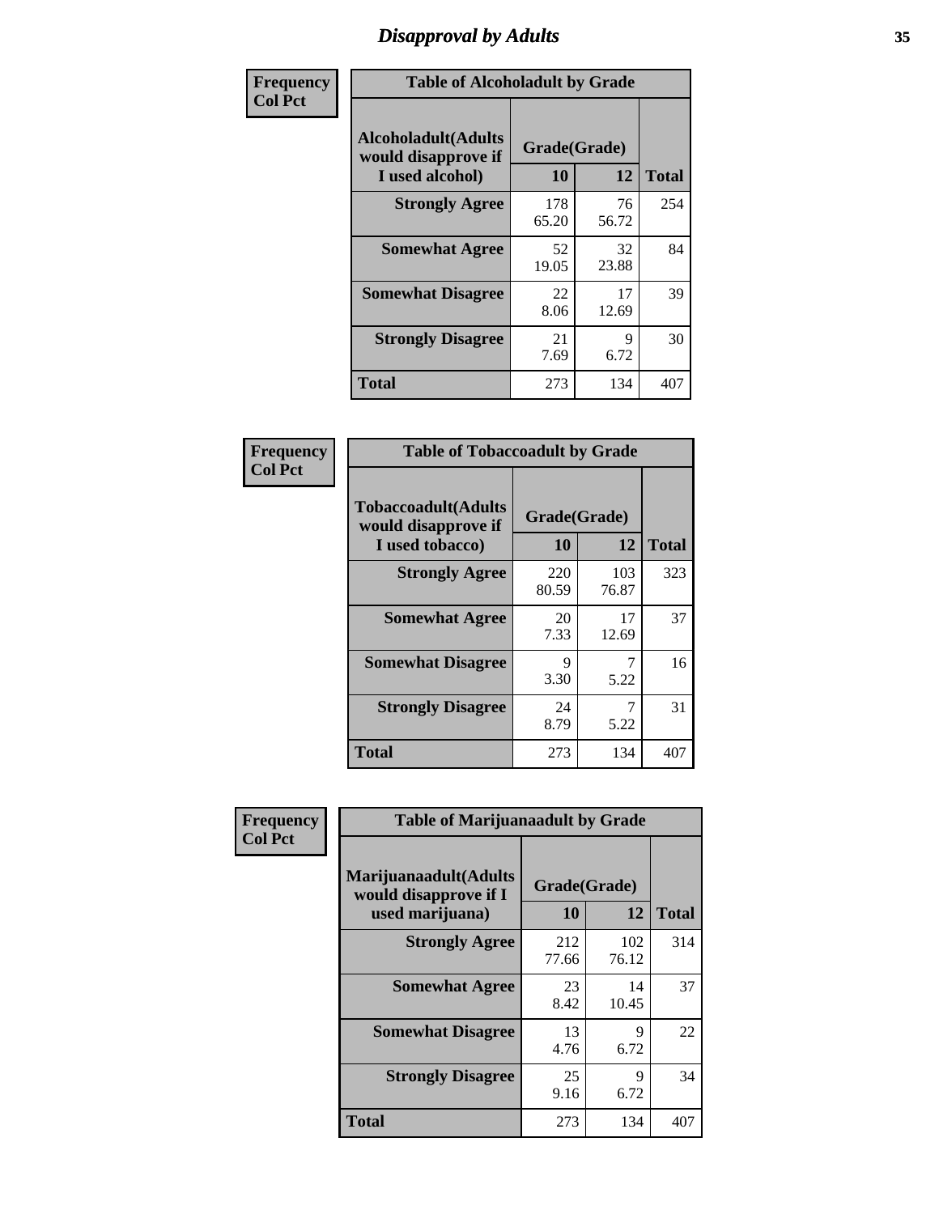# Disapproval by Adults

| Frequency Col Pct | Table of Alcoholadult by Grade | | |
|---|---|---|---|
| Alcoholadult(Adults would disapprove if I used alcohol) | Grade(Grade) | | Total |
| | 10 | 12 | |
| Strongly Agree | 178<br>65.20 | 76<br>56.72 | 254 |
| Somewhat Agree | 52<br>19.05 | 32<br>23.88 | 84 |
| Somewhat Disagree | 22<br>8.06 | 17<br>12.69 | 39 |
| Strongly Disagree | 21<br>7.69 | 9<br>6.72 | 30 |
| Total | 273 | 134 | 407 |

| Frequency Col Pct | Table of Tobaccoadult by Grade | | |
|---|---|---|---|
| Tobaccoadult(Adults would disapprove if I used tobacco) | Grade(Grade) | | Total |
| | 10 | 12 | |
| Strongly Agree | 220<br>80.59 | 103<br>76.87 | 323 |
| Somewhat Agree | 20<br>7.33 | 17<br>12.69 | 37 |
| Somewhat Disagree | 9<br>3.30 | 7<br>5.22 | 16 |
| Strongly Disagree | 24<br>8.79 | 7<br>5.22 | 31 |
| Total | 273 | 134 | 407 |

| Frequency Col Pct | Table of Marijuanaadult by Grade | | |
|---|---|---|---|
| Marijuanaadult(Adults would disapprove if I used marijuana) | Grade(Grade) | | Total |
| | 10 | 12 | |
| Strongly Agree | 212<br>77.66 | 102<br>76.12 | 314 |
| Somewhat Agree | 23<br>8.42 | 14<br>10.45 | 37 |
| Somewhat Disagree | 13<br>4.76 | 9<br>6.72 | 22 |
| Strongly Disagree | 25<br>9.16 | 9<br>6.72 | 34 |
| Total | 273 | 134 | 407 |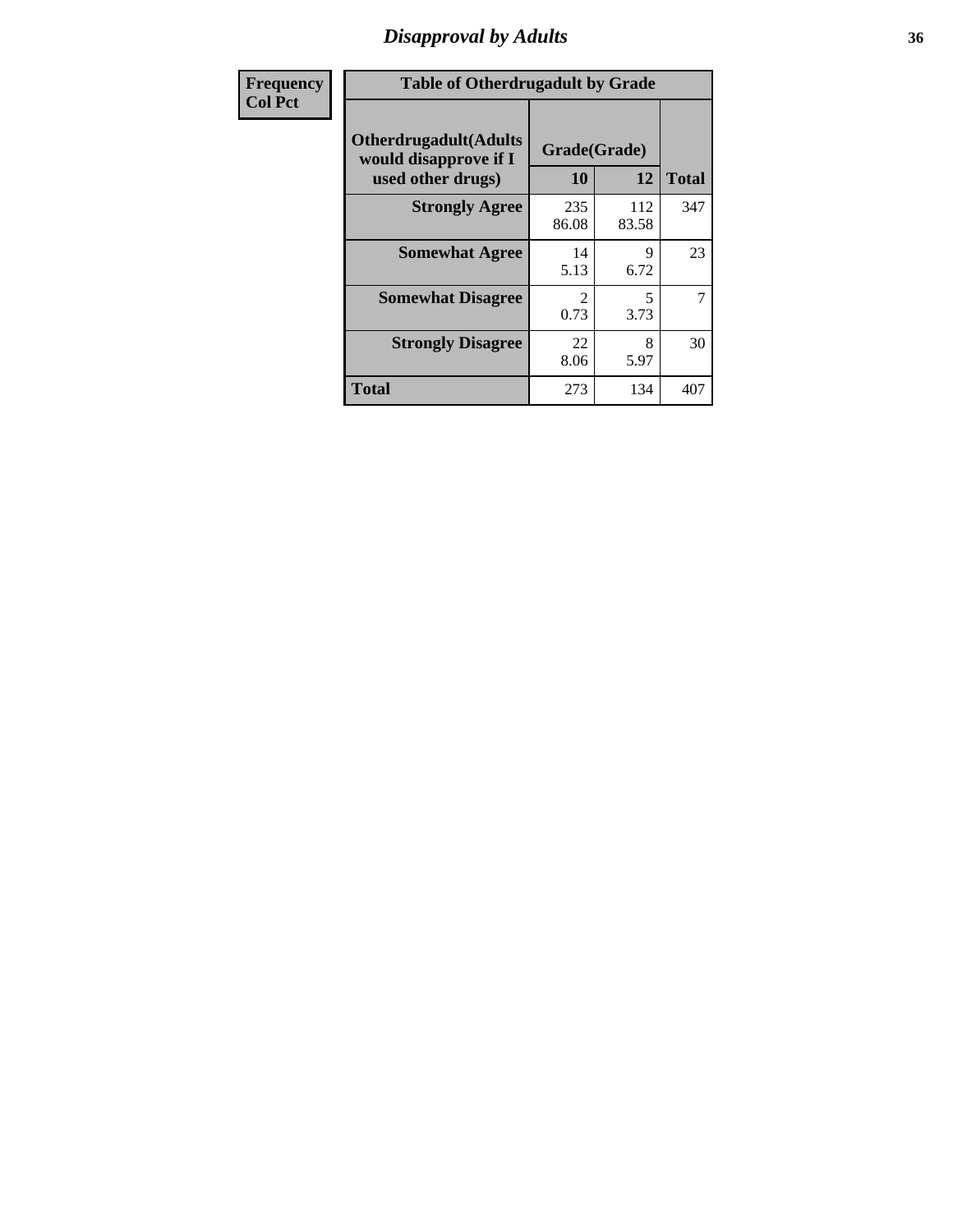# Disapproval by Adults

| Frequency<br>Col Pct | | | |
|---|---|---|---|

**Table of Otherdrugadult by Grade**

| Otherdrugadult(Adults would disapprove if I used other drugs) | Grade(Grade) | | |
|---|---|---|---|
| | 10 | 12 | Total |
| **Strongly Agree** | 235<br>86.08 | 112<br>83.58 | 347 |
| **Somewhat Agree** | 14<br>5.13 | 9<br>6.72 | 23 |
| **Somewhat Disagree** | 2<br>0.73 | 5<br>3.73 | 7 |
| **Strongly Disagree** | 22<br>8.06 | 8<br>5.97 | 30 |
| **Total** | 273 | 134 | 407 |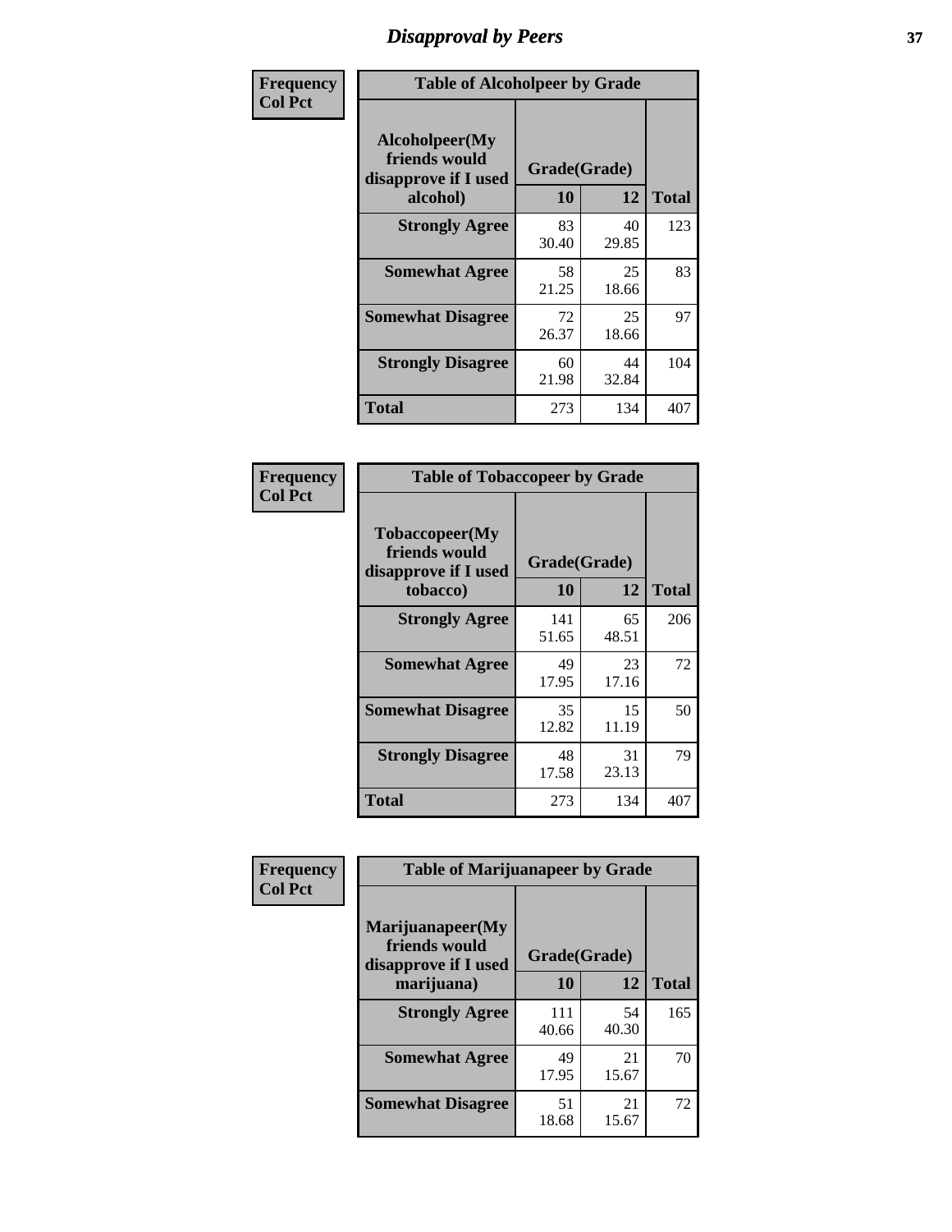# Disapproval by Peers

**Frequency**
**Col Pct**

| Table of Alcoholpeer by Grade | | | |
|---|---|---|---|
| Alcoholpeer(My friends would disapprove if I used alcohol) | Grade(Grade) | | |
| | 10 | 12 | Total |
| **Strongly Agree** | 83<br>30.40 | 40<br>29.85 | 123 |
| **Somewhat Agree** | 58<br>21.25 | 25<br>18.66 | 83 |
| **Somewhat Disagree** | 72<br>26.37 | 25<br>18.66 | 97 |
| **Strongly Disagree** | 60<br>21.98 | 44<br>32.84 | 104 |
| **Total** | 273 | 134 | 407 |

**Frequency**
**Col Pct**

| Table of Tobaccopeer by Grade | | | |
|---|---|---|---|
| Tobaccopeer(My friends would disapprove if I used tobacco) | Grade(Grade) | | |
| | 10 | 12 | Total |
| **Strongly Agree** | 141<br>51.65 | 65<br>48.51 | 206 |
| **Somewhat Agree** | 49<br>17.95 | 23<br>17.16 | 72 |
| **Somewhat Disagree** | 35<br>12.82 | 15<br>11.19 | 50 |
| **Strongly Disagree** | 48<br>17.58 | 31<br>23.13 | 79 |
| **Total** | 273 | 134 | 407 |

**Frequency**
**Col Pct**

| Table of Marijuanapeer by Grade | | | |
|---|---|---|---|
| Marijuanapeer(My friends would disapprove if I used marijuana) | Grade(Grade) | | |
| | 10 | 12 | Total |
| **Strongly Agree** | 111<br>40.66 | 54<br>40.30 | 165 |
| **Somewhat Agree** | 49<br>17.95 | 21<br>15.67 | 70 |
| **Somewhat Disagree** | 51<br>18.68 | 21<br>15.67 | 72 |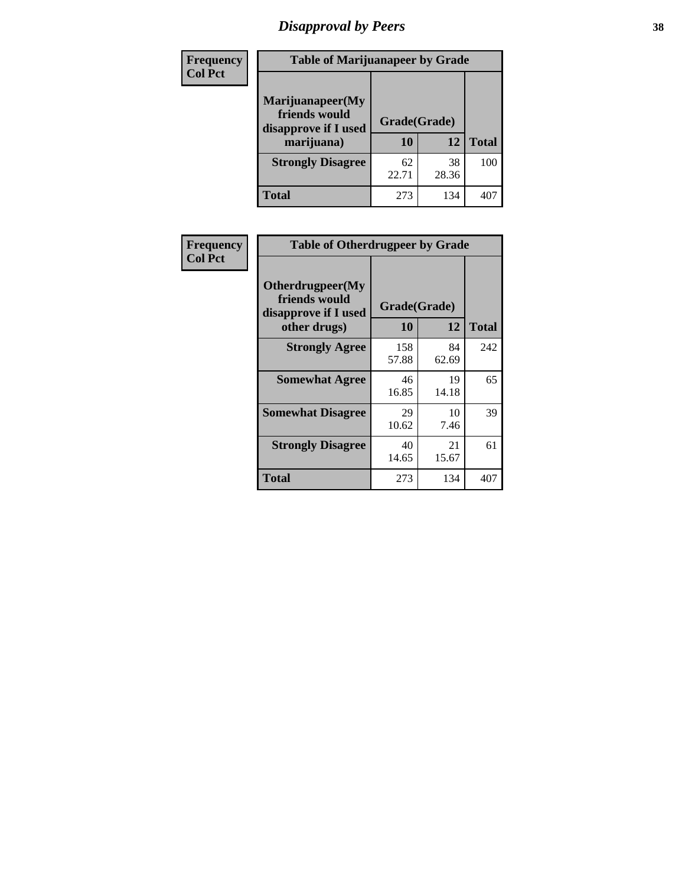# Disapproval by Peers

| Frequency Col Pct | Table of Marijuanapeer by Grade | | |
|---|---|---|---|
| Marijuanapeer(My friends would disapprove if I used marijuana) | Grade(Grade) | | |
| | 10 | 12 | Total |
| Strongly Disagree | 62 22.71 | 38 28.36 | 100 |
| Total | 273 | 134 | 407 |

| Frequency Col Pct | Table of Otherdrugpeer by Grade | | |
|---|---|---|---|
| Otherdrugpeer(My friends would disapprove if I used other drugs) | Grade(Grade) | | |
| | 10 | 12 | Total |
| Strongly Agree | 158 57.88 | 84 62.69 | 242 |
| Somewhat Agree | 46 16.85 | 19 14.18 | 65 |
| Somewhat Disagree | 29 10.62 | 10 7.46 | 39 |
| Strongly Disagree | 40 14.65 | 21 15.67 | 61 |
| Total | 273 | 134 | 407 |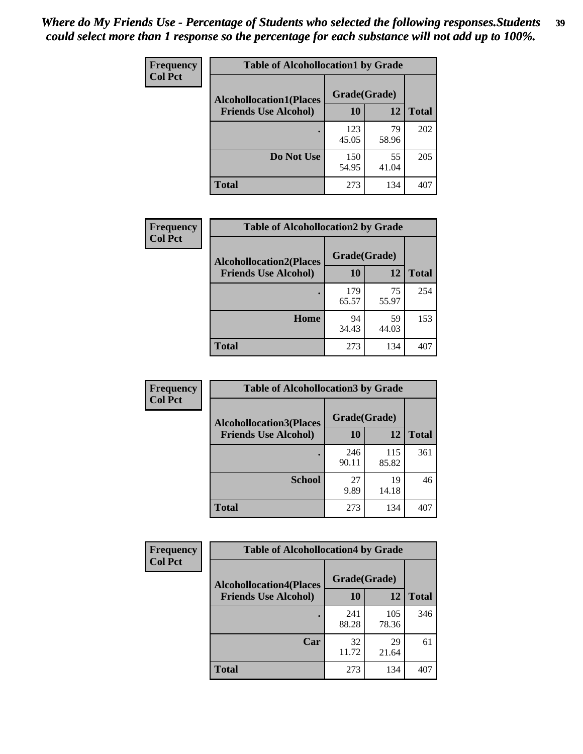*Where do My Friends Use - Percentage of Students who selected the following responses.Students could select more than 1 response so the percentage for each substance will not add up to 100%.*

**Frequency Col Pct**

**Table of Alcohollocation1 by Grade**

| Alcohollocation1(Places Friends Use Alcohol) | Grade(Grade) 10 | 12 | Total |
|---|---|---|---|
| . | 123<br>45.05 | 79<br>58.96 | 202 |
| Do Not Use | 150<br>54.95 | 55<br>41.04 | 205 |
| Total | 273 | 134 | 407 |

**Frequency Col Pct**

**Table of Alcohollocation2 by Grade**

| Alcohollocation2(Places Friends Use Alcohol) | Grade(Grade) 10 | 12 | Total |
|---|---|---|---|
| . | 179<br>65.57 | 75<br>55.97 | 254 |
| Home | 94<br>34.43 | 59<br>44.03 | 153 |
| Total | 273 | 134 | 407 |

**Frequency Col Pct**

**Table of Alcohollocation3 by Grade**

| Alcohollocation3(Places Friends Use Alcohol) | Grade(Grade) 10 | 12 | Total |
|---|---|---|---|
| . | 246<br>90.11 | 115<br>85.82 | 361 |
| School | 27<br>9.89 | 19<br>14.18 | 46 |
| Total | 273 | 134 | 407 |

**Frequency Col Pct**

**Table of Alcohollocation4 by Grade**

| Alcohollocation4(Places Friends Use Alcohol) | Grade(Grade) 10 | 12 | Total |
|---|---|---|---|
| . | 241<br>88.28 | 105<br>78.36 | 346 |
| Car | 32<br>11.72 | 29<br>21.64 | 61 |
| Total | 273 | 134 | 407 |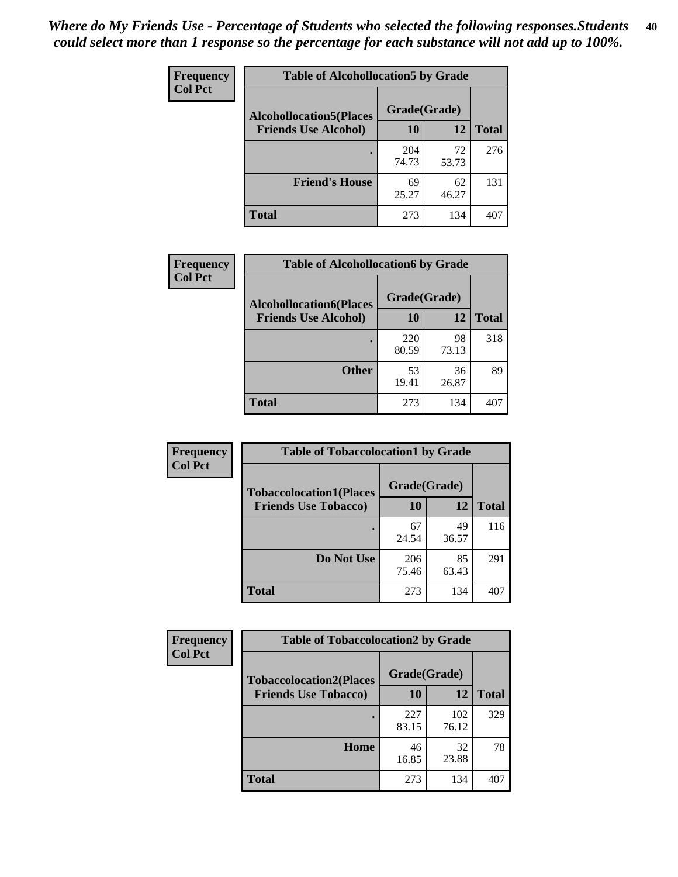*Where do My Friends Use - Percentage of Students who selected the following responses.Students could select more than 1 response so the percentage for each substance will not add up to 100%.*

**Frequency**
**Col Pct**

**Table of Alcohollocation5 by Grade**

| Alcohollocation5(Places Friends Use Alcohol) | Grade(Grade) 10 | 12 | Total |
|---|---|---|---|
| . | 204<br>74.73 | 72<br>53.73 | 276 |
| Friend's House | 69<br>25.27 | 62<br>46.27 | 131 |
| Total | 273 | 134 | 407 |

**Frequency**
**Col Pct**

**Table of Alcohollocation6 by Grade**

| Alcohollocation6(Places Friends Use Alcohol) | Grade(Grade) 10 | 12 | Total |
|---|---|---|---|
| . | 220<br>80.59 | 98<br>73.13 | 318 |
| Other | 53<br>19.41 | 36<br>26.87 | 89 |
| Total | 273 | 134 | 407 |

**Frequency**
**Col Pct**

**Table of Tobaccolocation1 by Grade**

| Tobaccolocation1(Places Friends Use Tobacco) | Grade(Grade) 10 | 12 | Total |
|---|---|---|---|
| . | 67<br>24.54 | 49<br>36.57 | 116 |
| Do Not Use | 206<br>75.46 | 85<br>63.43 | 291 |
| Total | 273 | 134 | 407 |

**Frequency**
**Col Pct**

**Table of Tobaccolocation2 by Grade**

| Tobaccolocation2(Places Friends Use Tobacco) | Grade(Grade) 10 | 12 | Total |
|---|---|---|---|
| . | 227<br>83.15 | 102<br>76.12 | 329 |
| Home | 46<br>16.85 | 32<br>23.88 | 78 |
| Total | 273 | 134 | 407 |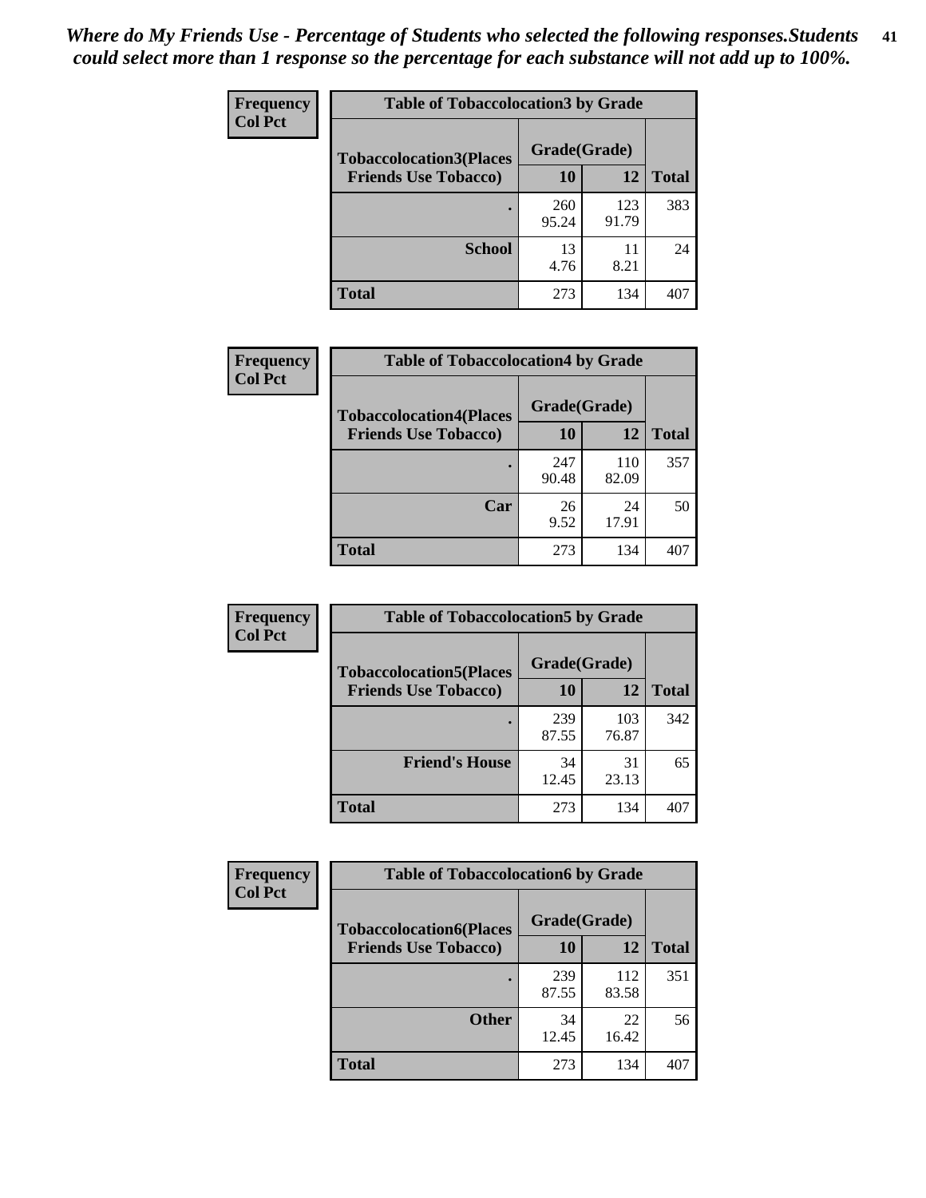*Where do My Friends Use - Percentage of Students who selected the following responses.Students could select more than 1 response so the percentage for each substance will not add up to 100%.*

**Frequency**
**Col Pct**

| Table of Tobaccolocation3 by Grade | | | |
|---|---|---|---|
| **Tobaccolocation3(Places Friends Use Tobacco)** | **Grade(Grade)** | | **Total** |
| | **10** | **12** | |
| **.** | 260<br>95.24 | 123<br>91.79 | 383 |
| **School** | 13<br>4.76 | 11<br>8.21 | 24 |
| **Total** | 273 | 134 | 407 |

**Frequency**
**Col Pct**

| Table of Tobaccolocation4 by Grade | | | |
|---|---|---|---|
| **Tobaccolocation4(Places Friends Use Tobacco)** | **Grade(Grade)** | | **Total** |
| | **10** | **12** | |
| **.** | 247<br>90.48 | 110<br>82.09 | 357 |
| **Car** | 26<br>9.52 | 24<br>17.91 | 50 |
| **Total** | 273 | 134 | 407 |

**Frequency**
**Col Pct**

| Table of Tobaccolocation5 by Grade | | | |
|---|---|---|---|
| **Tobaccolocation5(Places Friends Use Tobacco)** | **Grade(Grade)** | | **Total** |
| | **10** | **12** | |
| **.** | 239<br>87.55 | 103<br>76.87 | 342 |
| **Friend's House** | 34<br>12.45 | 31<br>23.13 | 65 |
| **Total** | 273 | 134 | 407 |

**Frequency**
**Col Pct**

| Table of Tobaccolocation6 by Grade | | | |
|---|---|---|---|
| **Tobaccolocation6(Places Friends Use Tobacco)** | **Grade(Grade)** | | **Total** |
| | **10** | **12** | |
| **.** | 239<br>87.55 | 112<br>83.58 | 351 |
| **Other** | 34<br>12.45 | 22<br>16.42 | 56 |
| **Total** | 273 | 134 | 407 |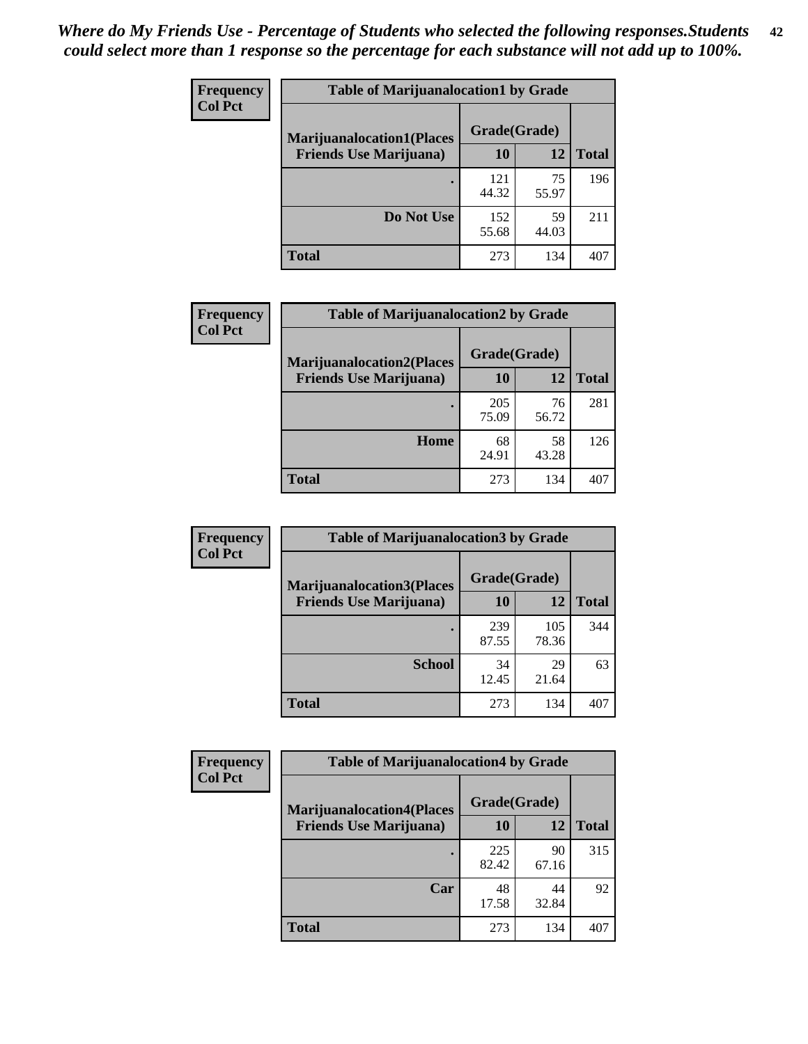*Where do My Friends Use - Percentage of Students who selected the following responses.Students could select more than 1 response so the percentage for each substance will not add up to 100%.*

| Frequency Col Pct | Table of Marijuanalocation1 by Grade | | |
|---|---|---|---|
| Marijuanalocation1(Places Friends Use Marijuana) | Grade(Grade) | | |
| | 10 | 12 | Total |
| . | 121<br>44.32 | 75<br>55.97 | 196 |
| Do Not Use | 152<br>55.68 | 59<br>44.03 | 211 |
| Total | 273 | 134 | 407 |

| Frequency Col Pct | Table of Marijuanalocation2 by Grade | | |
|---|---|---|---|
| Marijuanalocation2(Places Friends Use Marijuana) | Grade(Grade) | | |
| | 10 | 12 | Total |
| . | 205<br>75.09 | 76<br>56.72 | 281 |
| Home | 68<br>24.91 | 58<br>43.28 | 126 |
| Total | 273 | 134 | 407 |

| Frequency Col Pct | Table of Marijuanalocation3 by Grade | | |
|---|---|---|---|
| Marijuanalocation3(Places Friends Use Marijuana) | Grade(Grade) | | |
| | 10 | 12 | Total |
| . | 239<br>87.55 | 105<br>78.36 | 344 |
| School | 34<br>12.45 | 29<br>21.64 | 63 |
| Total | 273 | 134 | 407 |

| Frequency Col Pct | Table of Marijuanalocation4 by Grade | | |
|---|---|---|---|
| Marijuanalocation4(Places Friends Use Marijuana) | Grade(Grade) | | |
| | 10 | 12 | Total |
| . | 225<br>82.42 | 90<br>67.16 | 315 |
| Car | 48<br>17.58 | 44<br>32.84 | 92 |
| Total | 273 | 134 | 407 |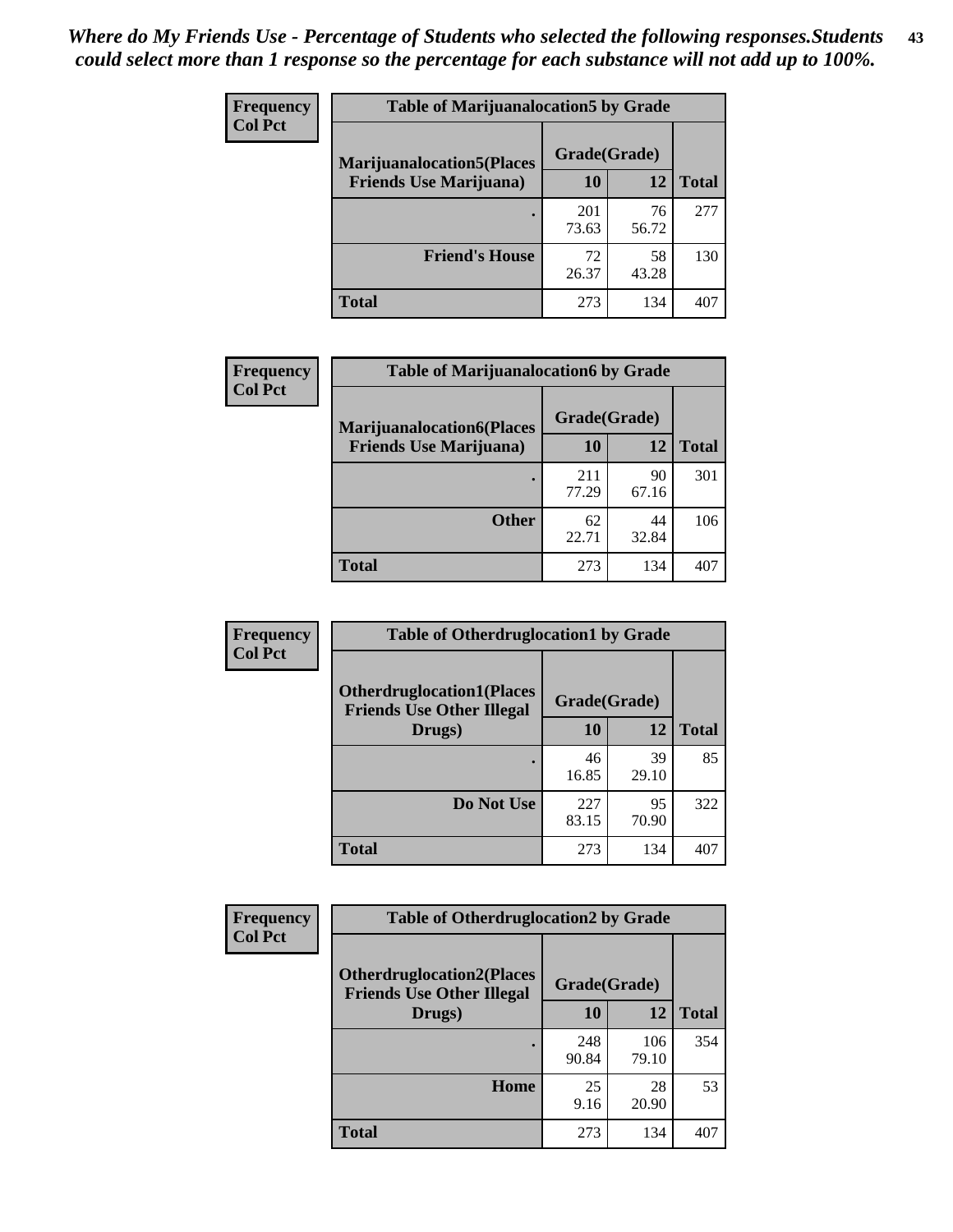*Where do My Friends Use - Percentage of Students who selected the following responses.Students could select more than 1 response so the percentage for each substance will not add up to 100%.*

| Frequency Col Pct | Table of Marijuanalocation5 by Grade | | |
|---|---|---|---|
| Marijuanalocation5(Places Friends Use Marijuana) | Grade(Grade) | | Total |
| | 10 | 12 | |
| . | 201<br>73.63 | 76<br>56.72 | 277 |
| Friend's House | 72<br>26.37 | 58<br>43.28 | 130 |
| Total | 273 | 134 | 407 |

| Frequency Col Pct | Table of Marijuanalocation6 by Grade | | |
|---|---|---|---|
| Marijuanalocation6(Places Friends Use Marijuana) | Grade(Grade) | | Total |
| | 10 | 12 | |
| . | 211<br>77.29 | 90<br>67.16 | 301 |
| Other | 62<br>22.71 | 44<br>32.84 | 106 |
| Total | 273 | 134 | 407 |

| Frequency Col Pct | Table of Otherdruglocation1 by Grade | | |
|---|---|---|---|
| Otherdruglocation1(Places Friends Use Other Illegal Drugs) | Grade(Grade) | | Total |
| | 10 | 12 | |
| . | 46<br>16.85 | 39<br>29.10 | 85 |
| Do Not Use | 227<br>83.15 | 95<br>70.90 | 322 |
| Total | 273 | 134 | 407 |

| Frequency Col Pct | Table of Otherdruglocation2 by Grade | | |
|---|---|---|---|
| Otherdruglocation2(Places Friends Use Other Illegal Drugs) | Grade(Grade) | | Total |
| | 10 | 12 | |
| . | 248<br>90.84 | 106<br>79.10 | 354 |
| Home | 25<br>9.16 | 28<br>20.90 | 53 |
| Total | 273 | 134 | 407 |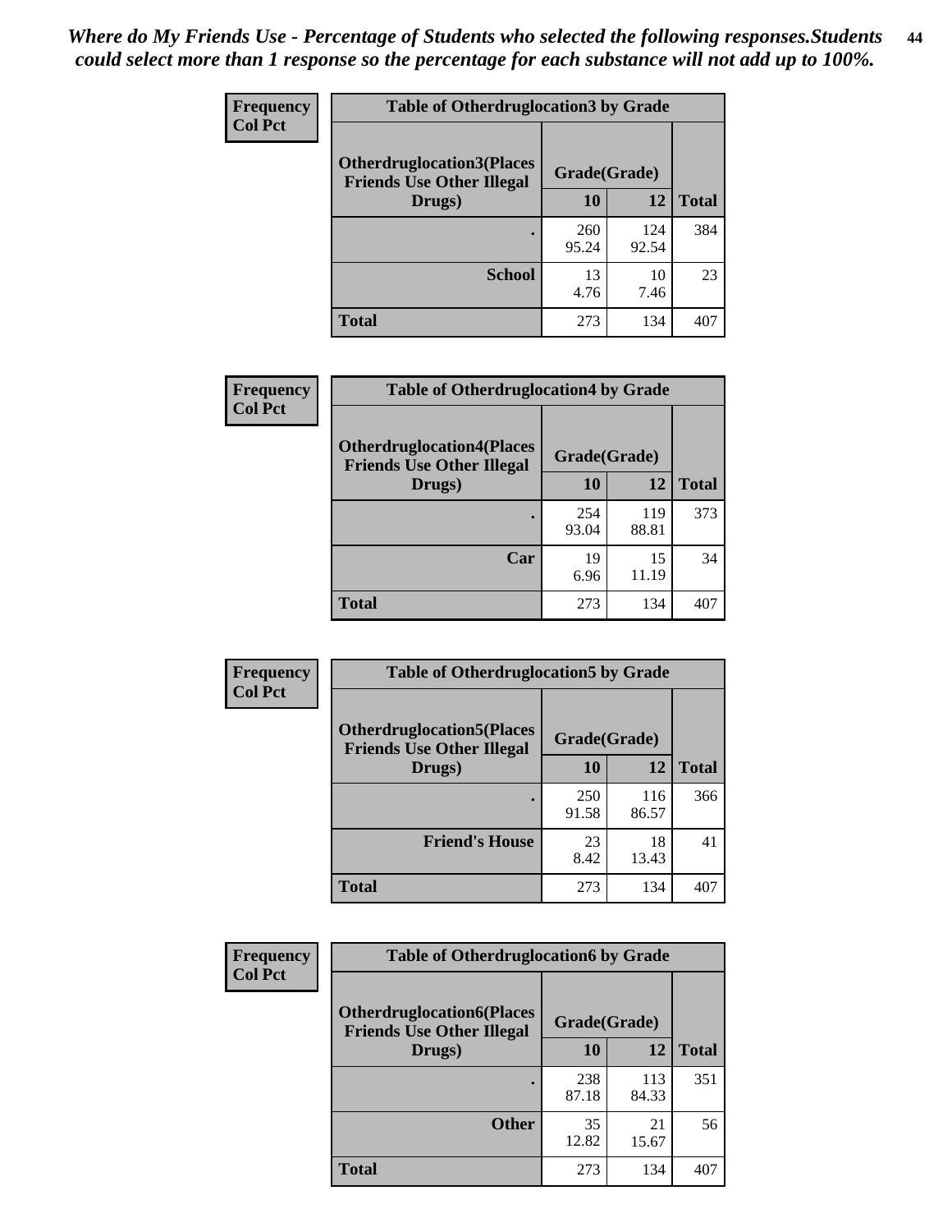*Where do My Friends Use - Percentage of Students who selected the following responses.Students could select more than 1 response so the percentage for each substance will not add up to 100%.*

**Frequency**
**Col Pct**

| Table of Otherdruglocation3 by Grade | | | |
|---|---|---|---|
| **Otherdruglocation3(Places Friends Use Other Illegal Drugs)** | **Grade(Grade)** | | |
| | **10** | **12** | **Total** |
| **.** | 260<br>95.24 | 124<br>92.54 | 384 |
| **School** | 13<br>4.76 | 10<br>7.46 | 23 |
| **Total** | 273 | 134 | 407 |

**Frequency**
**Col Pct**

| Table of Otherdruglocation4 by Grade | | | |
|---|---|---|---|
| **Otherdruglocation4(Places Friends Use Other Illegal Drugs)** | **Grade(Grade)** | | |
| | **10** | **12** | **Total** |
| **.** | 254<br>93.04 | 119<br>88.81 | 373 |
| **Car** | 19<br>6.96 | 15<br>11.19 | 34 |
| **Total** | 273 | 134 | 407 |

**Frequency**
**Col Pct**

| Table of Otherdruglocation5 by Grade | | | |
|---|---|---|---|
| **Otherdruglocation5(Places Friends Use Other Illegal Drugs)** | **Grade(Grade)** | | |
| | **10** | **12** | **Total** |
| **.** | 250<br>91.58 | 116<br>86.57 | 366 |
| **Friend's House** | 23<br>8.42 | 18<br>13.43 | 41 |
| **Total** | 273 | 134 | 407 |

**Frequency**
**Col Pct**

| Table of Otherdruglocation6 by Grade | | | |
|---|---|---|---|
| **Otherdruglocation6(Places Friends Use Other Illegal Drugs)** | **Grade(Grade)** | | |
| | **10** | **12** | **Total** |
| **.** | 238<br>87.18 | 113<br>84.33 | 351 |
| **Other** | 35<br>12.82 | 21<br>15.67 | 56 |
| **Total** | 273 | 134 | 407 |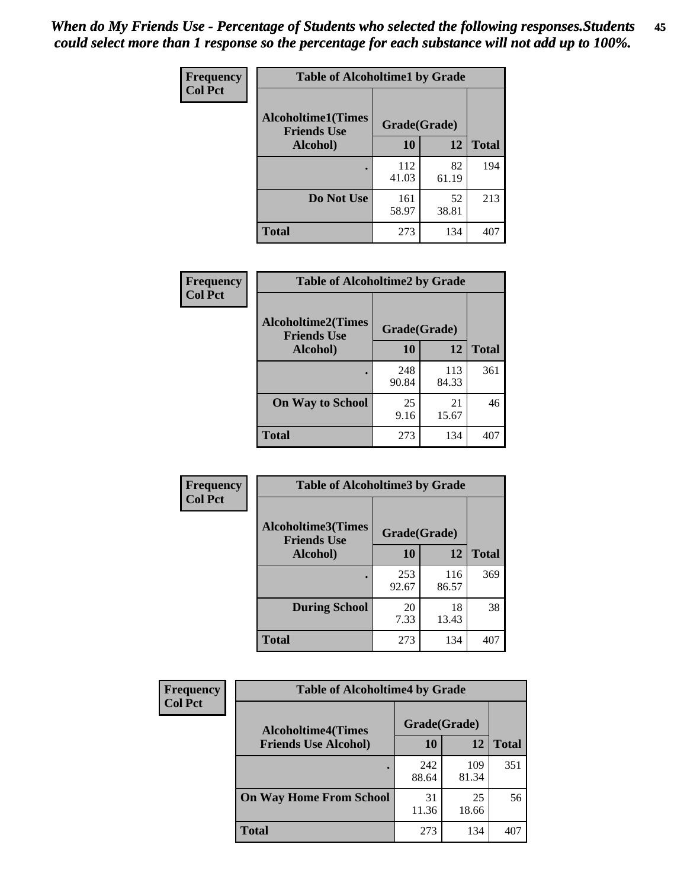*When do My Friends Use - Percentage of Students who selected the following responses.Students could select more than 1 response so the percentage for each substance will not add up to 100%.*

**Frequency**
**Col Pct**

| Table of Alcoholtime1 by Grade | | | |
|---|---|---|---|
| Alcoholtime1(Times Friends Use Alcohol) | Grade(Grade) | | |
| | 10 | 12 | Total |
| . | 112<br>41.03 | 82<br>61.19 | 194 |
| Do Not Use | 161<br>58.97 | 52<br>38.81 | 213 |
| Total | 273 | 134 | 407 |

**Frequency**
**Col Pct**

| Table of Alcoholtime2 by Grade | | | |
|---|---|---|---|
| Alcoholtime2(Times Friends Use Alcohol) | Grade(Grade) | | |
| | 10 | 12 | Total |
| . | 248<br>90.84 | 113<br>84.33 | 361 |
| On Way to School | 25<br>9.16 | 21<br>15.67 | 46 |
| Total | 273 | 134 | 407 |

**Frequency**
**Col Pct**

| Table of Alcoholtime3 by Grade | | | |
|---|---|---|---|
| Alcoholtime3(Times Friends Use Alcohol) | Grade(Grade) | | |
| | 10 | 12 | Total |
| . | 253<br>92.67 | 116<br>86.57 | 369 |
| During School | 20<br>7.33 | 18<br>13.43 | 38 |
| Total | 273 | 134 | 407 |

**Frequency**
**Col Pct**

| Table of Alcoholtime4 by Grade | | | |
|---|---|---|---|
| Alcoholtime4(Times Friends Use Alcohol) | Grade(Grade) | | |
| | 10 | 12 | Total |
| . | 242<br>88.64 | 109<br>81.34 | 351 |
| On Way Home From School | 31<br>11.36 | 25<br>18.66 | 56 |
| Total | 273 | 134 | 407 |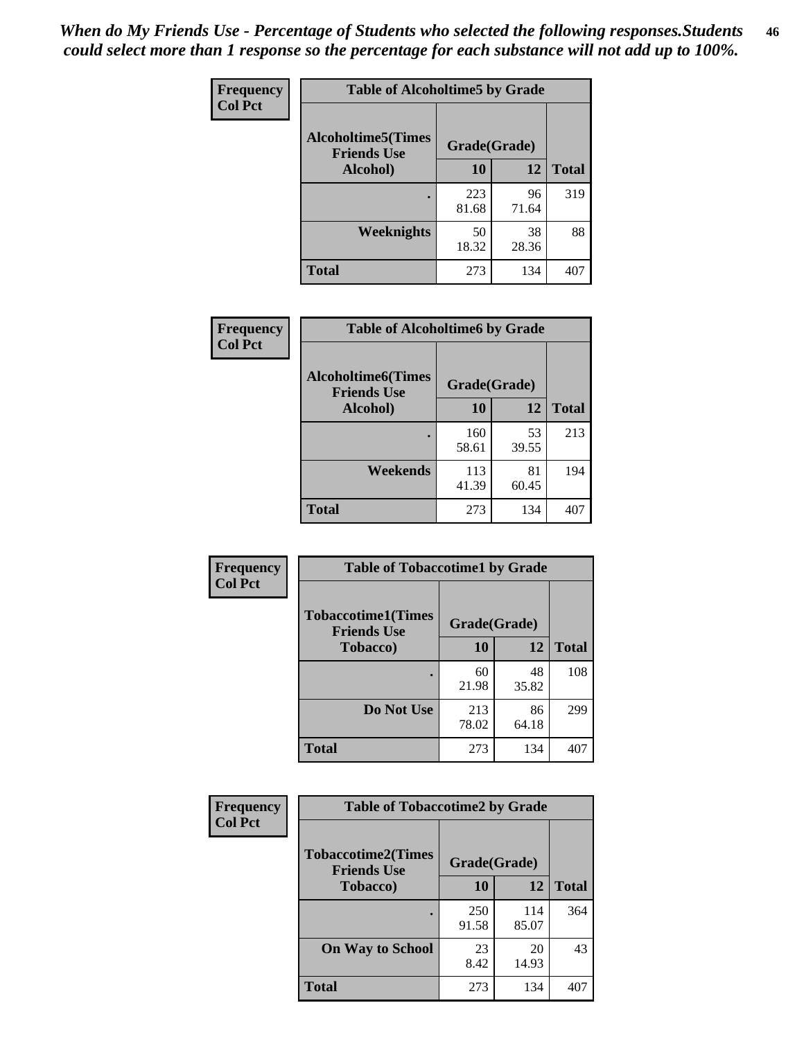*When do My Friends Use - Percentage of Students who selected the following responses.Students could select more than 1 response so the percentage for each substance will not add up to 100%.*

**Frequency Col Pct**

| Table of Alcoholtime5 by Grade | | | |
|---|---|---|---|
| Alcoholtime5(Times Friends Use Alcohol) | Grade(Grade) | | Total |
| | 10 | 12 | |
| . | 223<br>81.68 | 96<br>71.64 | 319 |
| Weeknights | 50<br>18.32 | 38<br>28.36 | 88 |
| Total | 273 | 134 | 407 |

**Frequency Col Pct**

| Table of Alcoholtime6 by Grade | | | |
|---|---|---|---|
| Alcoholtime6(Times Friends Use Alcohol) | Grade(Grade) | | Total |
| | 10 | 12 | |
| . | 160<br>58.61 | 53<br>39.55 | 213 |
| Weekends | 113<br>41.39 | 81<br>60.45 | 194 |
| Total | 273 | 134 | 407 |

**Frequency Col Pct**

| Table of Tobaccotime1 by Grade | | | |
|---|---|---|---|
| Tobaccotime1(Times Friends Use Tobacco) | Grade(Grade) | | Total |
| | 10 | 12 | |
| . | 60<br>21.98 | 48<br>35.82 | 108 |
| Do Not Use | 213<br>78.02 | 86<br>64.18 | 299 |
| Total | 273 | 134 | 407 |

**Frequency Col Pct**

| Table of Tobaccotime2 by Grade | | | |
|---|---|---|---|
| Tobaccotime2(Times Friends Use Tobacco) | Grade(Grade) | | Total |
| | 10 | 12 | |
| . | 250<br>91.58 | 114<br>85.07 | 364 |
| On Way to School | 23<br>8.42 | 20<br>14.93 | 43 |
| Total | 273 | 134 | 407 |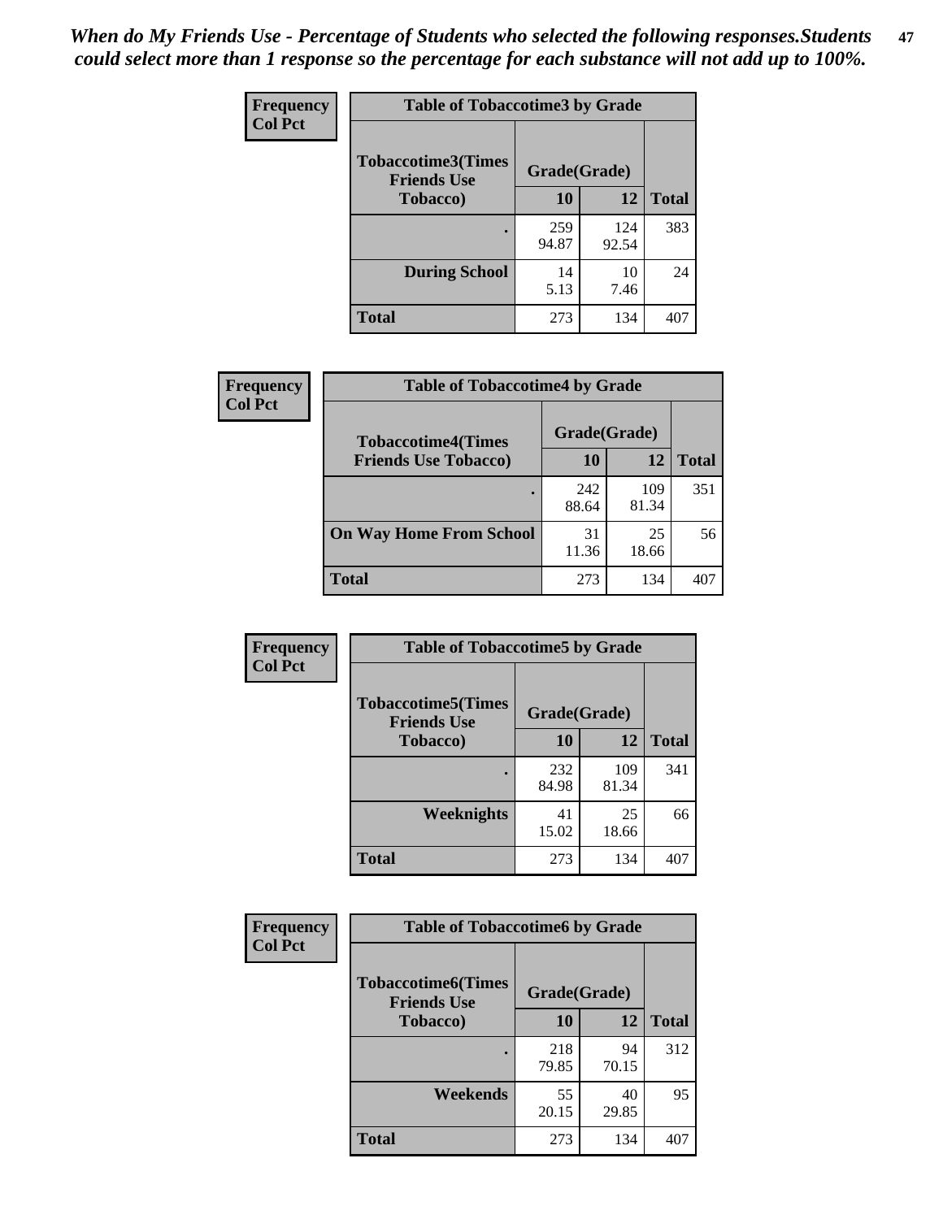*When do My Friends Use - Percentage of Students who selected the following responses.Students could select more than 1 response so the percentage for each substance will not add up to 100%.*

**Frequency / Col Pct**

**Table of Tobaccotime3 by Grade**

| Tobaccotime3(Times Friends Use Tobacco) | Grade(Grade) | | Total |
|---|---|---|---|
| | 10 | 12 | |
| . | 259<br>94.87 | 124<br>92.54 | 383 |
| During School | 14<br>5.13 | 10<br>7.46 | 24 |
| Total | 273 | 134 | 407 |

**Frequency / Col Pct**

**Table of Tobaccotime4 by Grade**

| Tobaccotime4(Times Friends Use Tobacco) | Grade(Grade) | | Total |
|---|---|---|---|
| | 10 | 12 | |
| . | 242<br>88.64 | 109<br>81.34 | 351 |
| On Way Home From School | 31<br>11.36 | 25<br>18.66 | 56 |
| Total | 273 | 134 | 407 |

**Frequency / Col Pct**

**Table of Tobaccotime5 by Grade**

| Tobaccotime5(Times Friends Use Tobacco) | Grade(Grade) | | Total |
|---|---|---|---|
| | 10 | 12 | |
| . | 232<br>84.98 | 109<br>81.34 | 341 |
| Weeknights | 41<br>15.02 | 25<br>18.66 | 66 |
| Total | 273 | 134 | 407 |

**Frequency / Col Pct**

**Table of Tobaccotime6 by Grade**

| Tobaccotime6(Times Friends Use Tobacco) | Grade(Grade) | | Total |
|---|---|---|---|
| | 10 | 12 | |
| . | 218<br>79.85 | 94<br>70.15 | 312 |
| Weekends | 55<br>20.15 | 40<br>29.85 | 95 |
| Total | 273 | 134 | 407 |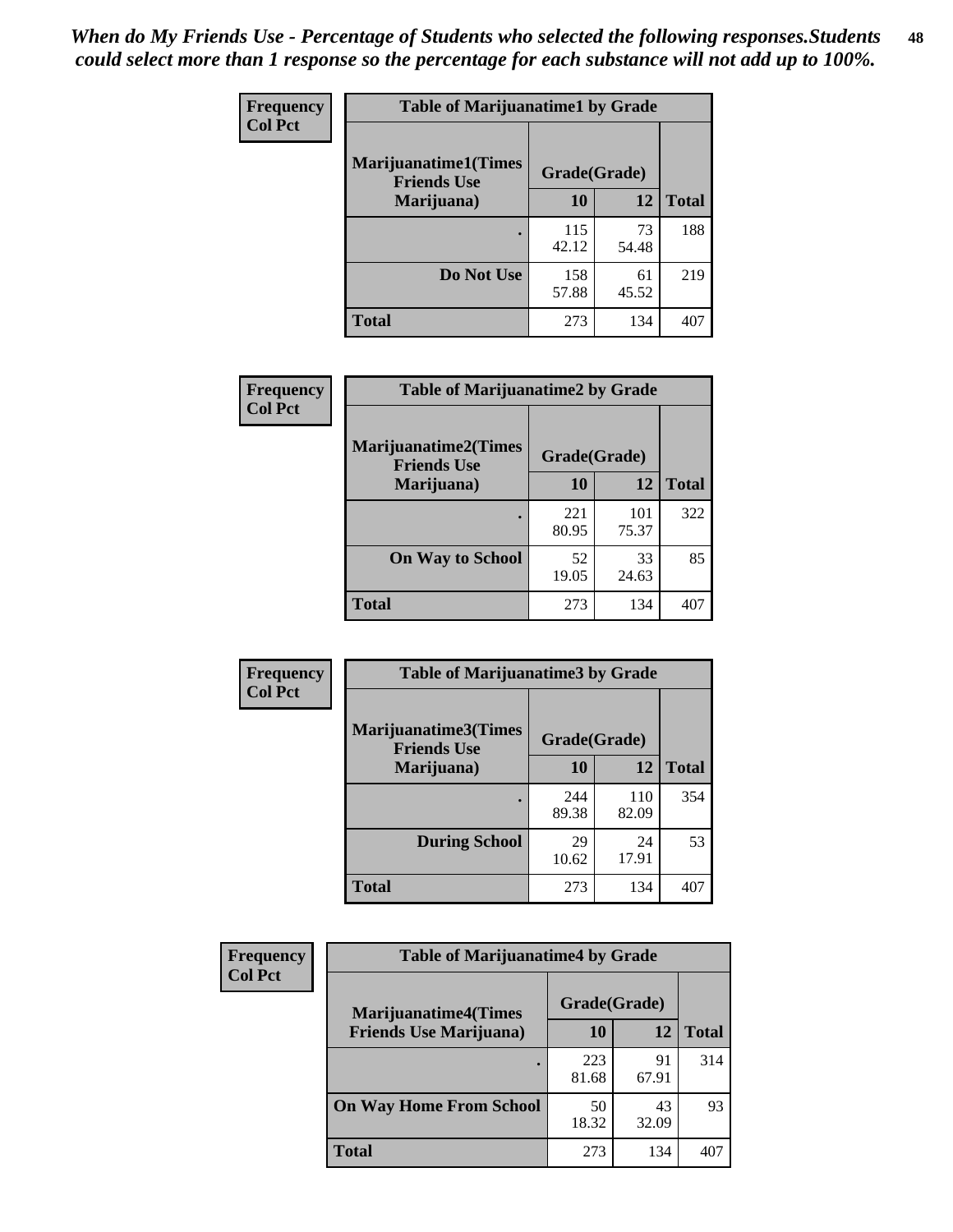*When do My Friends Use - Percentage of Students who selected the following responses.Students could select more than 1 response so the percentage for each substance will not add up to 100%.*

**Frequency**
**Col Pct**

| Table of Marijuanatime1 by Grade | | | |
|---|---|---|---|
| Marijuanatime1(Times Friends Use Marijuana) | Grade(Grade) | | Total |
| | 10 | 12 | |
| . | 115<br>42.12 | 73<br>54.48 | 188 |
| Do Not Use | 158<br>57.88 | 61<br>45.52 | 219 |
| Total | 273 | 134 | 407 |

**Frequency**
**Col Pct**

| Table of Marijuanatime2 by Grade | | | |
|---|---|---|---|
| Marijuanatime2(Times Friends Use Marijuana) | Grade(Grade) | | Total |
| | 10 | 12 | |
| . | 221<br>80.95 | 101<br>75.37 | 322 |
| On Way to School | 52<br>19.05 | 33<br>24.63 | 85 |
| Total | 273 | 134 | 407 |

**Frequency**
**Col Pct**

| Table of Marijuanatime3 by Grade | | | |
|---|---|---|---|
| Marijuanatime3(Times Friends Use Marijuana) | Grade(Grade) | | Total |
| | 10 | 12 | |
| . | 244<br>89.38 | 110<br>82.09 | 354 |
| During School | 29<br>10.62 | 24<br>17.91 | 53 |
| Total | 273 | 134 | 407 |

**Frequency**
**Col Pct**

| Table of Marijuanatime4 by Grade | | | |
|---|---|---|---|
| Marijuanatime4(Times Friends Use Marijuana) | Grade(Grade) | | Total |
| | 10 | 12 | |
| . | 223<br>81.68 | 91<br>67.91 | 314 |
| On Way Home From School | 50<br>18.32 | 43<br>32.09 | 93 |
| Total | 273 | 134 | 407 |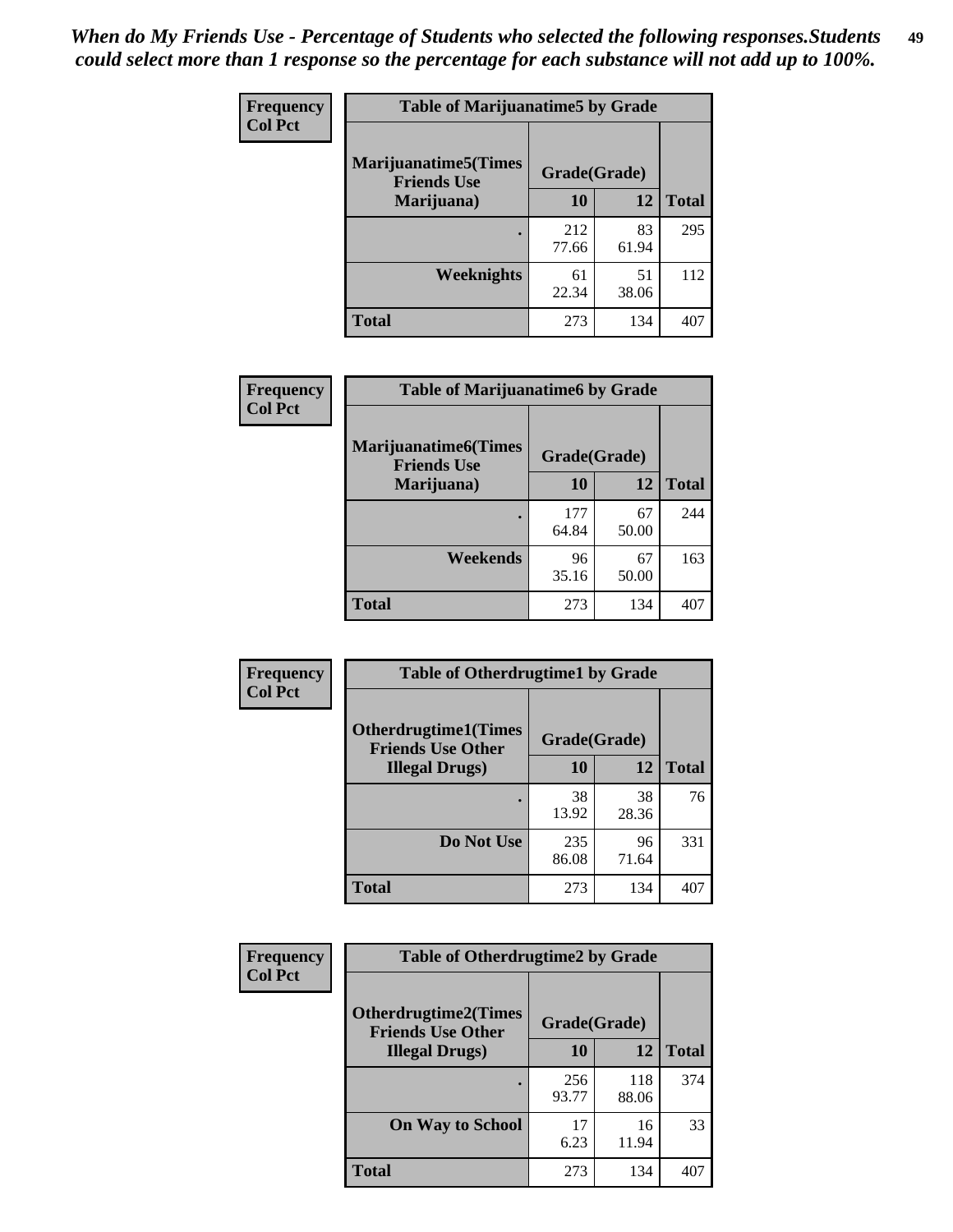*When do My Friends Use - Percentage of Students who selected the following responses.Students could select more than 1 response so the percentage for each substance will not add up to 100%.*

**Frequency**
**Col Pct**

| Table of Marijuanatime5 by Grade | | | |
|---|---|---|---|
| **Marijuanatime5(Times Friends Use Marijuana)** | **Grade(Grade)** | | **Total** |
| | **10** | **12** | |
| **.** | 212<br>77.66 | 83<br>61.94 | 295 |
| **Weeknights** | 61<br>22.34 | 51<br>38.06 | 112 |
| **Total** | 273 | 134 | 407 |

**Frequency**
**Col Pct**

| Table of Marijuanatime6 by Grade | | | |
|---|---|---|---|
| **Marijuanatime6(Times Friends Use Marijuana)** | **Grade(Grade)** | | **Total** |
| | **10** | **12** | |
| **.** | 177<br>64.84 | 67<br>50.00 | 244 |
| **Weekends** | 96<br>35.16 | 67<br>50.00 | 163 |
| **Total** | 273 | 134 | 407 |

**Frequency**
**Col Pct**

| Table of Otherdrugtime1 by Grade | | | |
|---|---|---|---|
| **Otherdrugtime1(Times Friends Use Other Illegal Drugs)** | **Grade(Grade)** | | **Total** |
| | **10** | **12** | |
| **.** | 38<br>13.92 | 38<br>28.36 | 76 |
| **Do Not Use** | 235<br>86.08 | 96<br>71.64 | 331 |
| **Total** | 273 | 134 | 407 |

**Frequency**
**Col Pct**

| Table of Otherdrugtime2 by Grade | | | |
|---|---|---|---|
| **Otherdrugtime2(Times Friends Use Other Illegal Drugs)** | **Grade(Grade)** | | **Total** |
| | **10** | **12** | |
| **.** | 256<br>93.77 | 118<br>88.06 | 374 |
| **On Way to School** | 17<br>6.23 | 16<br>11.94 | 33 |
| **Total** | 273 | 134 | 407 |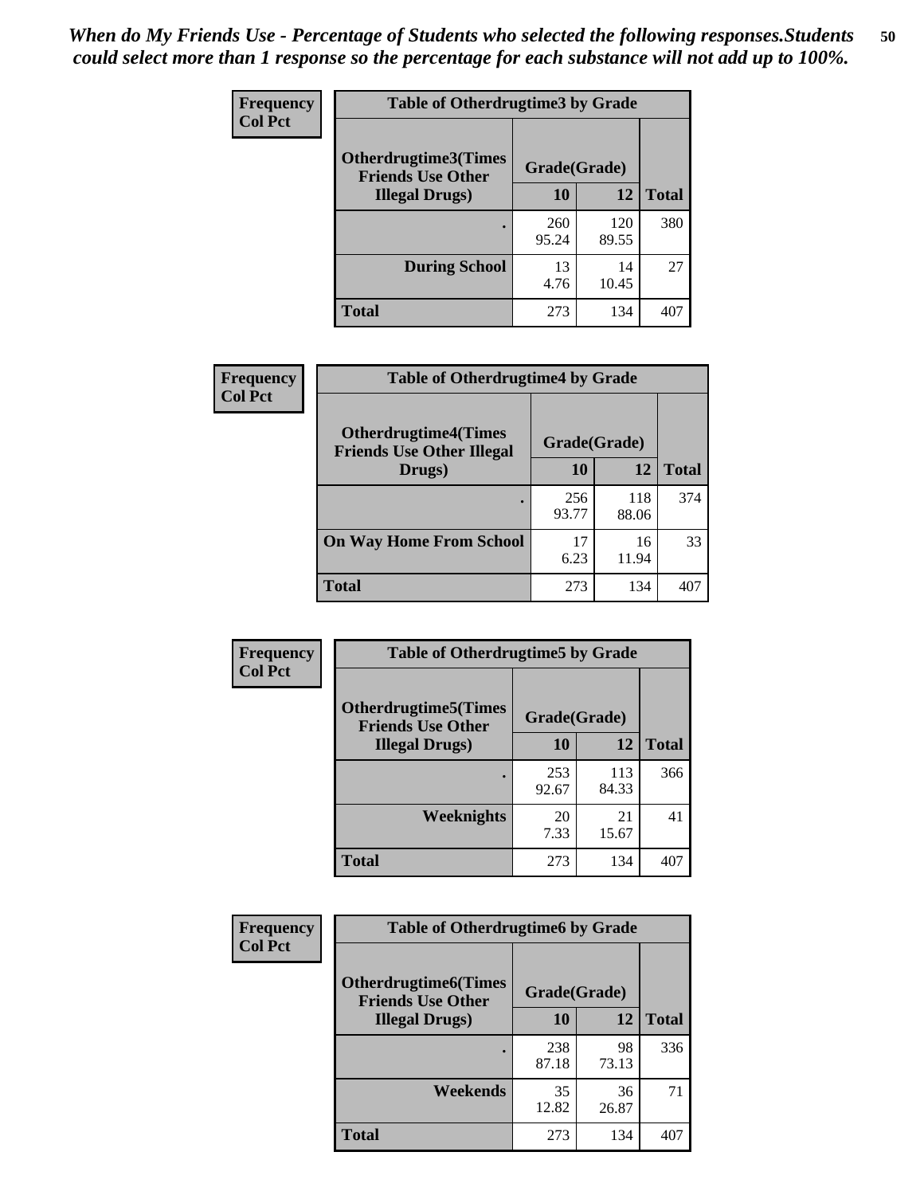*When do My Friends Use - Percentage of Students who selected the following responses.Students could select more than 1 response so the percentage for each substance will not add up to 100%.*

**Frequency**
**Col Pct**

| Table of Otherdrugtime3 by Grade | | | |
|---|---|---|---|
| **Otherdrugtime3(Times Friends Use Other Illegal Drugs)** | **Grade(Grade)** | | **Total** |
| | **10** | **12** | |
| **.** | 260<br>95.24 | 120<br>89.55 | 380 |
| **During School** | 13<br>4.76 | 14<br>10.45 | 27 |
| **Total** | 273 | 134 | 407 |

**Frequency**
**Col Pct**

| Table of Otherdrugtime4 by Grade | | | |
|---|---|---|---|
| **Otherdrugtime4(Times Friends Use Other Illegal Drugs)** | **Grade(Grade)** | | **Total** |
| | **10** | **12** | |
| **.** | 256<br>93.77 | 118<br>88.06 | 374 |
| **On Way Home From School** | 17<br>6.23 | 16<br>11.94 | 33 |
| **Total** | 273 | 134 | 407 |

**Frequency**
**Col Pct**

| Table of Otherdrugtime5 by Grade | | | |
|---|---|---|---|
| **Otherdrugtime5(Times Friends Use Other Illegal Drugs)** | **Grade(Grade)** | | **Total** |
| | **10** | **12** | |
| **.** | 253<br>92.67 | 113<br>84.33 | 366 |
| **Weeknights** | 20<br>7.33 | 21<br>15.67 | 41 |
| **Total** | 273 | 134 | 407 |

**Frequency**
**Col Pct**

| Table of Otherdrugtime6 by Grade | | | |
|---|---|---|---|
| **Otherdrugtime6(Times Friends Use Other Illegal Drugs)** | **Grade(Grade)** | | **Total** |
| | **10** | **12** | |
| **.** | 238<br>87.18 | 98<br>73.13 | 336 |
| **Weekends** | 35<br>12.82 | 36<br>26.87 | 71 |
| **Total** | 273 | 134 | 407 |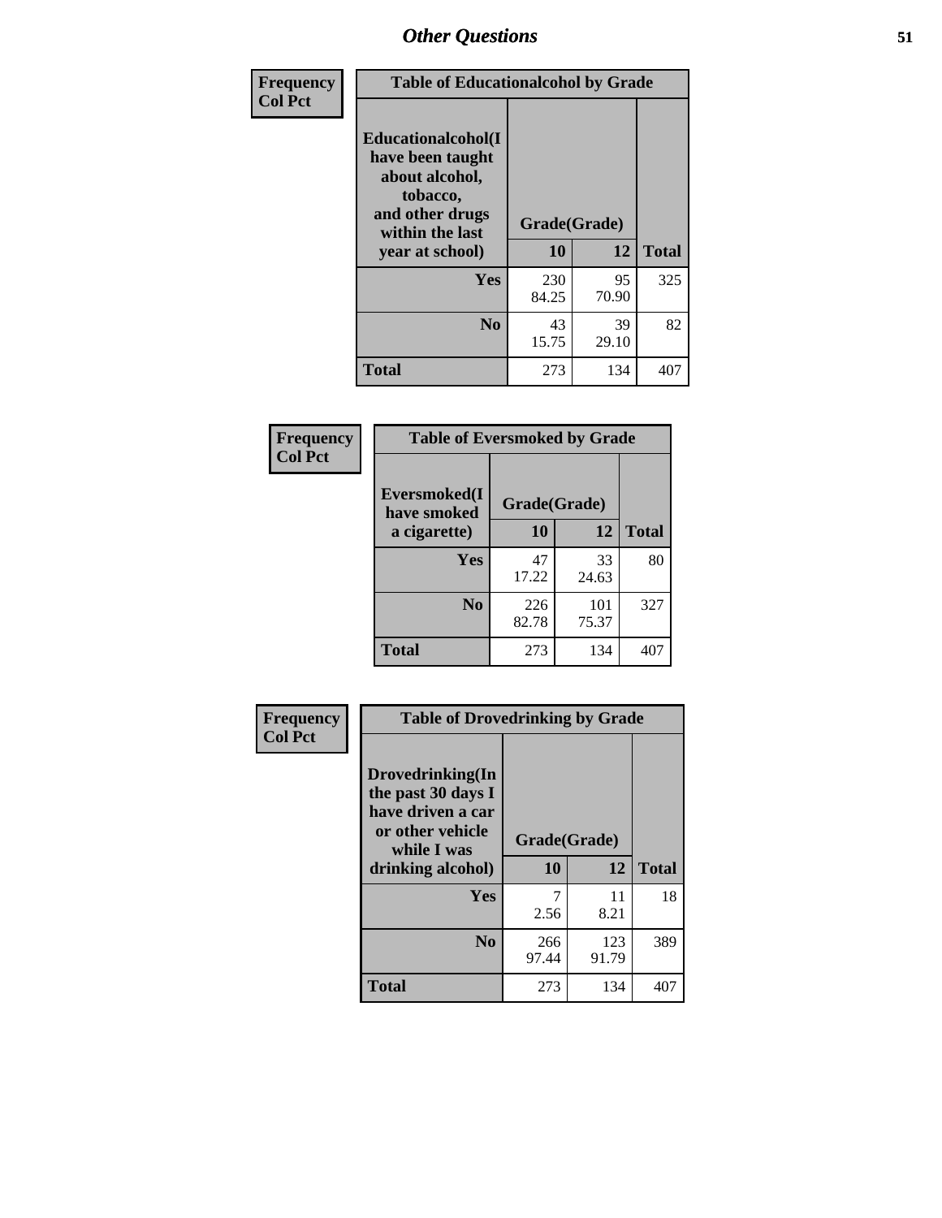# Other Questions

| Frequency<br>Col Pct | Table of Educationalcohol by Grade | | |
|---|---|---|---|
| Educationalcohol(I have been taught about alcohol, tobacco, and other drugs within the last year at school) | Grade(Grade) | | |
| | 10 | 12 | Total |
| Yes | 230<br>84.25 | 95<br>70.90 | 325 |
| No | 43<br>15.75 | 39<br>29.10 | 82 |
| Total | 273 | 134 | 407 |

| Frequency<br>Col Pct | Table of Eversmoked by Grade | | |
|---|---|---|---|
| Eversmoked(I have smoked a cigarette) | Grade(Grade) | | |
| | 10 | 12 | Total |
| Yes | 47<br>17.22 | 33<br>24.63 | 80 |
| No | 226<br>82.78 | 101<br>75.37 | 327 |
| Total | 273 | 134 | 407 |

| Frequency<br>Col Pct | Table of Drovedrinking by Grade | | |
|---|---|---|---|
| Drovedrinking(In the past 30 days I have driven a car or other vehicle while I was drinking alcohol) | Grade(Grade) | | |
| | 10 | 12 | Total |
| Yes | 7<br>2.56 | 11<br>8.21 | 18 |
| No | 266<br>97.44 | 123<br>91.79 | 389 |
| Total | 273 | 134 | 407 |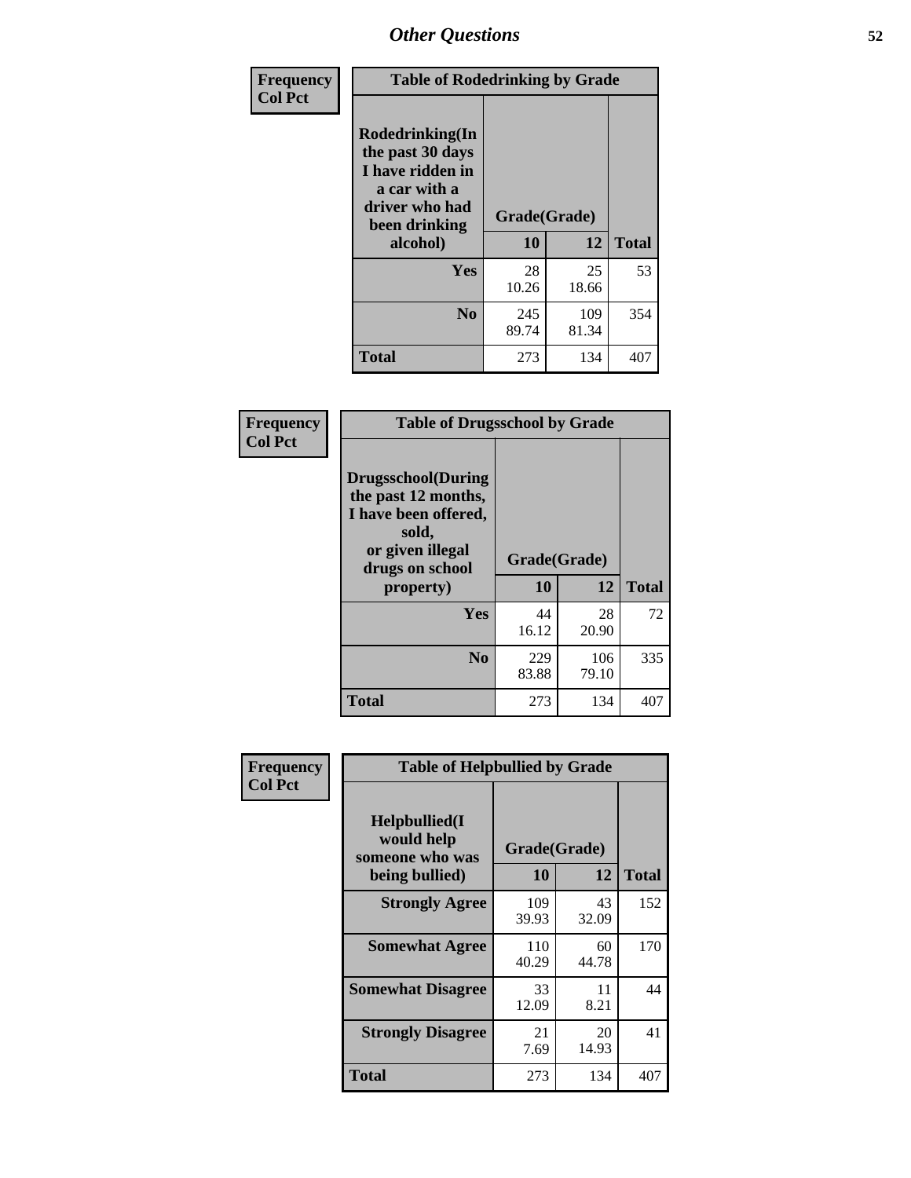## Other Questions

**Frequency**
**Col Pct**

| Table of Rodedrinking by Grade | | | |
|---|---|---|---|
| **Rodedrinking(In the past 30 days I have ridden in a car with a driver who had been drinking alcohol)** | **Grade(Grade)** | | |
| | **10** | **12** | **Total** |
| **Yes** | 28<br>10.26 | 25<br>18.66 | 53 |
| **No** | 245<br>89.74 | 109<br>81.34 | 354 |
| **Total** | 273 | 134 | 407 |

**Frequency**
**Col Pct**

| Table of Drugsschool by Grade | | | |
|---|---|---|---|
| **Drugsschool(During the past 12 months, I have been offered, sold, or given illegal drugs on school property)** | **Grade(Grade)** | | |
| | **10** | **12** | **Total** |
| **Yes** | 44<br>16.12 | 28<br>20.90 | 72 |
| **No** | 229<br>83.88 | 106<br>79.10 | 335 |
| **Total** | 273 | 134 | 407 |

**Frequency**
**Col Pct**

| Table of Helpbullied by Grade | | | |
|---|---|---|---|
| **Helpbullied(I would help someone who was being bullied)** | **Grade(Grade)** | | |
| | **10** | **12** | **Total** |
| **Strongly Agree** | 109<br>39.93 | 43<br>32.09 | 152 |
| **Somewhat Agree** | 110<br>40.29 | 60<br>44.78 | 170 |
| **Somewhat Disagree** | 33<br>12.09 | 11<br>8.21 | 44 |
| **Strongly Disagree** | 21<br>7.69 | 20<br>14.93 | 41 |
| **Total** | 273 | 134 | 407 |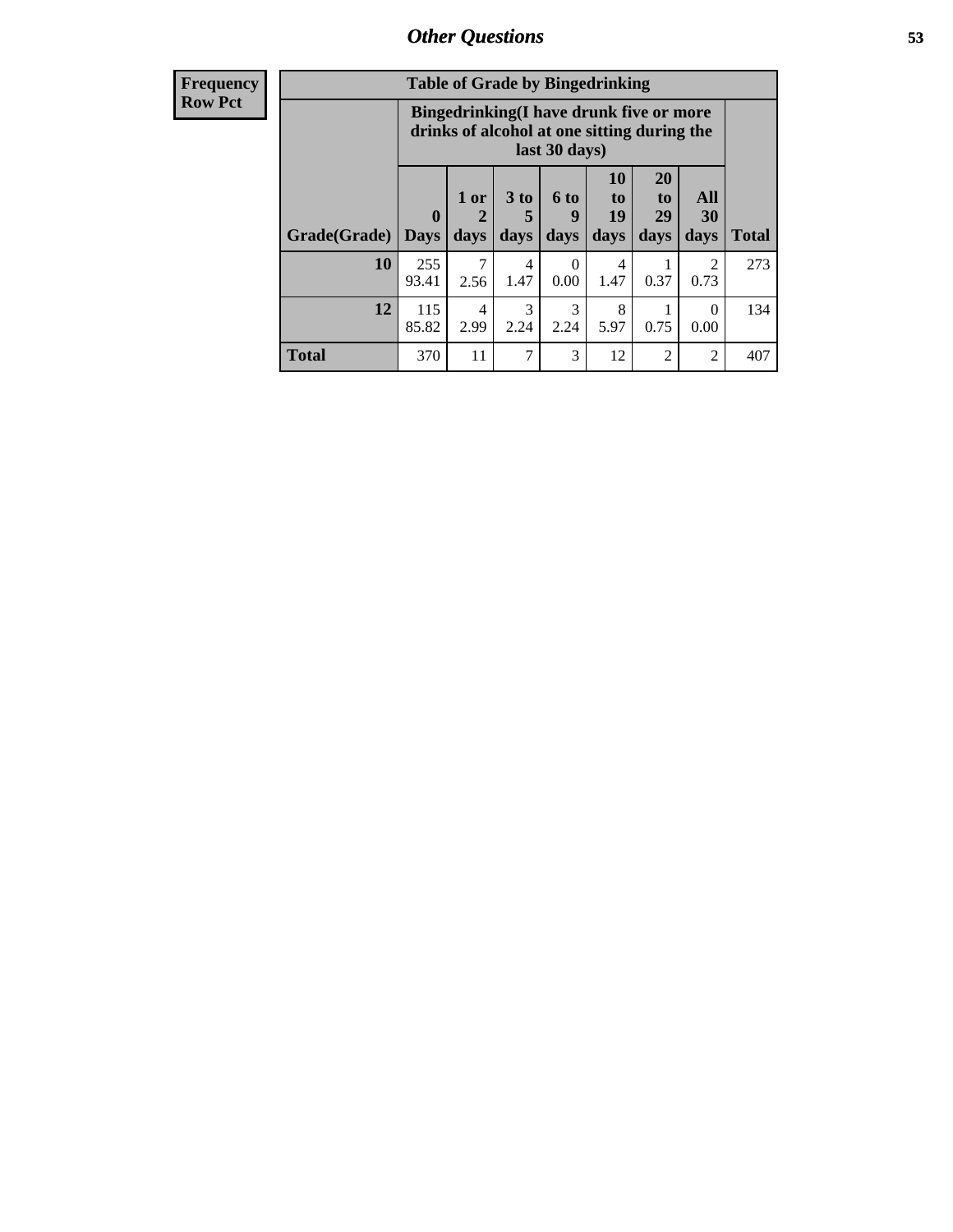| Frequency Row Pct | Table of Grade by Bingedrinking | | | | | | | |
|---|---|---|---|---|---|---|---|---|
| | Bingedrinking(I have drunk five or more drinks of alcohol at one sitting during the last 30 days) | | | | | | | |
| Grade(Grade) | 0 Days | 1 or 2 days | 3 to 5 days | 6 to 9 days | 10 to 19 days | 20 to 29 days | All 30 days | Total |
| 10 | 255<br>93.41 | 7<br>2.56 | 4<br>1.47 | 0<br>0.00 | 4<br>1.47 | 1<br>0.37 | 2<br>0.73 | 273 |
| 12 | 115<br>85.82 | 4<br>2.99 | 3<br>2.24 | 3<br>2.24 | 8<br>5.97 | 1<br>0.75 | 0<br>0.00 | 134 |
| Total | 370 | 11 | 7 | 3 | 12 | 2 | 2 | 407 |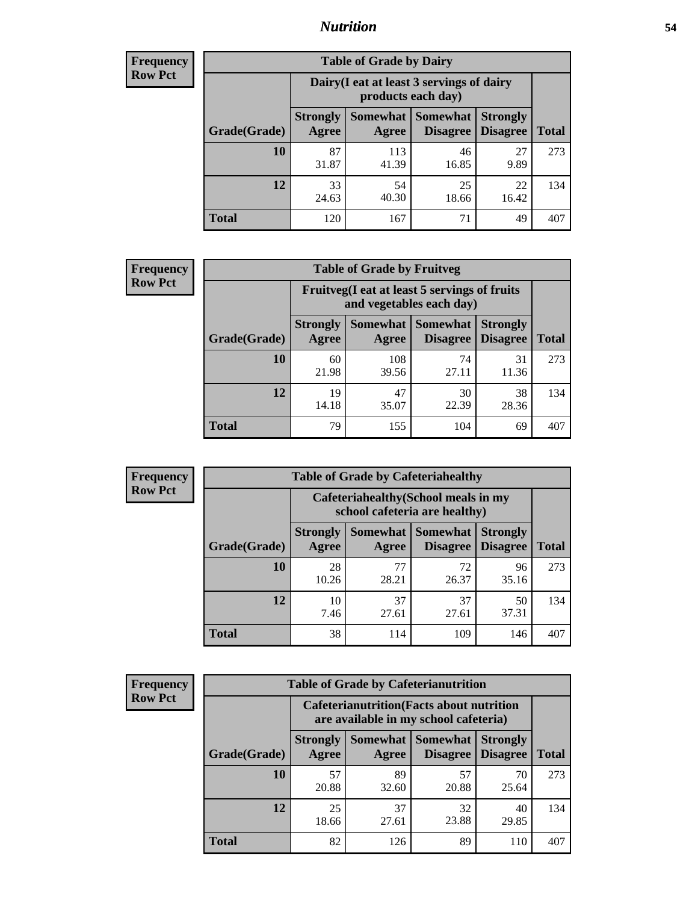## Nutrition

**Frequency**
**Row Pct**

| Table of Grade by Dairy | | | | | |
|---|---|---|---|---|---|
| | Dairy(I eat at least 3 servings of dairy products each day) | | | | |
| Grade(Grade) | Strongly Agree | Somewhat Agree | Somewhat Disagree | Strongly Disagree | Total |
| **10** | 87<br>31.87 | 113<br>41.39 | 46<br>16.85 | 27<br>9.89 | 273 |
| **12** | 33<br>24.63 | 54<br>40.30 | 25<br>18.66 | 22<br>16.42 | 134 |
| **Total** | 120 | 167 | 71 | 49 | 407 |

**Frequency**
**Row Pct**

| Table of Grade by Fruitveg | | | | | |
|---|---|---|---|---|---|
| | Fruitveg(I eat at least 5 servings of fruits and vegetables each day) | | | | |
| Grade(Grade) | Strongly Agree | Somewhat Agree | Somewhat Disagree | Strongly Disagree | Total |
| **10** | 60<br>21.98 | 108<br>39.56 | 74<br>27.11 | 31<br>11.36 | 273 |
| **12** | 19<br>14.18 | 47<br>35.07 | 30<br>22.39 | 38<br>28.36 | 134 |
| **Total** | 79 | 155 | 104 | 69 | 407 |

**Frequency**
**Row Pct**

| Table of Grade by Cafeteriahealthy | | | | | |
|---|---|---|---|---|---|
| | Cafeteriahealthy(School meals in my school cafeteria are healthy) | | | | |
| Grade(Grade) | Strongly Agree | Somewhat Agree | Somewhat Disagree | Strongly Disagree | Total |
| **10** | 28<br>10.26 | 77<br>28.21 | 72<br>26.37 | 96<br>35.16 | 273 |
| **12** | 10<br>7.46 | 37<br>27.61 | 37<br>27.61 | 50<br>37.31 | 134 |
| **Total** | 38 | 114 | 109 | 146 | 407 |

**Frequency**
**Row Pct**

| Table of Grade by Cafeterianutrition | | | | | |
|---|---|---|---|---|---|
| | Cafeterianutrition(Facts about nutrition are available in my school cafeteria) | | | | |
| Grade(Grade) | Strongly Agree | Somewhat Agree | Somewhat Disagree | Strongly Disagree | Total |
| **10** | 57<br>20.88 | 89<br>32.60 | 57<br>20.88 | 70<br>25.64 | 273 |
| **12** | 25<br>18.66 | 37<br>27.61 | 32<br>23.88 | 40<br>29.85 | 134 |
| **Total** | 82 | 126 | 89 | 110 | 407 |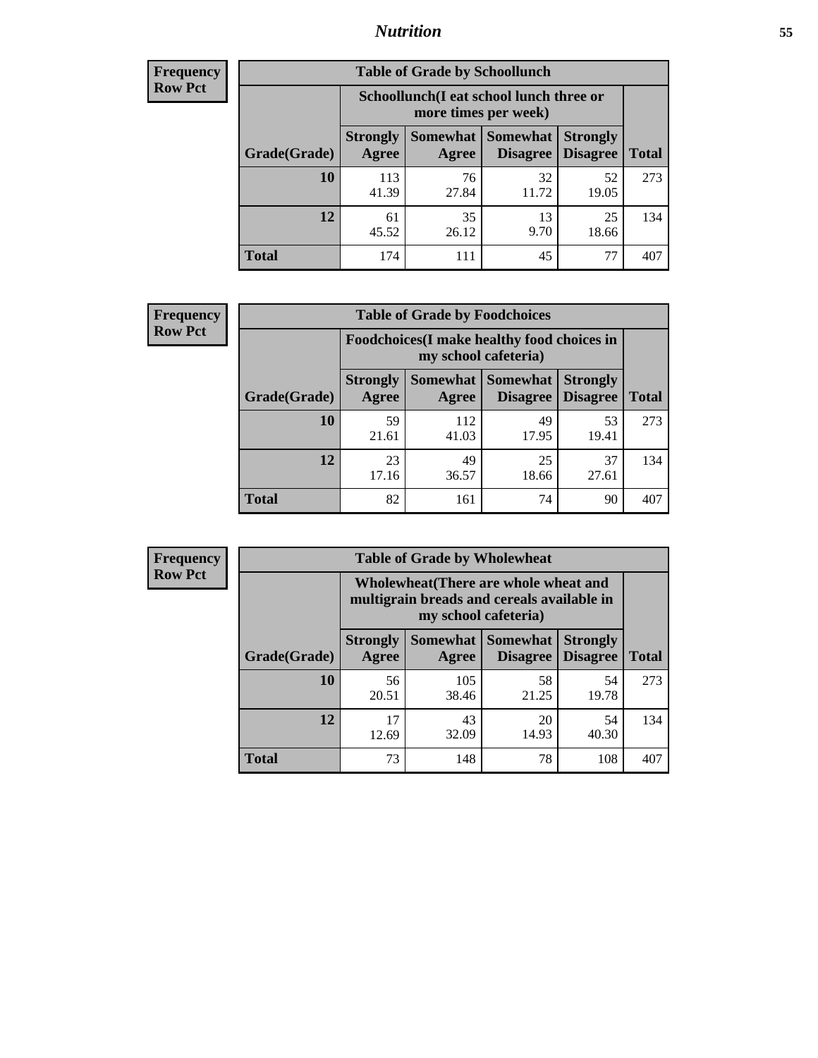# Nutrition

**Frequency**
**Row Pct**

| Table of Grade by Schoollunch | | | | | |
|---|---|---|---|---|---|
| | Schoollunch(I eat school lunch three or more times per week) | | | | |
| Grade(Grade) | Strongly Agree | Somewhat Agree | Somewhat Disagree | Strongly Disagree | Total |
| 10 | 113<br>41.39 | 76<br>27.84 | 32<br>11.72 | 52<br>19.05 | 273 |
| 12 | 61<br>45.52 | 35<br>26.12 | 13<br>9.70 | 25<br>18.66 | 134 |
| Total | 174 | 111 | 45 | 77 | 407 |

**Frequency**
**Row Pct**

| Table of Grade by Foodchoices | | | | | |
|---|---|---|---|---|---|
| | Foodchoices(I make healthy food choices in my school cafeteria) | | | | |
| Grade(Grade) | Strongly Agree | Somewhat Agree | Somewhat Disagree | Strongly Disagree | Total |
| 10 | 59<br>21.61 | 112<br>41.03 | 49<br>17.95 | 53<br>19.41 | 273 |
| 12 | 23<br>17.16 | 49<br>36.57 | 25<br>18.66 | 37<br>27.61 | 134 |
| Total | 82 | 161 | 74 | 90 | 407 |

**Frequency**
**Row Pct**

| Table of Grade by Wholewheat | | | | | |
|---|---|---|---|---|---|
| | Wholewheat(There are whole wheat and multigrain breads and cereals available in my school cafeteria) | | | | |
| Grade(Grade) | Strongly Agree | Somewhat Agree | Somewhat Disagree | Strongly Disagree | Total |
| 10 | 56<br>20.51 | 105<br>38.46 | 58<br>21.25 | 54<br>19.78 | 273 |
| 12 | 17<br>12.69 | 43<br>32.09 | 20<br>14.93 | 54<br>40.30 | 134 |
| Total | 73 | 148 | 78 | 108 | 407 |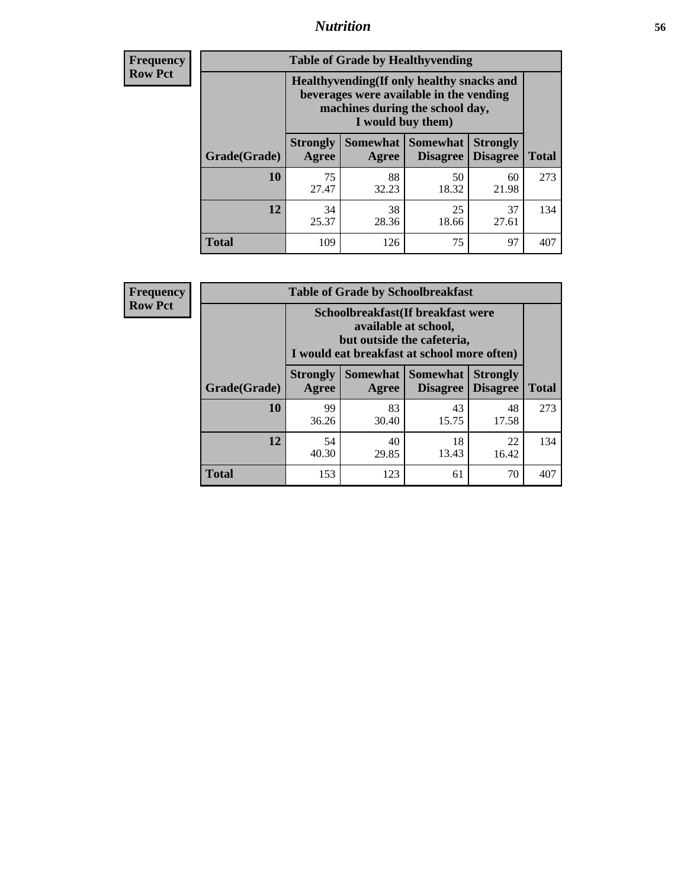| Frequency Row Pct |
|---|

**Table of Grade by Healthyvending**

| Grade(Grade) | Healthyvending(If only healthy snacks and beverages were available in the vending machines during the school day, I would buy them) | | | | Total |
|---|---|---|---|---|---|
| | Strongly Agree | Somewhat Agree | Somewhat Disagree | Strongly Disagree | |
| 10 | 75<br>27.47 | 88<br>32.23 | 50<br>18.32 | 60<br>21.98 | 273 |
| 12 | 34<br>25.37 | 38<br>28.36 | 25<br>18.66 | 37<br>27.61 | 134 |
| Total | 109 | 126 | 75 | 97 | 407 |

| Frequency Row Pct |
|---|

**Table of Grade by Schoolbreakfast**

| Grade(Grade) | Schoolbreakfast(If breakfast were available at school, but outside the cafeteria, I would eat breakfast at school more often) | | | | Total |
|---|---|---|---|---|---|
| | Strongly Agree | Somewhat Agree | Somewhat Disagree | Strongly Disagree | |
| 10 | 99<br>36.26 | 83<br>30.40 | 43<br>15.75 | 48<br>17.58 | 273 |
| 12 | 54<br>40.30 | 40<br>29.85 | 18<br>13.43 | 22<br>16.42 | 134 |
| Total | 153 | 123 | 61 | 70 | 407 |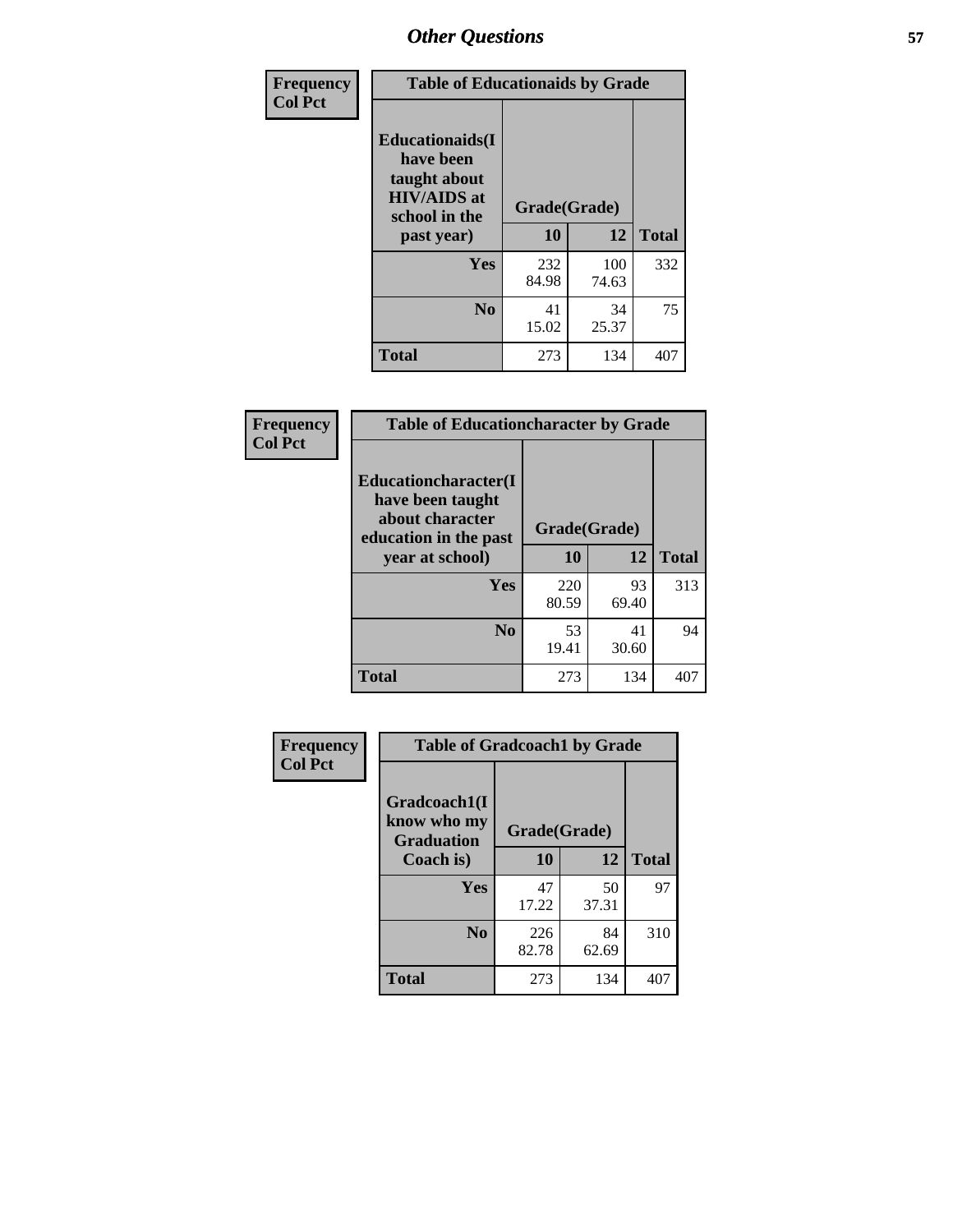## Other Questions

**Frequency**
**Col Pct**

**Table of Educationaids by Grade**

| Educationaids(I have been taught about HIV/AIDS at school in the past year) | Grade(Grade) 10 | 12 | Total |
|---|---|---|---|
| **Yes** | 232<br>84.98 | 100<br>74.63 | 332 |
| **No** | 41<br>15.02 | 34<br>25.37 | 75 |
| **Total** | 273 | 134 | 407 |

**Frequency**
**Col Pct**

**Table of Educationcharacter by Grade**

| Educationcharacter(I have been taught about character education in the past year at school) | Grade(Grade) 10 | 12 | Total |
|---|---|---|---|
| **Yes** | 220<br>80.59 | 93<br>69.40 | 313 |
| **No** | 53<br>19.41 | 41<br>30.60 | 94 |
| **Total** | 273 | 134 | 407 |

**Frequency**
**Col Pct**

**Table of Gradcoach1 by Grade**

| Gradcoach1(I know who my Graduation Coach is) | Grade(Grade) 10 | 12 | Total |
|---|---|---|---|
| **Yes** | 47<br>17.22 | 50<br>37.31 | 97 |
| **No** | 226<br>82.78 | 84<br>62.69 | 310 |
| **Total** | 273 | 134 | 407 |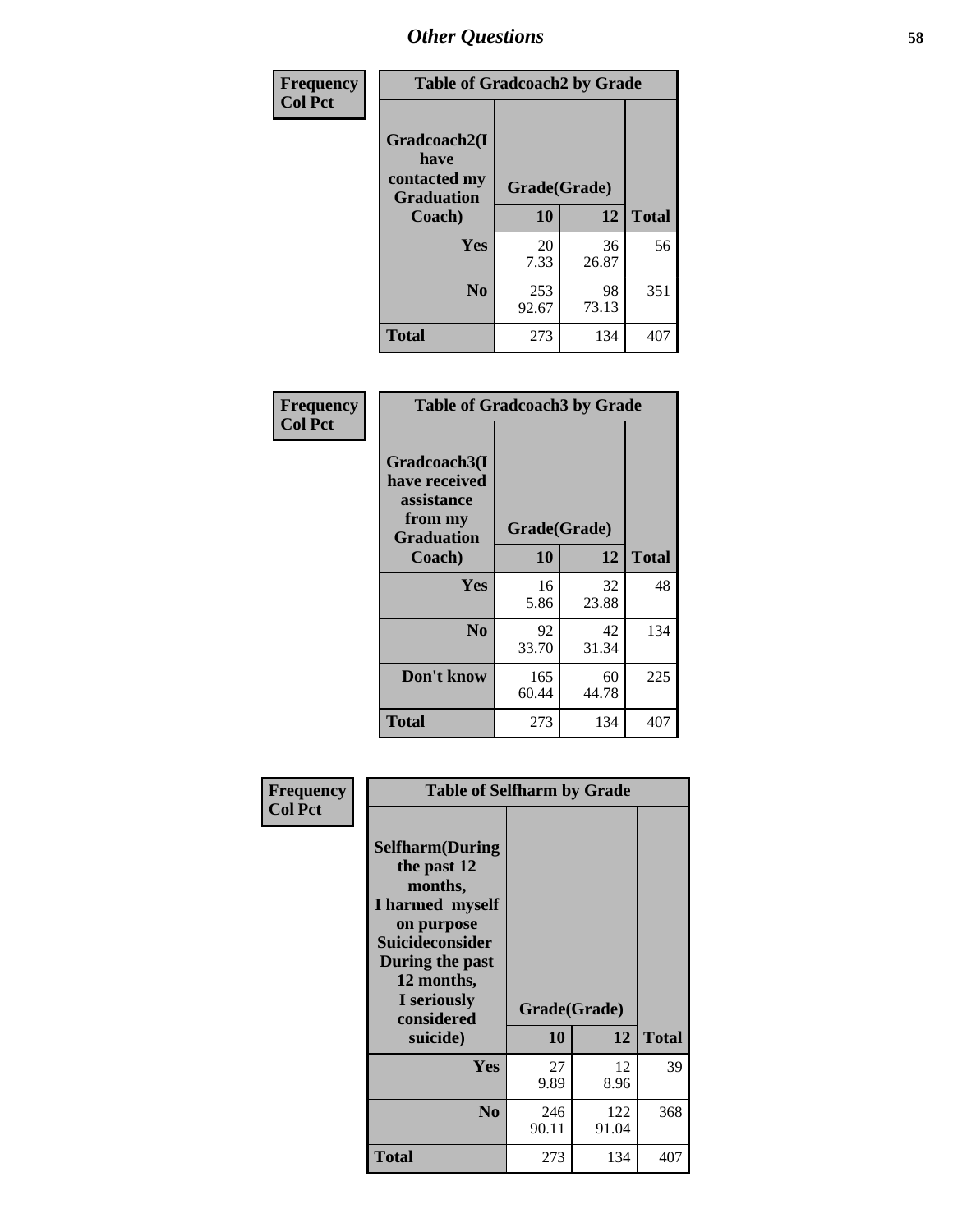# Other Questions

**Frequency**
**Col Pct**

| Table of Gradcoach2 by Grade | | | |
|---|---|---|---|
| Gradcoach2(I have contacted my Graduation Coach) | Grade(Grade) | | |
| | 10 | 12 | Total |
| Yes | 20<br>7.33 | 36<br>26.87 | 56 |
| No | 253<br>92.67 | 98<br>73.13 | 351 |
| Total | 273 | 134 | 407 |

**Frequency**
**Col Pct**

| Table of Gradcoach3 by Grade | | | |
|---|---|---|---|
| Gradcoach3(I have received assistance from my Graduation Coach) | Grade(Grade) | | |
| | 10 | 12 | Total |
| Yes | 16<br>5.86 | 32<br>23.88 | 48 |
| No | 92<br>33.70 | 42<br>31.34 | 134 |
| Don't know | 165<br>60.44 | 60<br>44.78 | 225 |
| Total | 273 | 134 | 407 |

**Frequency**
**Col Pct**

| Table of Selfharm by Grade | | | |
|---|---|---|---|
| Selfharm(During the past 12 months, I harmed myself on purpose Suicideconsider During the past 12 months, I seriously considered suicide) | Grade(Grade) | | |
| | 10 | 12 | Total |
| Yes | 27<br>9.89 | 12<br>8.96 | 39 |
| No | 246<br>90.11 | 122<br>91.04 | 368 |
| Total | 273 | 134 | 407 |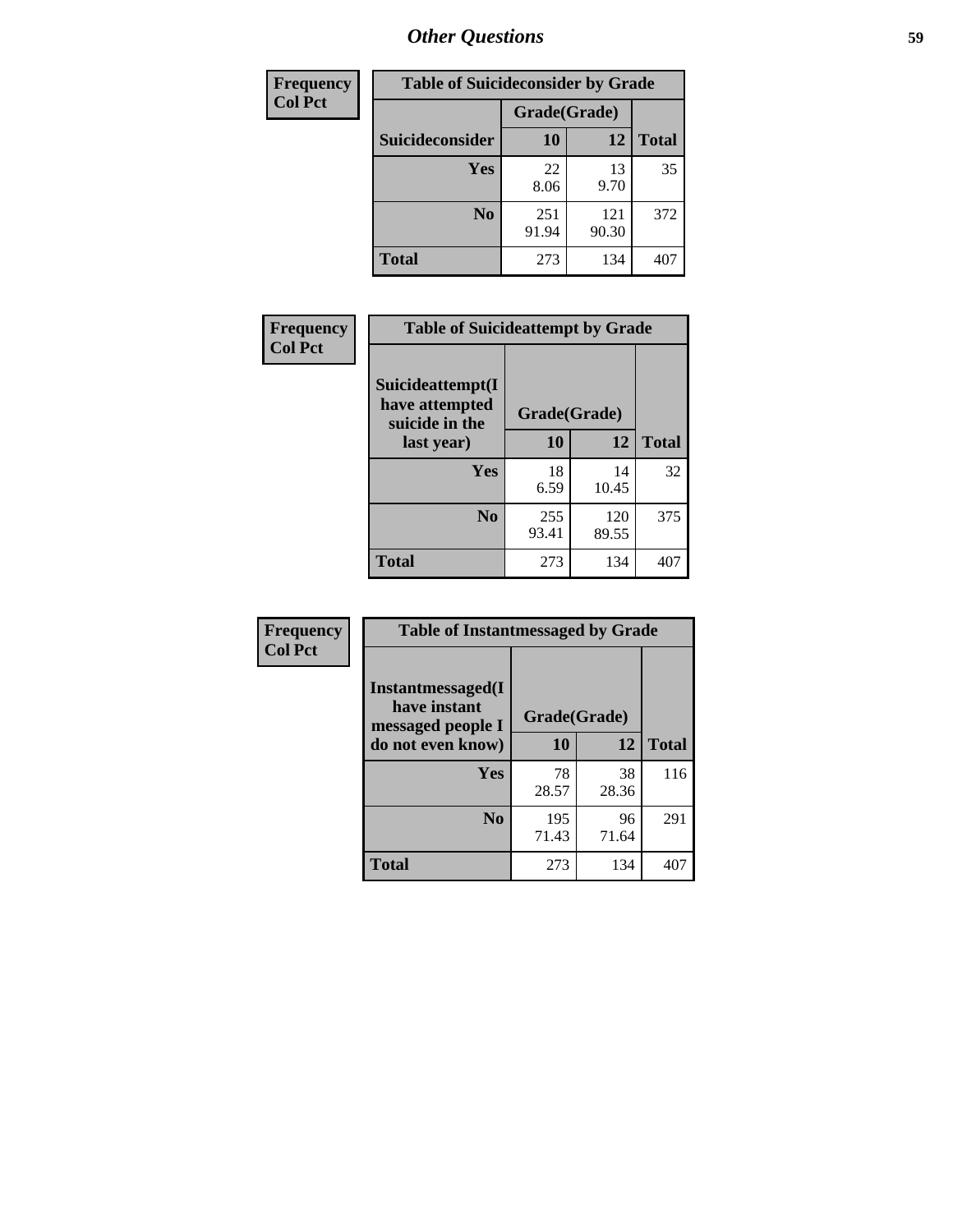## Other Questions

| Frequency<br>Col Pct |
|---|

**Table of Suicideconsider by Grade**

| Suicideconsider | Grade(Grade) 10 | 12 | Total |
|---|---|---|---|
| Yes | 22<br>8.06 | 13<br>9.70 | 35 |
| No | 251<br>91.94 | 121<br>90.30 | 372 |
| Total | 273 | 134 | 407 |

| Frequency<br>Col Pct |
|---|

**Table of Suicideattempt by Grade**

| Suicideattempt(I have attempted suicide in the last year) | Grade(Grade) 10 | 12 | Total |
|---|---|---|---|
| Yes | 18<br>6.59 | 14<br>10.45 | 32 |
| No | 255<br>93.41 | 120<br>89.55 | 375 |
| Total | 273 | 134 | 407 |

| Frequency<br>Col Pct |
|---|

**Table of Instantmessaged by Grade**

| Instantmessaged(I have instant messaged people I do not even know) | Grade(Grade) 10 | 12 | Total |
|---|---|---|---|
| Yes | 78<br>28.57 | 38<br>28.36 | 116 |
| No | 195<br>71.43 | 96<br>71.64 | 291 |
| Total | 273 | 134 | 407 |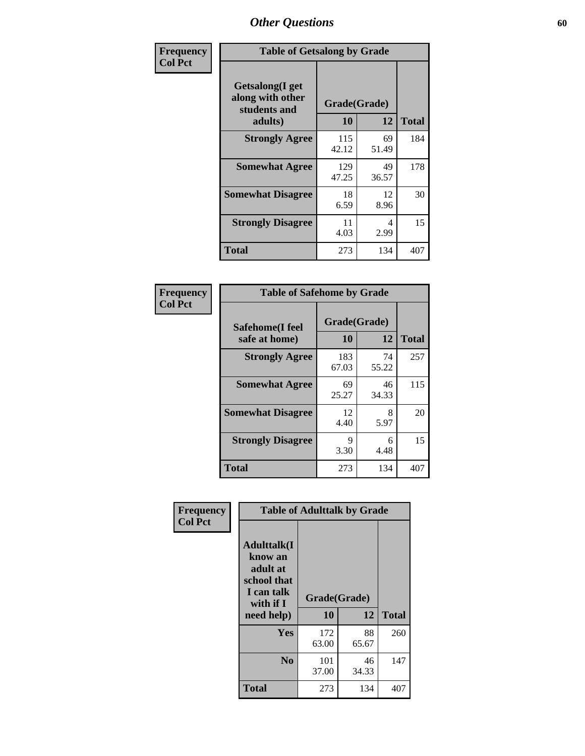## Other Questions

Frequency
Col Pct

**Table of Getsalong by Grade**

| Getsalong(I get along with other students and adults) | Grade(Grade) | | Total |
|---|---|---|---|
| | 10 | 12 | |
| **Strongly Agree** | 115<br>42.12 | 69<br>51.49 | 184 |
| **Somewhat Agree** | 129<br>47.25 | 49<br>36.57 | 178 |
| **Somewhat Disagree** | 18<br>6.59 | 12<br>8.96 | 30 |
| **Strongly Disagree** | 11<br>4.03 | 4<br>2.99 | 15 |
| **Total** | 273 | 134 | 407 |

Frequency
Col Pct

**Table of Safehome by Grade**

| Safehome(I feel safe at home) | Grade(Grade) | | Total |
|---|---|---|---|
| | 10 | 12 | |
| **Strongly Agree** | 183<br>67.03 | 74<br>55.22 | 257 |
| **Somewhat Agree** | 69<br>25.27 | 46<br>34.33 | 115 |
| **Somewhat Disagree** | 12<br>4.40 | 8<br>5.97 | 20 |
| **Strongly Disagree** | 9<br>3.30 | 6<br>4.48 | 15 |
| **Total** | 273 | 134 | 407 |

Frequency
Col Pct

**Table of Adulttalk by Grade**

| Adulttalk(I know an adult at school that I can talk with if I need help) | Grade(Grade) | | Total |
|---|---|---|---|
| | 10 | 12 | |
| **Yes** | 172<br>63.00 | 88<br>65.67 | 260 |
| **No** | 101<br>37.00 | 46<br>34.33 | 147 |
| **Total** | 273 | 134 | 407 |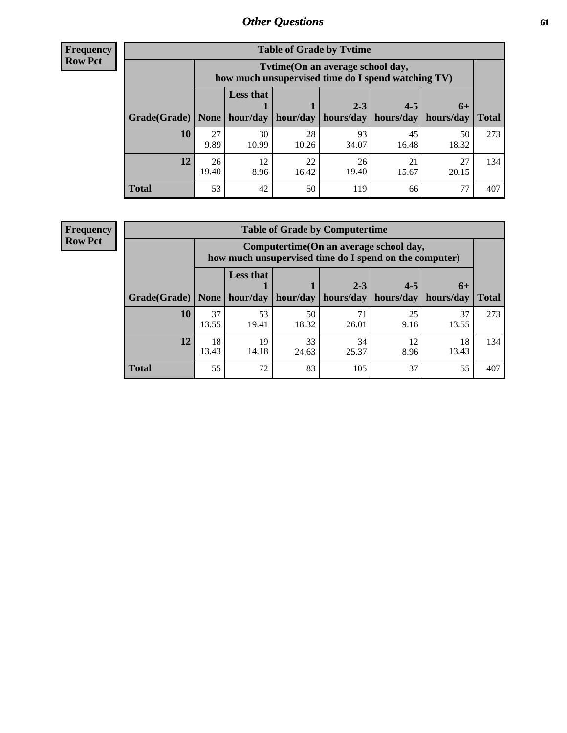## Other Questions

**Frequency**
**Row Pct**

| Table of Grade by Tvtime | | | | | | | |
|---|---|---|---|---|---|---|---|
| | Tvtime(On an average school day, how much unsupervised time do I spend watching TV) | | | | | | |
| Grade(Grade) | None | Less that 1 hour/day | 1 hour/day | 2-3 hours/day | 4-5 hours/day | 6+ hours/day | Total |
| **10** | 27<br>9.89 | 30<br>10.99 | 28<br>10.26 | 93<br>34.07 | 45<br>16.48 | 50<br>18.32 | 273 |
| **12** | 26<br>19.40 | 12<br>8.96 | 22<br>16.42 | 26<br>19.40 | 21<br>15.67 | 27<br>20.15 | 134 |
| **Total** | 53 | 42 | 50 | 119 | 66 | 77 | 407 |

**Frequency**
**Row Pct**

| Table of Grade by Computertime | | | | | | | |
|---|---|---|---|---|---|---|---|
| | Computertime(On an average school day, how much unsupervised time do I spend on the computer) | | | | | | |
| Grade(Grade) | None | Less that 1 hour/day | 1 hour/day | 2-3 hours/day | 4-5 hours/day | 6+ hours/day | Total |
| **10** | 37<br>13.55 | 53<br>19.41 | 50<br>18.32 | 71<br>26.01 | 25<br>9.16 | 37<br>13.55 | 273 |
| **12** | 18<br>13.43 | 19<br>14.18 | 33<br>24.63 | 34<br>25.37 | 12<br>8.96 | 18<br>13.43 | 134 |
| **Total** | 55 | 72 | 83 | 105 | 37 | 55 | 407 |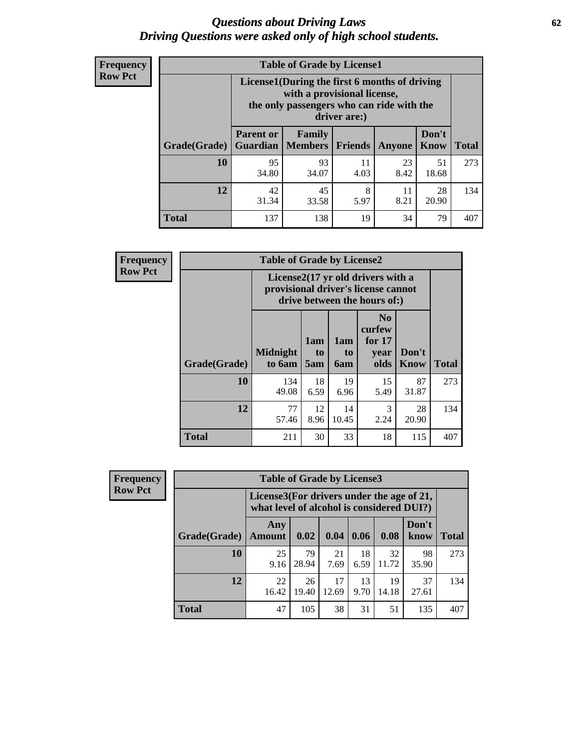# Questions about Driving Laws
## Driving Questions were asked only of high school students.

**Frequency**
**Row Pct**

**Table of Grade by License1**

| Grade(Grade) | License1(During the first 6 months of driving with a provisional license, the only passengers who can ride with the driver are:) | | | | | Total |
|---|---|---|---|---|---|---|
| | Parent or Guardian | Family Members | Friends | Anyone | Don't Know | |
| 10 | 95<br>34.80 | 93<br>34.07 | 11<br>4.03 | 23<br>8.42 | 51<br>18.68 | 273 |
| 12 | 42<br>31.34 | 45<br>33.58 | 8<br>5.97 | 11<br>8.21 | 28<br>20.90 | 134 |
| Total | 137 | 138 | 19 | 34 | 79 | 407 |

**Frequency**
**Row Pct**

**Table of Grade by License2**

| Grade(Grade) | License2(17 yr old drivers with a provisional driver's license cannot drive between the hours of:) | | | | | Total |
|---|---|---|---|---|---|---|
| | Midnight to 6am | 1am to 5am | 1am to 6am | No curfew for 17 year olds | Don't Know | |
| 10 | 134<br>49.08 | 18<br>6.59 | 19<br>6.96 | 15<br>5.49 | 87<br>31.87 | 273 |
| 12 | 77<br>57.46 | 12<br>8.96 | 14<br>10.45 | 3<br>2.24 | 28<br>20.90 | 134 |
| Total | 211 | 30 | 33 | 18 | 115 | 407 |

**Frequency**
**Row Pct**

**Table of Grade by License3**

| Grade(Grade) | License3(For drivers under the age of 21, what level of alcohol is considered DUI?) | | | | | | Total |
|---|---|---|---|---|---|---|---|
| | Any Amount | 0.02 | 0.04 | 0.06 | 0.08 | Don't know | |
| 10 | 25<br>9.16 | 79<br>28.94 | 21<br>7.69 | 18<br>6.59 | 32<br>11.72 | 98<br>35.90 | 273 |
| 12 | 22<br>16.42 | 26<br>19.40 | 17<br>12.69 | 13<br>9.70 | 19<br>14.18 | 37<br>27.61 | 134 |
| Total | 47 | 105 | 38 | 31 | 51 | 135 | 407 |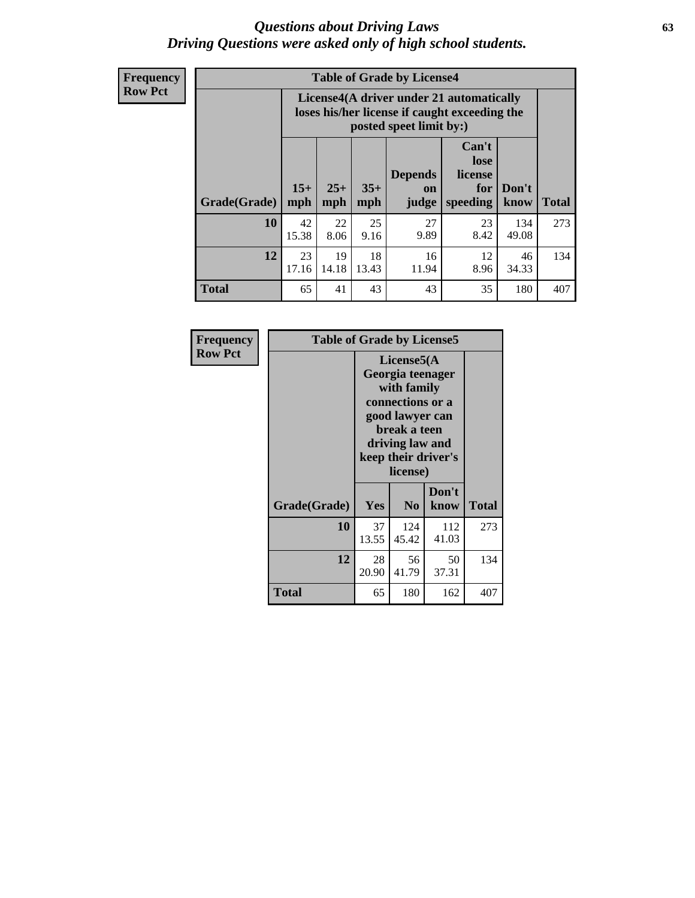# Questions about Driving Laws
# Driving Questions were asked only of high school students.

**Frequency**
**Row Pct**

**Table of Grade by License4**

| Grade(Grade) | License4(A driver under 21 automatically loses his/her license if caught exceeding the posted speet limit by:) | | | | | | Total |
|---|---|---|---|---|---|---|---|
| | 15+ mph | 25+ mph | 35+ mph | Depends on judge | Can't lose license for speeding | Don't know | |
| **10** | 42<br>15.38 | 22<br>8.06 | 25<br>9.16 | 27<br>9.89 | 23<br>8.42 | 134<br>49.08 | 273 |
| **12** | 23<br>17.16 | 19<br>14.18 | 18<br>13.43 | 16<br>11.94 | 12<br>8.96 | 46<br>34.33 | 134 |
| **Total** | 65 | 41 | 43 | 43 | 35 | 180 | 407 |

**Frequency**
**Row Pct**

**Table of Grade by License5**

| Grade(Grade) | License5(A Georgia teenager with family connections or a good lawyer can break a teen driving law and keep their driver's license) | | | Total |
|---|---|---|---|---|
| | Yes | No | Don't know | |
| **10** | 37<br>13.55 | 124<br>45.42 | 112<br>41.03 | 273 |
| **12** | 28<br>20.90 | 56<br>41.79 | 50<br>37.31 | 134 |
| **Total** | 65 | 180 | 162 | 407 |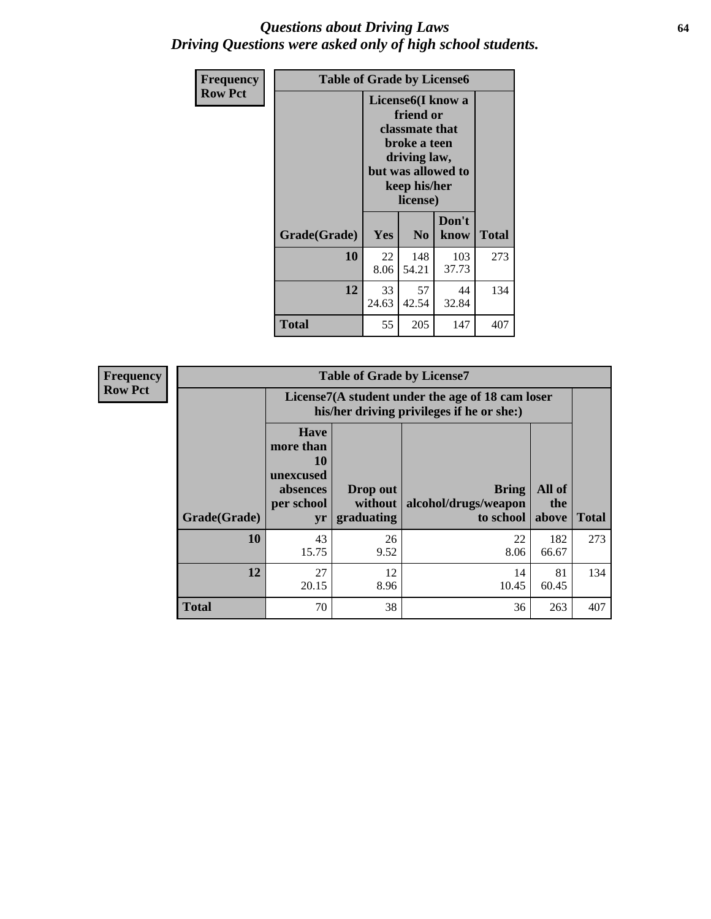# Questions about Driving Laws
## Driving Questions were asked only of high school students.

**Frequency**
**Row Pct**

| Table of Grade by License6 | | | | |
|---|---|---|---|---|
| | License6(I know a friend or classmate that broke a teen driving law, but was allowed to keep his/her license) | | | |
| Grade(Grade) | Yes | No | Don't know | Total |
| 10 | 22<br>8.06 | 148<br>54.21 | 103<br>37.73 | 273 |
| 12 | 33<br>24.63 | 57<br>42.54 | 44<br>32.84 | 134 |
| Total | 55 | 205 | 147 | 407 |

**Frequency**
**Row Pct**

| Table of Grade by License7 | | | | | |
|---|---|---|---|---|---|
| | License7(A student under the age of 18 cam loser his/her driving privileges if he or she:) | | | | |
| Grade(Grade) | Have more than 10 unexcused absences per school yr | Drop out without graduating | Bring alcohol/drugs/weapon to school | All of the above | Total |
| 10 | 43<br>15.75 | 26<br>9.52 | 22<br>8.06 | 182<br>66.67 | 273 |
| 12 | 27<br>20.15 | 12<br>8.96 | 14<br>10.45 | 81<br>60.45 | 134 |
| Total | 70 | 38 | 36 | 263 | 407 |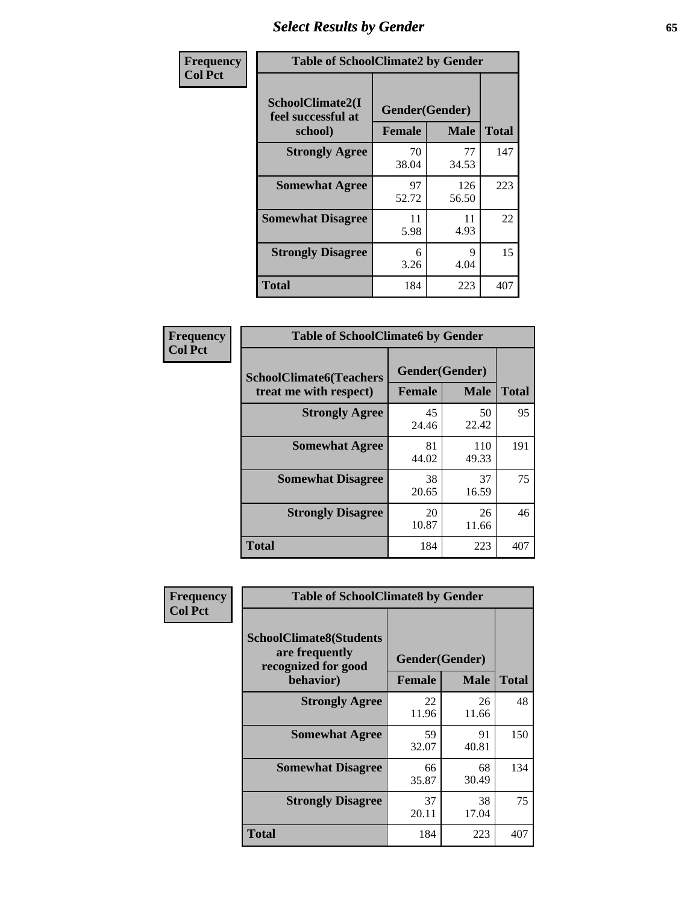# Select Results by Gender

| Frequency<br>Col Pct | | | |
|---|---|---|---|

**Table of SchoolClimate2 by Gender**

| SchoolClimate2(I feel successful at school) | Gender(Gender) | | Total |
|---|---|---|---|
| | Female | Male | |
| Strongly Agree | 70<br>38.04 | 77<br>34.53 | 147 |
| Somewhat Agree | 97<br>52.72 | 126<br>56.50 | 223 |
| Somewhat Disagree | 11<br>5.98 | 11<br>4.93 | 22 |
| Strongly Disagree | 6<br>3.26 | 9<br>4.04 | 15 |
| Total | 184 | 223 | 407 |

**Table of SchoolClimate6 by Gender**

| SchoolClimate6(Teachers treat me with respect) | Gender(Gender) | | Total |
|---|---|---|---|
| | Female | Male | |
| Strongly Agree | 45<br>24.46 | 50<br>22.42 | 95 |
| Somewhat Agree | 81<br>44.02 | 110<br>49.33 | 191 |
| Somewhat Disagree | 38<br>20.65 | 37<br>16.59 | 75 |
| Strongly Disagree | 20<br>10.87 | 26<br>11.66 | 46 |
| Total | 184 | 223 | 407 |

**Table of SchoolClimate8 by Gender**

| SchoolClimate8(Students are frequently recognized for good behavior) | Gender(Gender) | | Total |
|---|---|---|---|
| | Female | Male | |
| Strongly Agree | 22<br>11.96 | 26<br>11.66 | 48 |
| Somewhat Agree | 59<br>32.07 | 91<br>40.81 | 150 |
| Somewhat Disagree | 66<br>35.87 | 68<br>30.49 | 134 |
| Strongly Disagree | 37<br>20.11 | 38<br>17.04 | 75 |
| Total | 184 | 223 | 407 |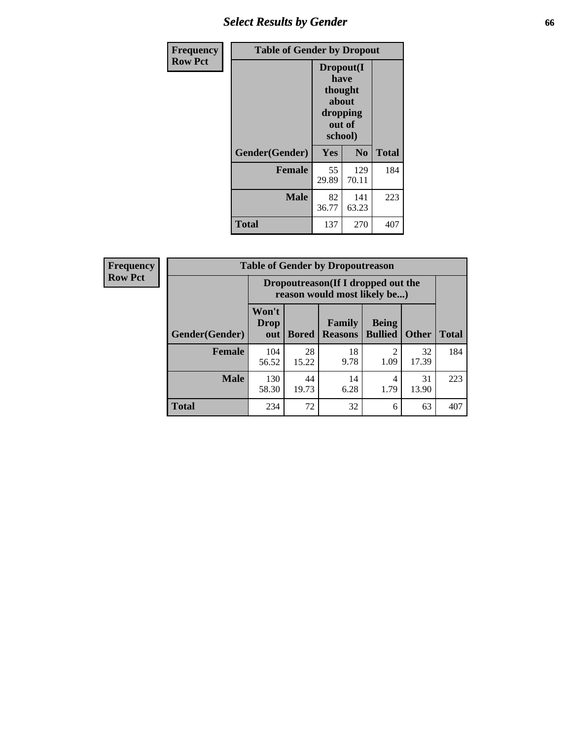# Select Results by Gender

**Frequency**
**Row Pct**

| Table of Gender by Dropout | | | |
|---|---|---|---|
| | Dropout(I have thought about dropping out of school) | | |
| Gender(Gender) | Yes | No | Total |
| Female | 55<br>29.89 | 129<br>70.11 | 184 |
| Male | 82<br>36.77 | 141<br>63.23 | 223 |
| Total | 137 | 270 | 407 |

**Frequency**
**Row Pct**

| Table of Gender by Dropoutreason | | | | | | |
|---|---|---|---|---|---|---|
| | Dropoutreason(If I dropped out the reason would most likely be...) | | | | | |
| Gender(Gender) | Won't Drop out | Bored | Family Reasons | Being Bullied | Other | Total |
| Female | 104<br>56.52 | 28<br>15.22 | 18<br>9.78 | 2<br>1.09 | 32<br>17.39 | 184 |
| Male | 130<br>58.30 | 44<br>19.73 | 14<br>6.28 | 4<br>1.79 | 31<br>13.90 | 223 |
| Total | 234 | 72 | 32 | 6 | 63 | 407 |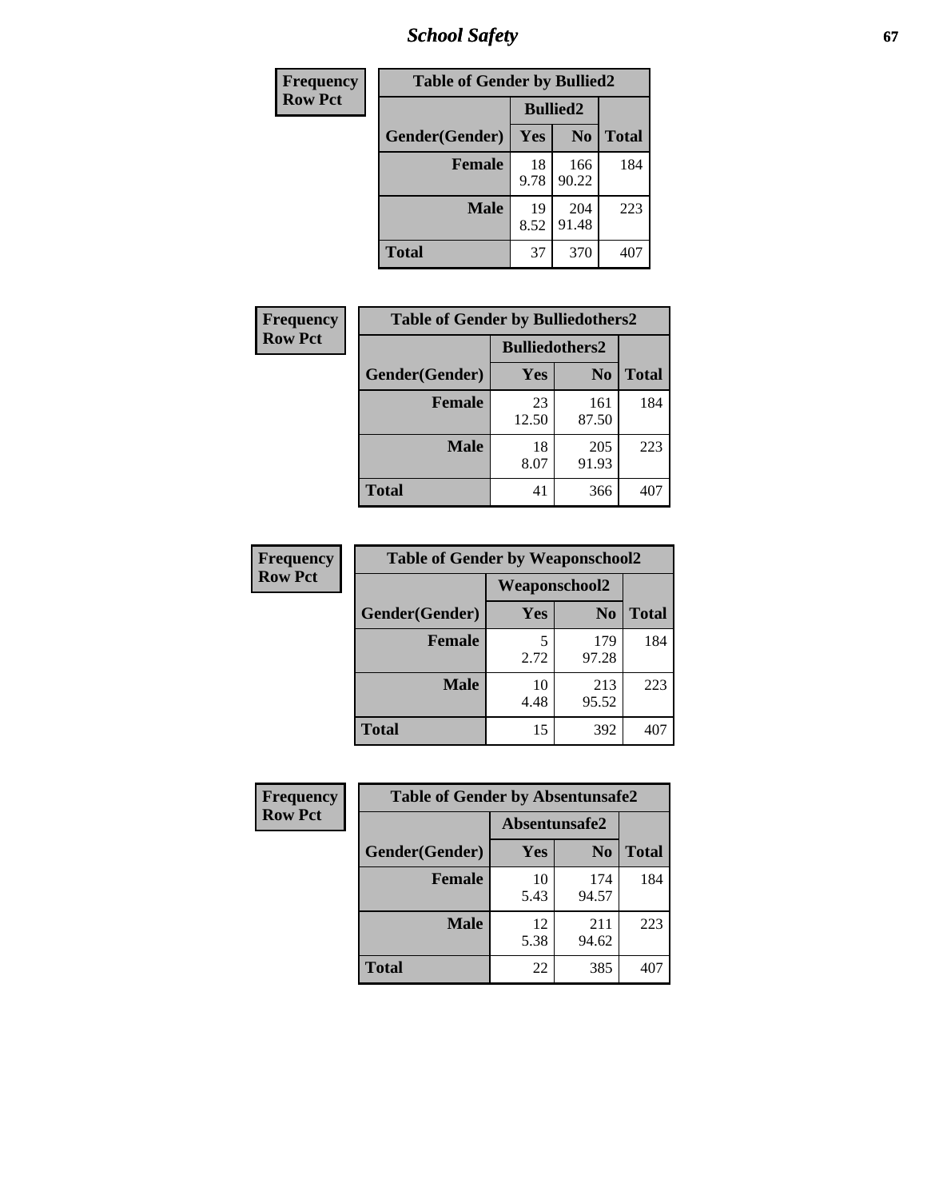| Frequency<br>Row Pct |
|---|

| Table of Gender by Bullied2 | | | |
|---|---|---|---|
| | Bullied2 | | |
| Gender(Gender) | Yes | No | Total |
| Female | 18<br>9.78 | 166<br>90.22 | 184 |
| Male | 19<br>8.52 | 204<br>91.48 | 223 |
| Total | 37 | 370 | 407 |

| Frequency<br>Row Pct |
|---|

| Table of Gender by Bulliedothers2 | | | |
|---|---|---|---|
| | Bulliedothers2 | | |
| Gender(Gender) | Yes | No | Total |
| Female | 23<br>12.50 | 161<br>87.50 | 184 |
| Male | 18<br>8.07 | 205<br>91.93 | 223 |
| Total | 41 | 366 | 407 |

| Frequency<br>Row Pct |
|---|

| Table of Gender by Weaponschool2 | | | |
|---|---|---|---|
| | Weaponschool2 | | |
| Gender(Gender) | Yes | No | Total |
| Female | 5<br>2.72 | 179<br>97.28 | 184 |
| Male | 10<br>4.48 | 213<br>95.52 | 223 |
| Total | 15 | 392 | 407 |

| Frequency<br>Row Pct |
|---|

| Table of Gender by Absentunsafe2 | | | |
|---|---|---|---|
| | Absentunsafe2 | | |
| Gender(Gender) | Yes | No | Total |
| Female | 10<br>5.43 | 174<br>94.57 | 184 |
| Male | 12<br>5.38 | 211<br>94.62 | 223 |
| Total | 22 | 385 | 407 |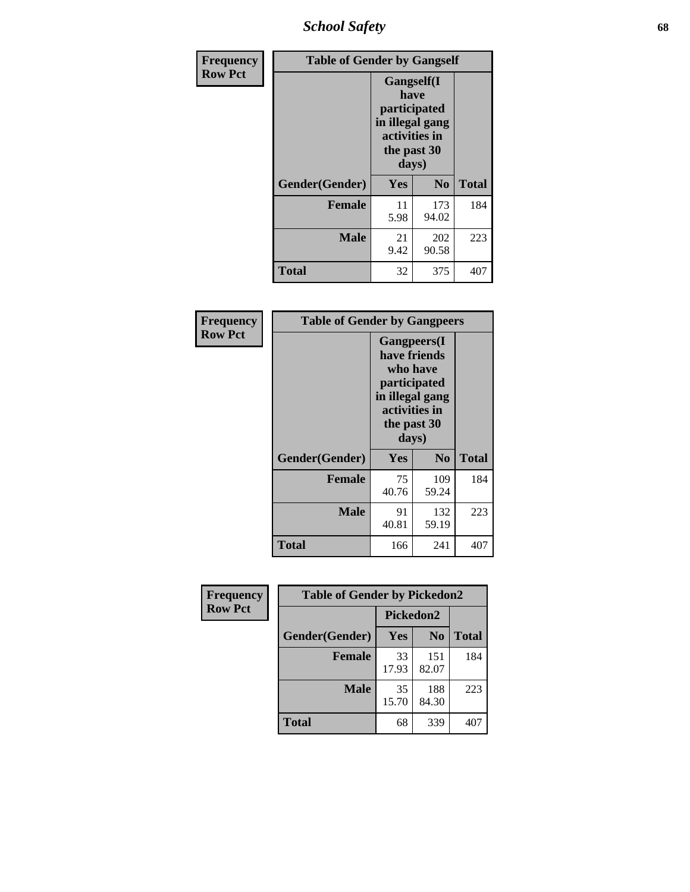| Frequency<br>Row Pct | Table of Gender by Gangself | | |
|---|---|---|---|
| | Gangself(I have participated in illegal gang activities in the past 30 days) | | |
| Gender(Gender) | Yes | No | Total |
| Female | 11<br>5.98 | 173<br>94.02 | 184 |
| Male | 21<br>9.42 | 202<br>90.58 | 223 |
| Total | 32 | 375 | 407 |

| Frequency<br>Row Pct | Table of Gender by Gangpeers | | |
|---|---|---|---|
| | Gangpeers(I have friends who have participated in illegal gang activities in the past 30 days) | | |
| Gender(Gender) | Yes | No | Total |
| Female | 75<br>40.76 | 109<br>59.24 | 184 |
| Male | 91<br>40.81 | 132<br>59.19 | 223 |
| Total | 166 | 241 | 407 |

| Frequency<br>Row Pct | Table of Gender by Pickedon2 | | |
|---|---|---|---|
| | Pickedon2 | | |
| Gender(Gender) | Yes | No | Total |
| Female | 33<br>17.93 | 151<br>82.07 | 184 |
| Male | 35<br>15.70 | 188<br>84.30 | 223 |
| Total | 68 | 339 | 407 |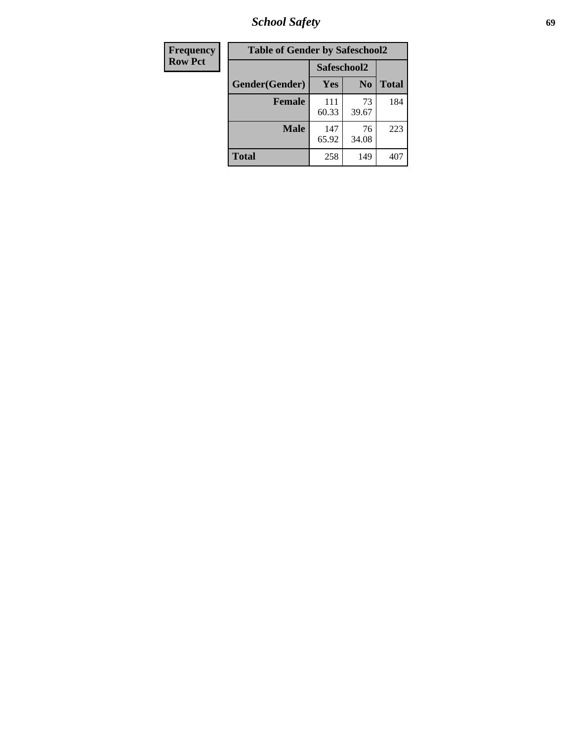| Frequency Row Pct | Table of Gender by Safeschool2 | | |
|---|---|---|---|
| | Safeschool2 | | |
| Gender(Gender) | Yes | No | Total |
| Female | 111<br>60.33 | 73<br>39.67 | 184 |
| Male | 147<br>65.92 | 76<br>34.08 | 223 |
| Total | 258 | 149 | 407 |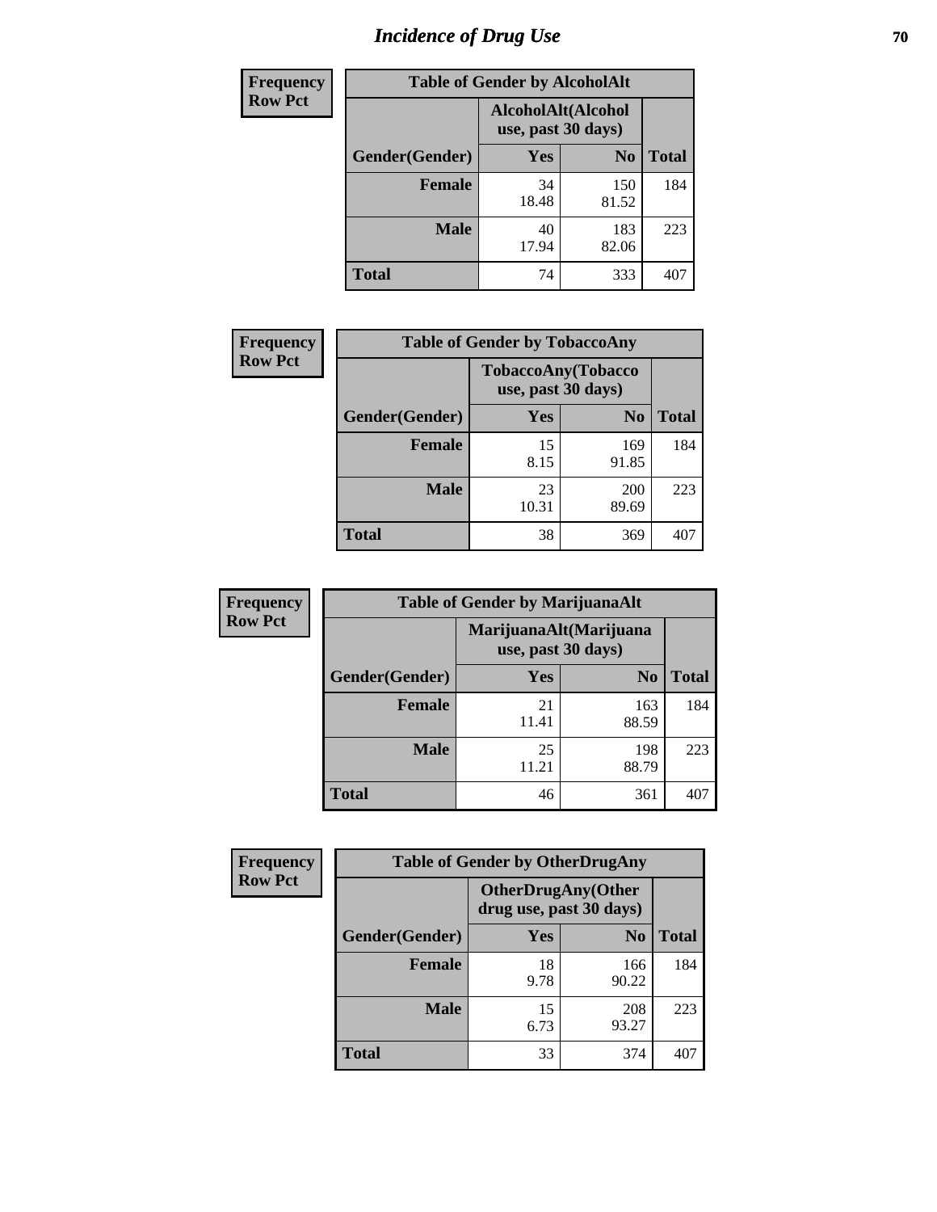# Incidence of Drug Use

| Frequency Row Pct | Table of Gender by AlcoholAlt | | |
|---|---|---|---|
| | AlcoholAlt(Alcohol use, past 30 days) | | |
| Gender(Gender) | Yes | No | Total |
| Female | 34<br>18.48 | 150<br>81.52 | 184 |
| Male | 40<br>17.94 | 183<br>82.06 | 223 |
| Total | 74 | 333 | 407 |

| Frequency Row Pct | Table of Gender by TobaccoAny | | |
|---|---|---|---|
| | TobaccoAny(Tobacco use, past 30 days) | | |
| Gender(Gender) | Yes | No | Total |
| Female | 15<br>8.15 | 169<br>91.85 | 184 |
| Male | 23<br>10.31 | 200<br>89.69 | 223 |
| Total | 38 | 369 | 407 |

| Frequency Row Pct | Table of Gender by MarijuanaAlt | | |
|---|---|---|---|
| | MarijuanaAlt(Marijuana use, past 30 days) | | |
| Gender(Gender) | Yes | No | Total |
| Female | 21<br>11.41 | 163<br>88.59 | 184 |
| Male | 25<br>11.21 | 198<br>88.79 | 223 |
| Total | 46 | 361 | 407 |

| Frequency Row Pct | Table of Gender by OtherDrugAny | | |
|---|---|---|---|
| | OtherDrugAny(Other drug use, past 30 days) | | |
| Gender(Gender) | Yes | No | Total |
| Female | 18<br>9.78 | 166<br>90.22 | 184 |
| Male | 15<br>6.73 | 208<br>93.27 | 223 |
| Total | 33 | 374 | 407 |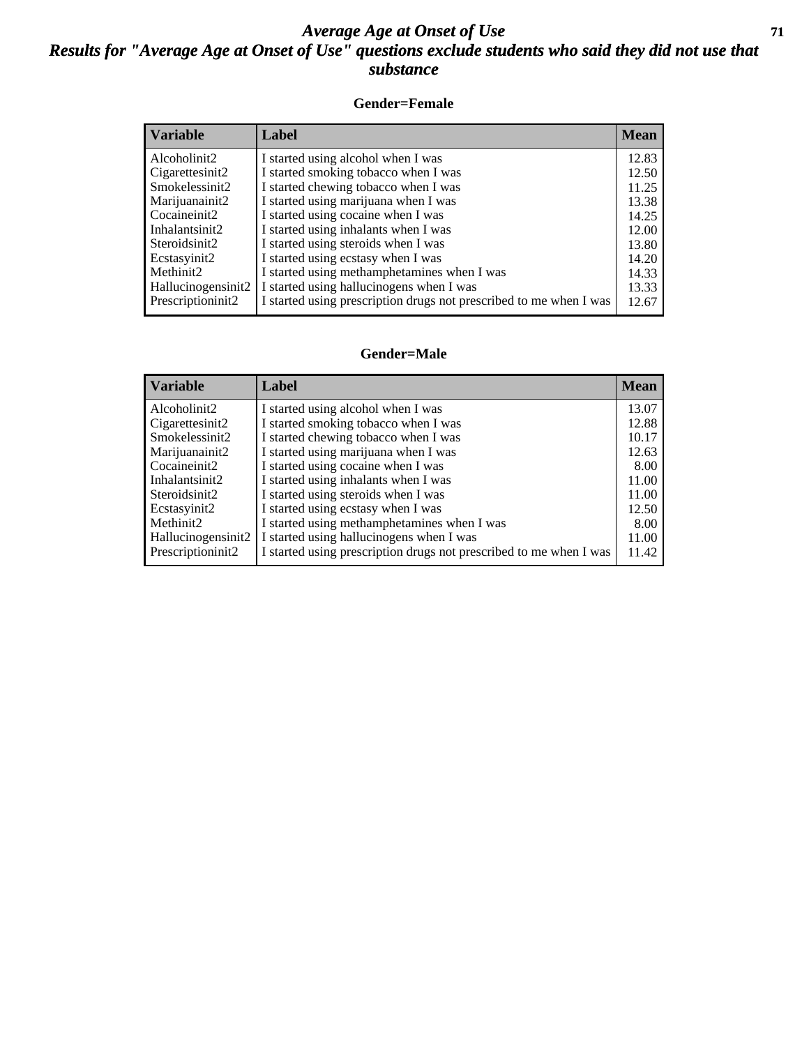# *Average Age at Onset of Use*

## *Results for "Average Age at Onset of Use" questions exclude students who said they did not use that substance*

### Gender=Female

| Variable | Label | Mean |
|---|---|---|
| Alcoholinit2 | I started using alcohol when I was | 12.83 |
| Cigarettesinit2 | I started smoking tobacco when I was | 12.50 |
| Smokelessinit2 | I started chewing tobacco when I was | 11.25 |
| Marijuanainit2 | I started using marijuana when I was | 13.38 |
| Cocaineinit2 | I started using cocaine when I was | 14.25 |
| Inhalantsinit2 | I started using inhalants when I was | 12.00 |
| Steroidsinit2 | I started using steroids when I was | 13.80 |
| Ecstasyinit2 | I started using ecstasy when I was | 14.20 |
| Methinit2 | I started using methamphetamines when I was | 14.33 |
| Hallucinogensinit2 | I started using hallucinogens when I was | 13.33 |
| Prescriptioninit2 | I started using prescription drugs not prescribed to me when I was | 12.67 |

### Gender=Male

| Variable | Label | Mean |
|---|---|---|
| Alcoholinit2 | I started using alcohol when I was | 13.07 |
| Cigarettesinit2 | I started smoking tobacco when I was | 12.88 |
| Smokelessinit2 | I started chewing tobacco when I was | 10.17 |
| Marijuanainit2 | I started using marijuana when I was | 12.63 |
| Cocaineinit2 | I started using cocaine when I was | 8.00 |
| Inhalantsinit2 | I started using inhalants when I was | 11.00 |
| Steroidsinit2 | I started using steroids when I was | 11.00 |
| Ecstasyinit2 | I started using ecstasy when I was | 12.50 |
| Methinit2 | I started using methamphetamines when I was | 8.00 |
| Hallucinogensinit2 | I started using hallucinogens when I was | 11.00 |
| Prescriptioninit2 | I started using prescription drugs not prescribed to me when I was | 11.42 |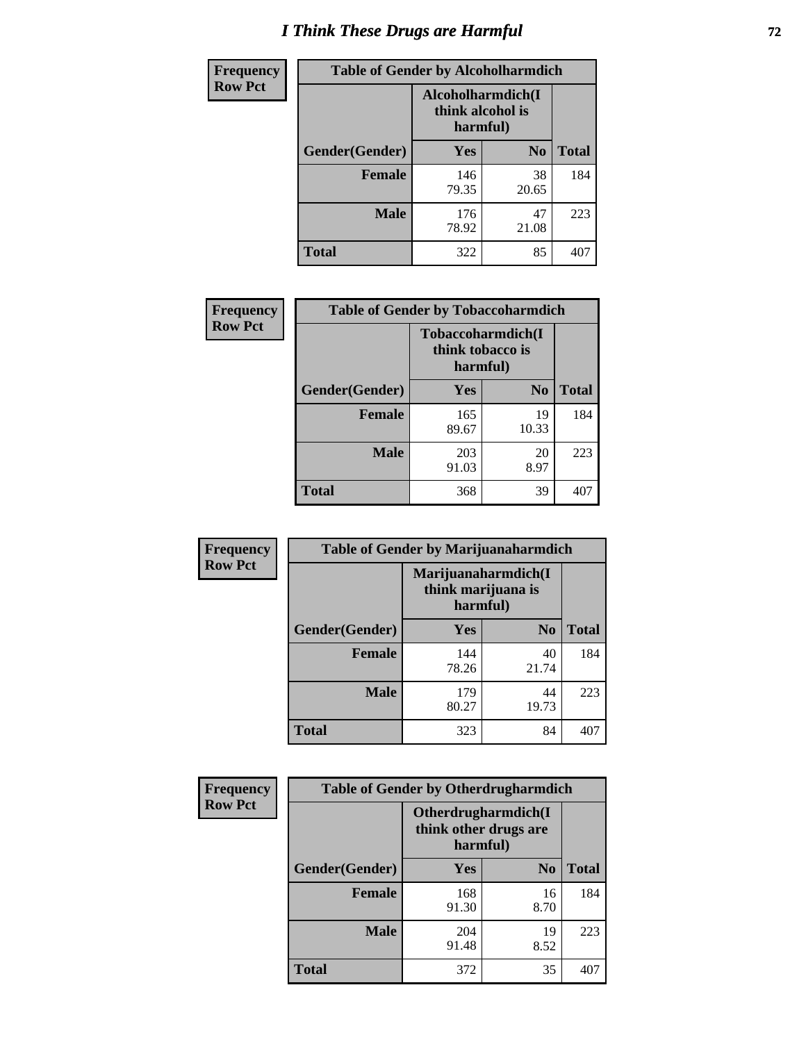# I Think These Drugs are Harmful

| Frequency Row Pct | Table of Gender by Alcoholharmdich | | |
|---|---|---|---|
| | Alcoholharmdich(I think alcohol is harmful) | | |
| Gender(Gender) | Yes | No | Total |
| Female | 146<br>79.35 | 38<br>20.65 | 184 |
| Male | 176<br>78.92 | 47<br>21.08 | 223 |
| Total | 322 | 85 | 407 |

| Frequency Row Pct | Table of Gender by Tobaccoharmdich | | |
|---|---|---|---|
| | Tobaccoharmdich(I think tobacco is harmful) | | |
| Gender(Gender) | Yes | No | Total |
| Female | 165<br>89.67 | 19<br>10.33 | 184 |
| Male | 203<br>91.03 | 20<br>8.97 | 223 |
| Total | 368 | 39 | 407 |

| Frequency Row Pct | Table of Gender by Marijuanaharmdich | | |
|---|---|---|---|
| | Marijuanaharmdich(I think marijuana is harmful) | | |
| Gender(Gender) | Yes | No | Total |
| Female | 144<br>78.26 | 40<br>21.74 | 184 |
| Male | 179<br>80.27 | 44<br>19.73 | 223 |
| Total | 323 | 84 | 407 |

| Frequency Row Pct | Table of Gender by Otherdrugharmdich | | |
|---|---|---|---|
| | Otherdrugharmdich(I think other drugs are harmful) | | |
| Gender(Gender) | Yes | No | Total |
| Female | 168<br>91.30 | 16<br>8.70 | 184 |
| Male | 204<br>91.48 | 19<br>8.52 | 223 |
| Total | 372 | 35 | 407 |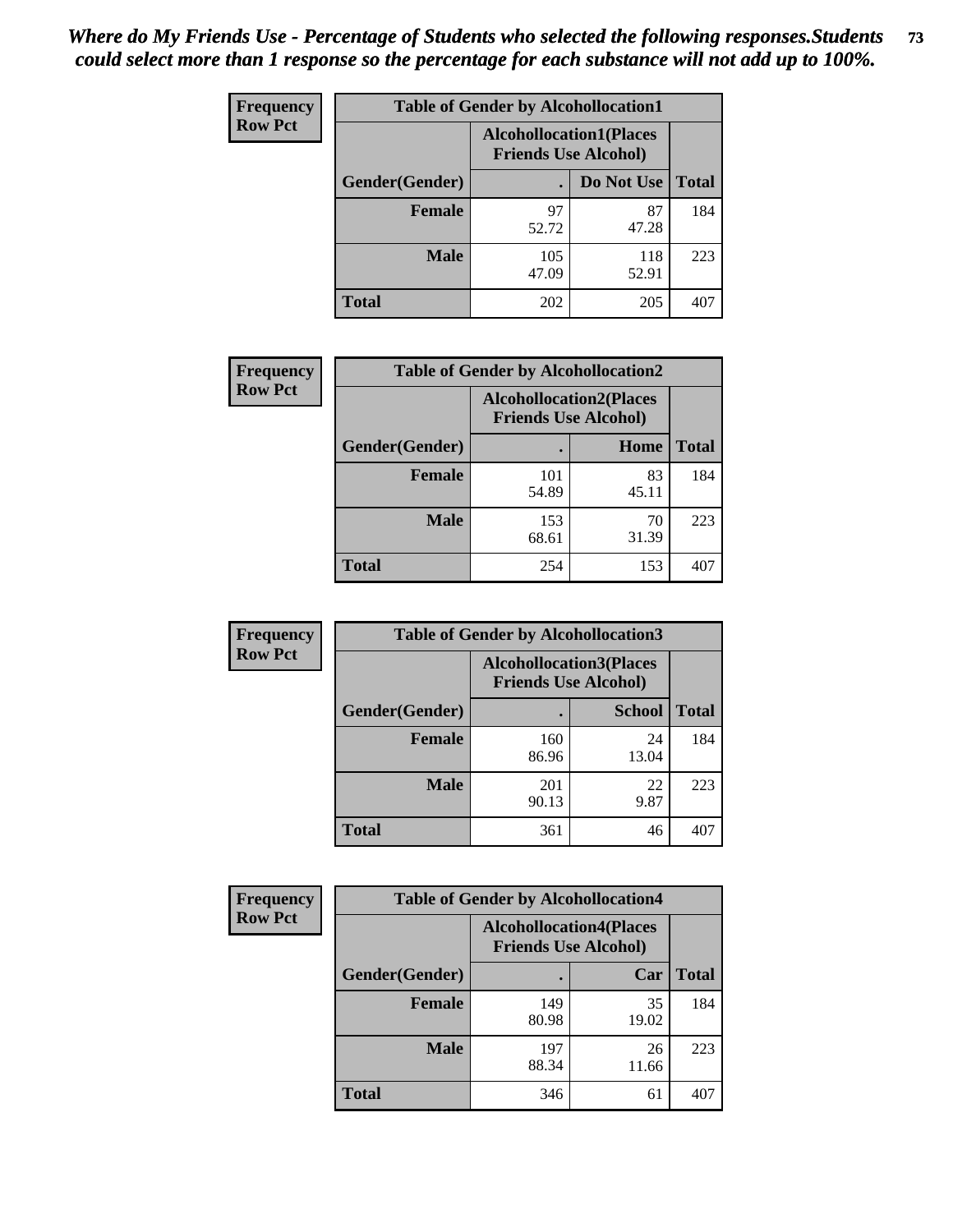*Where do My Friends Use - Percentage of Students who selected the following responses.Students could select more than 1 response so the percentage for each substance will not add up to 100%.*

**Frequency Row Pct**

| Table of Gender by Alcohollocation1 | | | |
|---|---|---|---|
| | Alcohollocation1(Places Friends Use Alcohol) | | |
| Gender(Gender) | . | Do Not Use | Total |
| Female | 97<br>52.72 | 87<br>47.28 | 184 |
| Male | 105<br>47.09 | 118<br>52.91 | 223 |
| Total | 202 | 205 | 407 |

**Frequency Row Pct**

| Table of Gender by Alcohollocation2 | | | |
|---|---|---|---|
| | Alcohollocation2(Places Friends Use Alcohol) | | |
| Gender(Gender) | . | Home | Total |
| Female | 101<br>54.89 | 83<br>45.11 | 184 |
| Male | 153<br>68.61 | 70<br>31.39 | 223 |
| Total | 254 | 153 | 407 |

**Frequency Row Pct**

| Table of Gender by Alcohollocation3 | | | |
|---|---|---|---|
| | Alcohollocation3(Places Friends Use Alcohol) | | |
| Gender(Gender) | . | School | Total |
| Female | 160<br>86.96 | 24<br>13.04 | 184 |
| Male | 201<br>90.13 | 22<br>9.87 | 223 |
| Total | 361 | 46 | 407 |

**Frequency Row Pct**

| Table of Gender by Alcohollocation4 | | | |
|---|---|---|---|
| | Alcohollocation4(Places Friends Use Alcohol) | | |
| Gender(Gender) | . | Car | Total |
| Female | 149<br>80.98 | 35<br>19.02 | 184 |
| Male | 197<br>88.34 | 26<br>11.66 | 223 |
| Total | 346 | 61 | 407 |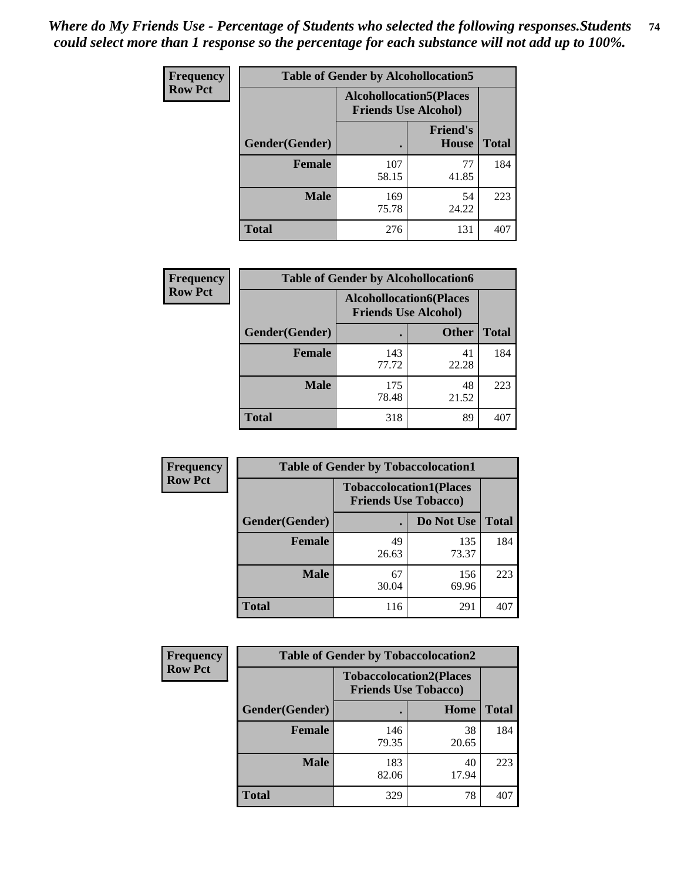*Where do My Friends Use - Percentage of Students who selected the following responses.Students could select more than 1 response so the percentage for each substance will not add up to 100%.*

**Frequency**
**Row Pct**

| Table of Gender by Alcohollocation5 | | | |
|---|---|---|---|
| | Alcohollocation5(Places Friends Use Alcohol) | | |
| Gender(Gender) | . | Friend's House | Total |
| **Female** | 107<br>58.15 | 77<br>41.85 | 184 |
| **Male** | 169<br>75.78 | 54<br>24.22 | 223 |
| **Total** | 276 | 131 | 407 |

**Frequency**
**Row Pct**

| Table of Gender by Alcohollocation6 | | | |
|---|---|---|---|
| | Alcohollocation6(Places Friends Use Alcohol) | | |
| Gender(Gender) | . | Other | Total |
| **Female** | 143<br>77.72 | 41<br>22.28 | 184 |
| **Male** | 175<br>78.48 | 48<br>21.52 | 223 |
| **Total** | 318 | 89 | 407 |

**Frequency**
**Row Pct**

| Table of Gender by Tobaccolocation1 | | | |
|---|---|---|---|
| | Tobaccolocation1(Places Friends Use Tobacco) | | |
| Gender(Gender) | . | Do Not Use | Total |
| **Female** | 49<br>26.63 | 135<br>73.37 | 184 |
| **Male** | 67<br>30.04 | 156<br>69.96 | 223 |
| **Total** | 116 | 291 | 407 |

**Frequency**
**Row Pct**

| Table of Gender by Tobaccolocation2 | | | |
|---|---|---|---|
| | Tobaccolocation2(Places Friends Use Tobacco) | | |
| Gender(Gender) | . | Home | Total |
| **Female** | 146<br>79.35 | 38<br>20.65 | 184 |
| **Male** | 183<br>82.06 | 40<br>17.94 | 223 |
| **Total** | 329 | 78 | 407 |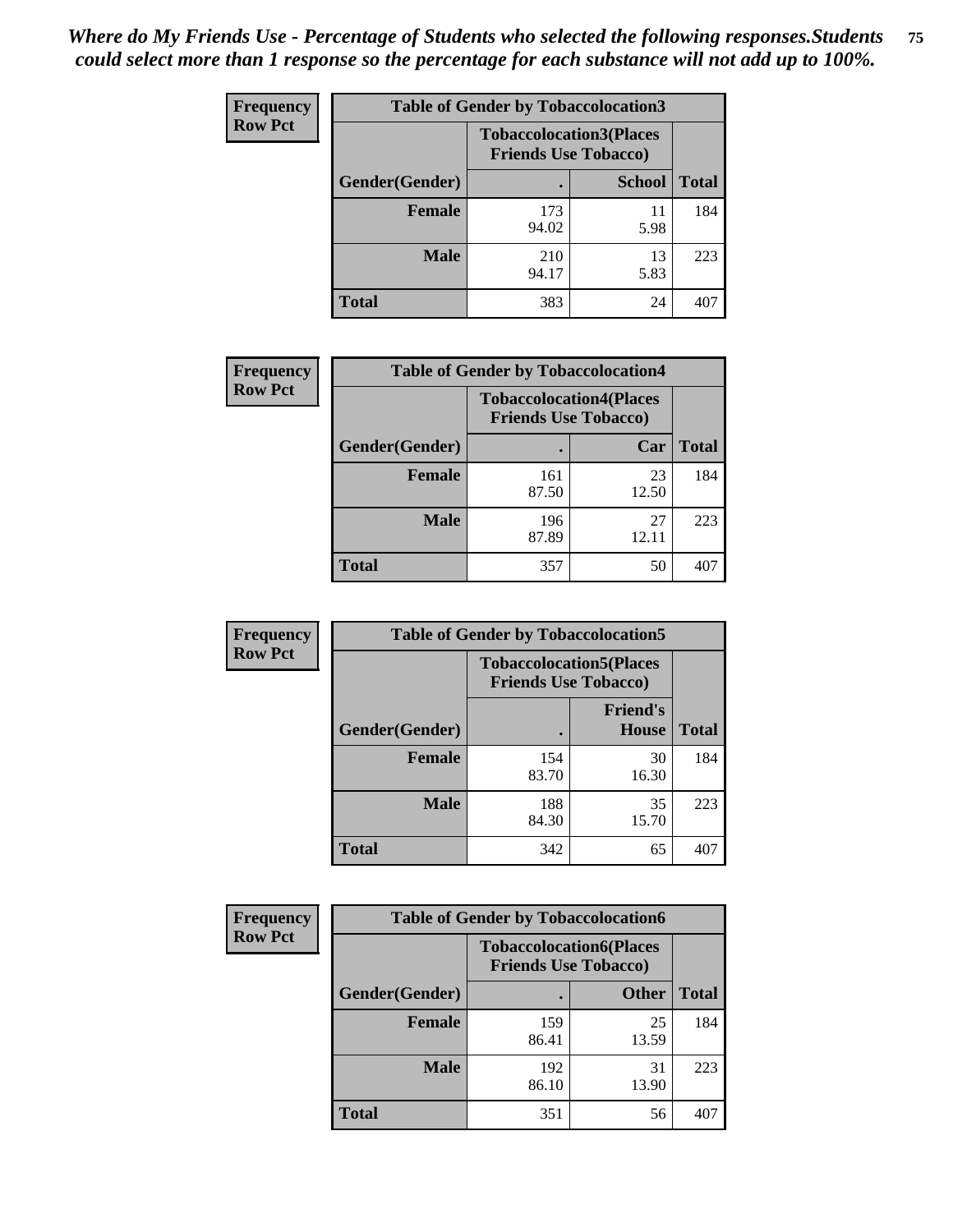*Where do My Friends Use - Percentage of Students who selected the following responses.Students could select more than 1 response so the percentage for each substance will not add up to 100%.*

**Frequency / Row Pct**

**Table of Gender by Tobaccolocation3**

| Gender(Gender) | Tobaccolocation3(Places Friends Use Tobacco) . | School | Total |
|---|---|---|---|
| Female | 173<br>94.02 | 11<br>5.98 | 184 |
| Male | 210<br>94.17 | 13<br>5.83 | 223 |
| Total | 383 | 24 | 407 |

**Frequency / Row Pct**

**Table of Gender by Tobaccolocation4**

| Gender(Gender) | Tobaccolocation4(Places Friends Use Tobacco) . | Car | Total |
|---|---|---|---|
| Female | 161<br>87.50 | 23<br>12.50 | 184 |
| Male | 196<br>87.89 | 27<br>12.11 | 223 |
| Total | 357 | 50 | 407 |

**Frequency / Row Pct**

**Table of Gender by Tobaccolocation5**

| Gender(Gender) | Tobaccolocation5(Places Friends Use Tobacco) . | Friend's House | Total |
|---|---|---|---|
| Female | 154<br>83.70 | 30<br>16.30 | 184 |
| Male | 188<br>84.30 | 35<br>15.70 | 223 |
| Total | 342 | 65 | 407 |

**Frequency / Row Pct**

**Table of Gender by Tobaccolocation6**

| Gender(Gender) | Tobaccolocation6(Places Friends Use Tobacco) . | Other | Total |
|---|---|---|---|
| Female | 159<br>86.41 | 25<br>13.59 | 184 |
| Male | 192<br>86.10 | 31<br>13.90 | 223 |
| Total | 351 | 56 | 407 |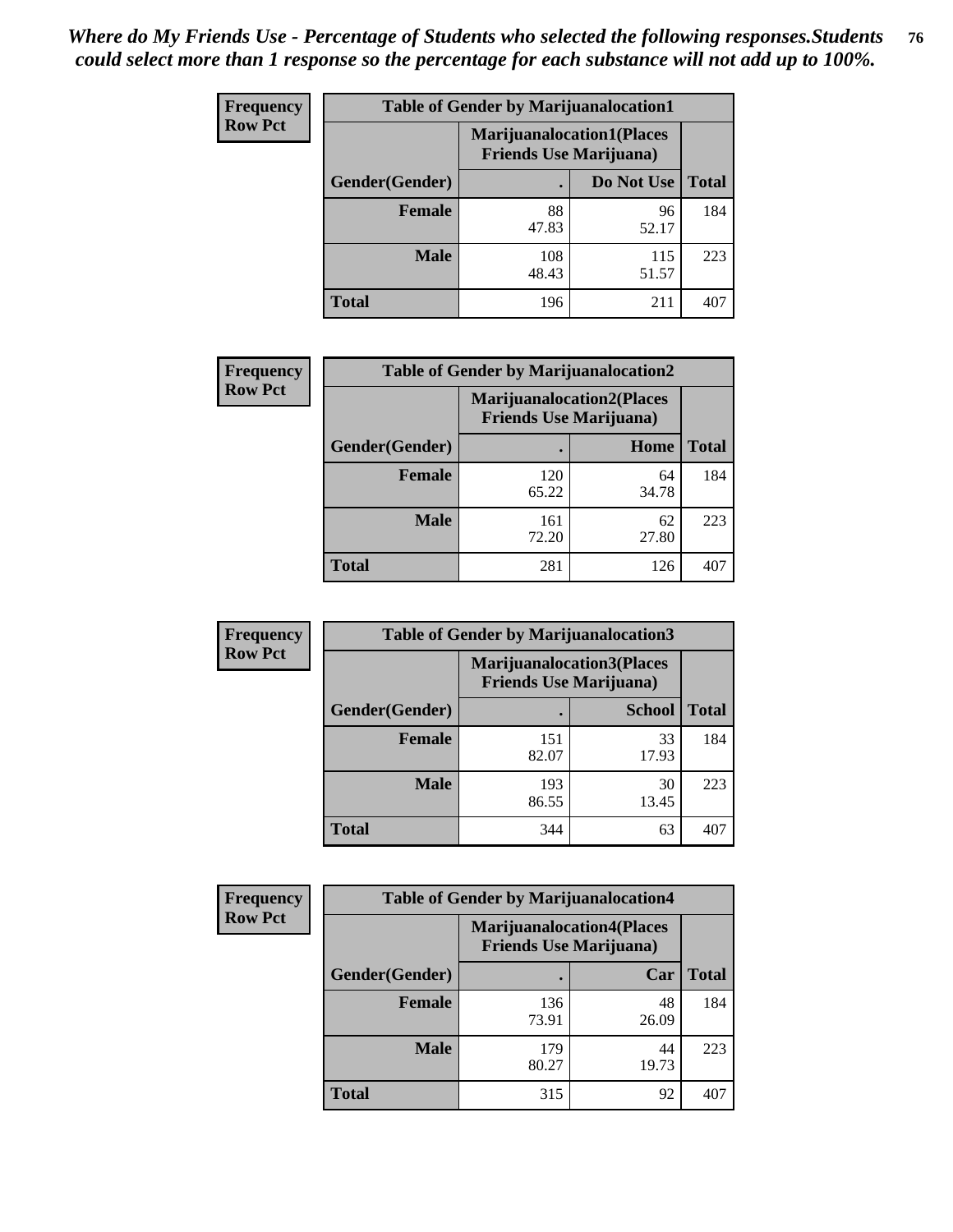*Where do My Friends Use - Percentage of Students who selected the following responses.Students could select more than 1 response so the percentage for each substance will not add up to 100%.*

**Frequency**
**Row Pct**

| Table of Gender by Marijuanalocation1 | | | |
|---|---|---|---|
| | Marijuanalocation1(Places Friends Use Marijuana) | | |
| Gender(Gender) | . | Do Not Use | Total |
| **Female** | 88<br>47.83 | 96<br>52.17 | 184 |
| **Male** | 108<br>48.43 | 115<br>51.57 | 223 |
| **Total** | 196 | 211 | 407 |

**Frequency**
**Row Pct**

| Table of Gender by Marijuanalocation2 | | | |
|---|---|---|---|
| | Marijuanalocation2(Places Friends Use Marijuana) | | |
| Gender(Gender) | . | Home | Total |
| **Female** | 120<br>65.22 | 64<br>34.78 | 184 |
| **Male** | 161<br>72.20 | 62<br>27.80 | 223 |
| **Total** | 281 | 126 | 407 |

**Frequency**
**Row Pct**

| Table of Gender by Marijuanalocation3 | | | |
|---|---|---|---|
| | Marijuanalocation3(Places Friends Use Marijuana) | | |
| Gender(Gender) | . | School | Total |
| **Female** | 151<br>82.07 | 33<br>17.93 | 184 |
| **Male** | 193<br>86.55 | 30<br>13.45 | 223 |
| **Total** | 344 | 63 | 407 |

**Frequency**
**Row Pct**

| Table of Gender by Marijuanalocation4 | | | |
|---|---|---|---|
| | Marijuanalocation4(Places Friends Use Marijuana) | | |
| Gender(Gender) | . | Car | Total |
| **Female** | 136<br>73.91 | 48<br>26.09 | 184 |
| **Male** | 179<br>80.27 | 44<br>19.73 | 223 |
| **Total** | 315 | 92 | 407 |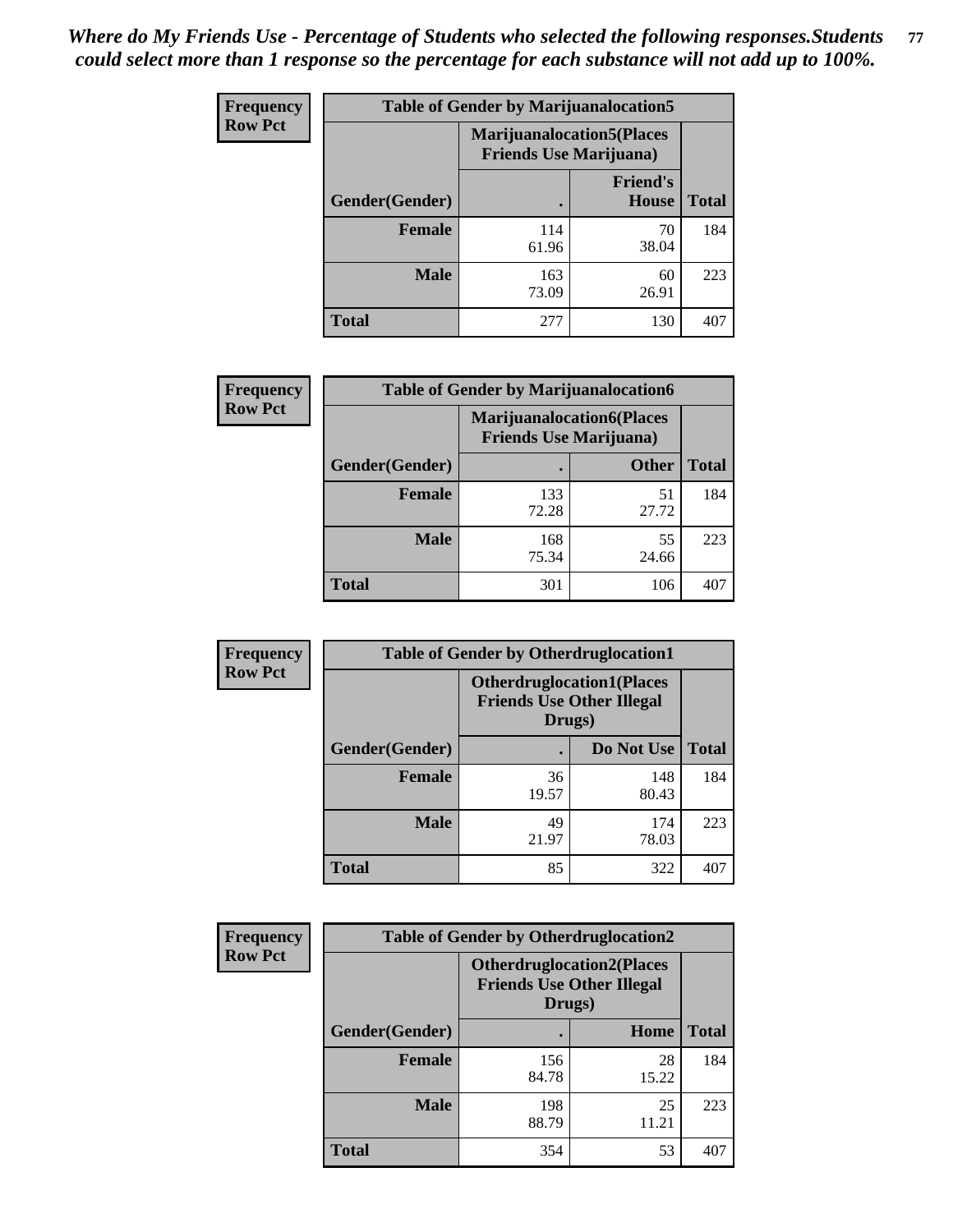*Where do My Friends Use - Percentage of Students who selected the following responses.Students could select more than 1 response so the percentage for each substance will not add up to 100%.*

**Frequency**
**Row Pct**

| Table of Gender by Marijuanalocation5 | | | |
|---|---|---|---|
| | Marijuanalocation5(Places Friends Use Marijuana) | | |
| Gender(Gender) | . | Friend's House | Total |
| **Female** | 114<br>61.96 | 70<br>38.04 | 184 |
| **Male** | 163<br>73.09 | 60<br>26.91 | 223 |
| **Total** | 277 | 130 | 407 |

**Frequency**
**Row Pct**

| Table of Gender by Marijuanalocation6 | | | |
|---|---|---|---|
| | Marijuanalocation6(Places Friends Use Marijuana) | | |
| Gender(Gender) | . | Other | Total |
| **Female** | 133<br>72.28 | 51<br>27.72 | 184 |
| **Male** | 168<br>75.34 | 55<br>24.66 | 223 |
| **Total** | 301 | 106 | 407 |

**Frequency**
**Row Pct**

| Table of Gender by Otherdruglocation1 | | | |
|---|---|---|---|
| | Otherdruglocation1(Places Friends Use Other Illegal Drugs) | | |
| Gender(Gender) | . | Do Not Use | Total |
| **Female** | 36<br>19.57 | 148<br>80.43 | 184 |
| **Male** | 49<br>21.97 | 174<br>78.03 | 223 |
| **Total** | 85 | 322 | 407 |

**Frequency**
**Row Pct**

| Table of Gender by Otherdruglocation2 | | | |
|---|---|---|---|
| | Otherdruglocation2(Places Friends Use Other Illegal Drugs) | | |
| Gender(Gender) | . | Home | Total |
| **Female** | 156<br>84.78 | 28<br>15.22 | 184 |
| **Male** | 198<br>88.79 | 25<br>11.21 | 223 |
| **Total** | 354 | 53 | 407 |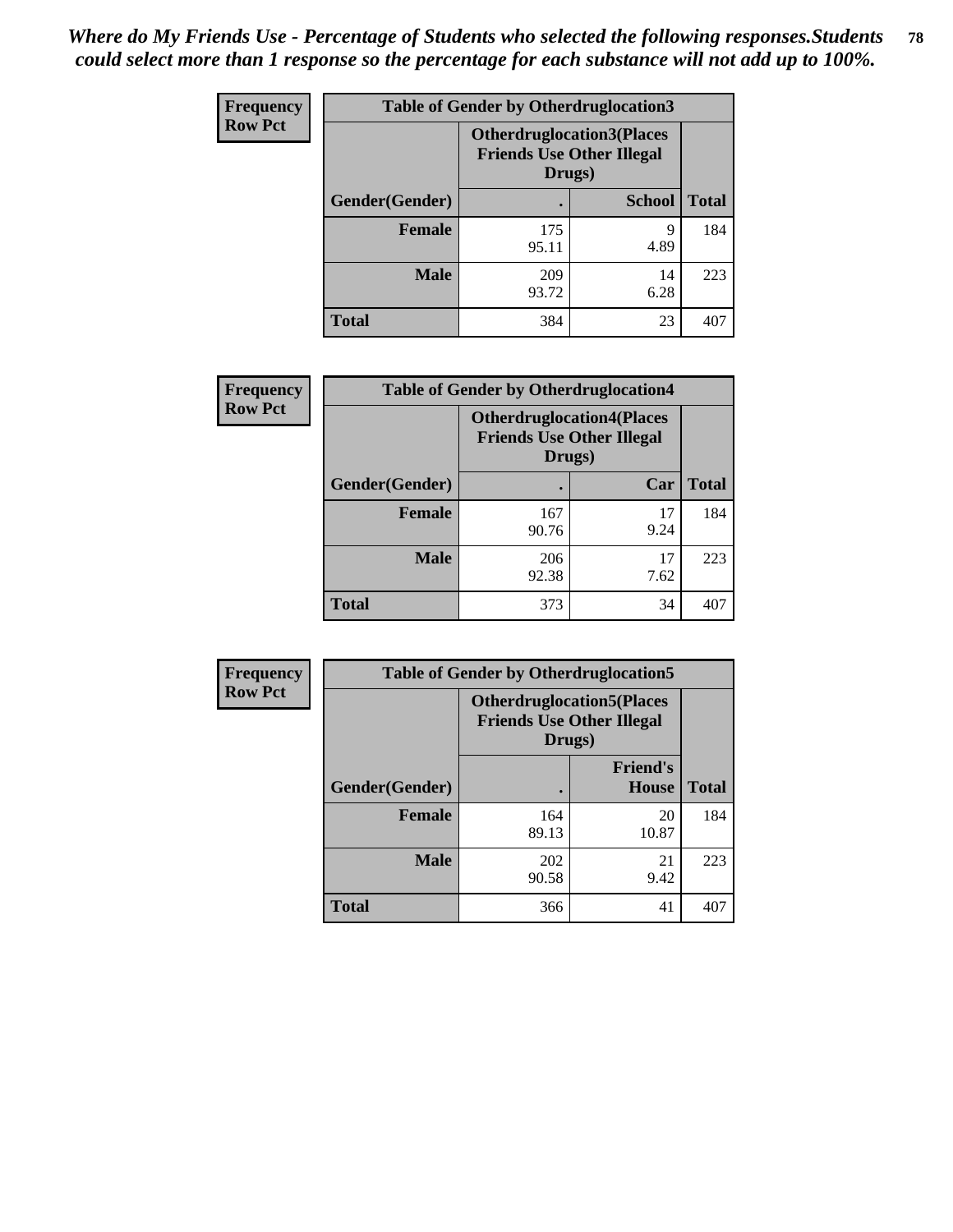*Where do My Friends Use - Percentage of Students who selected the following responses.Students could select more than 1 response so the percentage for each substance will not add up to 100%.*

**Frequency / Row Pct**

| Table of Gender by Otherdruglocation3 | | | |
|---|---|---|---|
| | Otherdruglocation3(Places Friends Use Other Illegal Drugs) | | |
| Gender(Gender) | . | School | Total |
| **Female** | 175<br>95.11 | 9<br>4.89 | 184 |
| **Male** | 209<br>93.72 | 14<br>6.28 | 223 |
| **Total** | 384 | 23 | 407 |

**Frequency / Row Pct**

| Table of Gender by Otherdruglocation4 | | | |
|---|---|---|---|
| | Otherdruglocation4(Places Friends Use Other Illegal Drugs) | | |
| Gender(Gender) | . | Car | Total |
| **Female** | 167<br>90.76 | 17<br>9.24 | 184 |
| **Male** | 206<br>92.38 | 17<br>7.62 | 223 |
| **Total** | 373 | 34 | 407 |

**Frequency / Row Pct**

| Table of Gender by Otherdruglocation5 | | | |
|---|---|---|---|
| | Otherdruglocation5(Places Friends Use Other Illegal Drugs) | | |
| Gender(Gender) | . | Friend's House | Total |
| **Female** | 164<br>89.13 | 20<br>10.87 | 184 |
| **Male** | 202<br>90.58 | 21<br>9.42 | 223 |
| **Total** | 366 | 41 | 407 |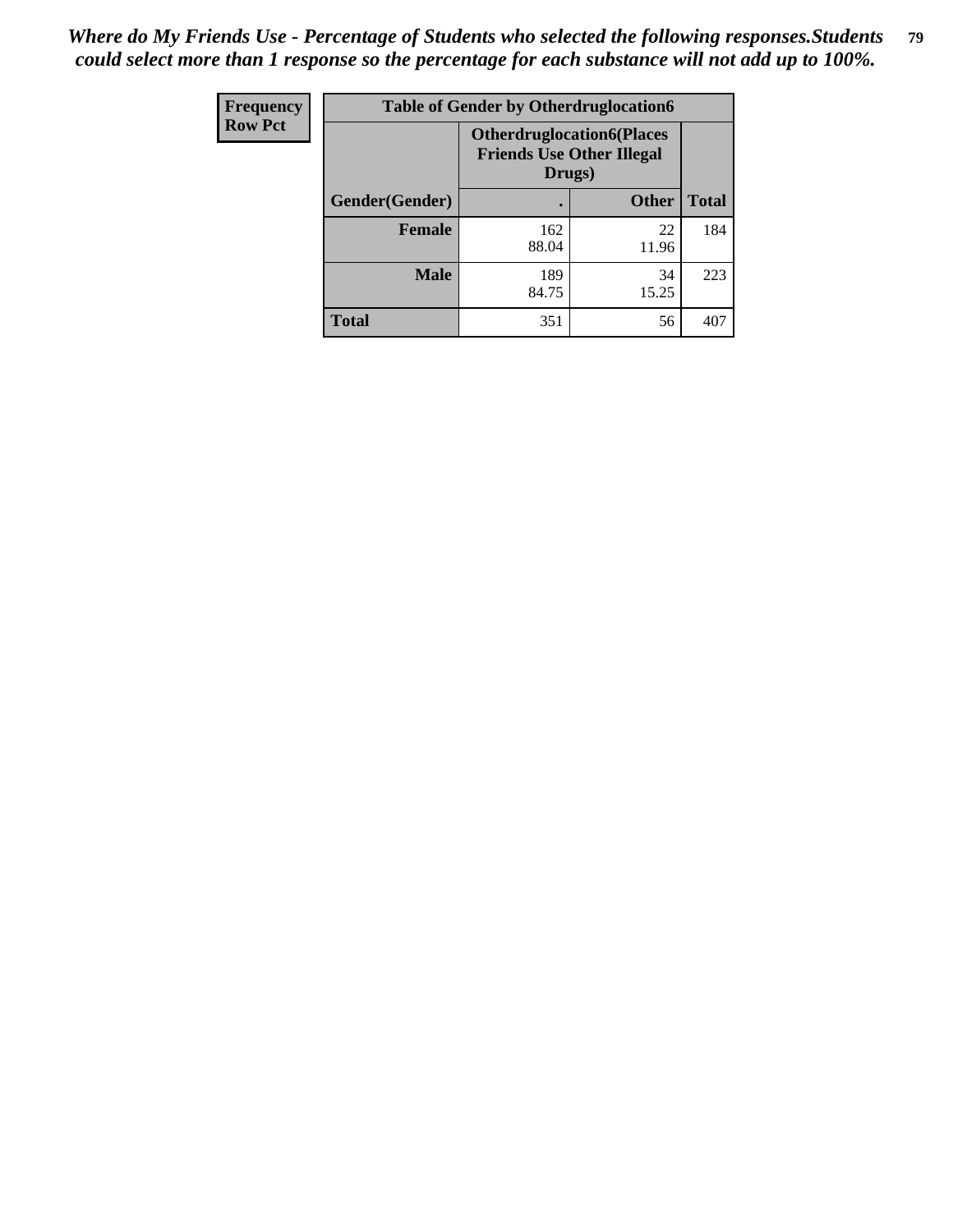*Where do My Friends Use - Percentage of Students who selected the following responses.Students could select more than 1 response so the percentage for each substance will not add up to 100%.*

| Frequency Row Pct | Table of Gender by Otherdruglocation6 | | |
|---|---|---|---|
| | Otherdruglocation6(Places Friends Use Other Illegal Drugs) | | |
| Gender(Gender) | . | Other | Total |
| Female | 162<br>88.04 | 22<br>11.96 | 184 |
| Male | 189<br>84.75 | 34<br>15.25 | 223 |
| Total | 351 | 56 | 407 |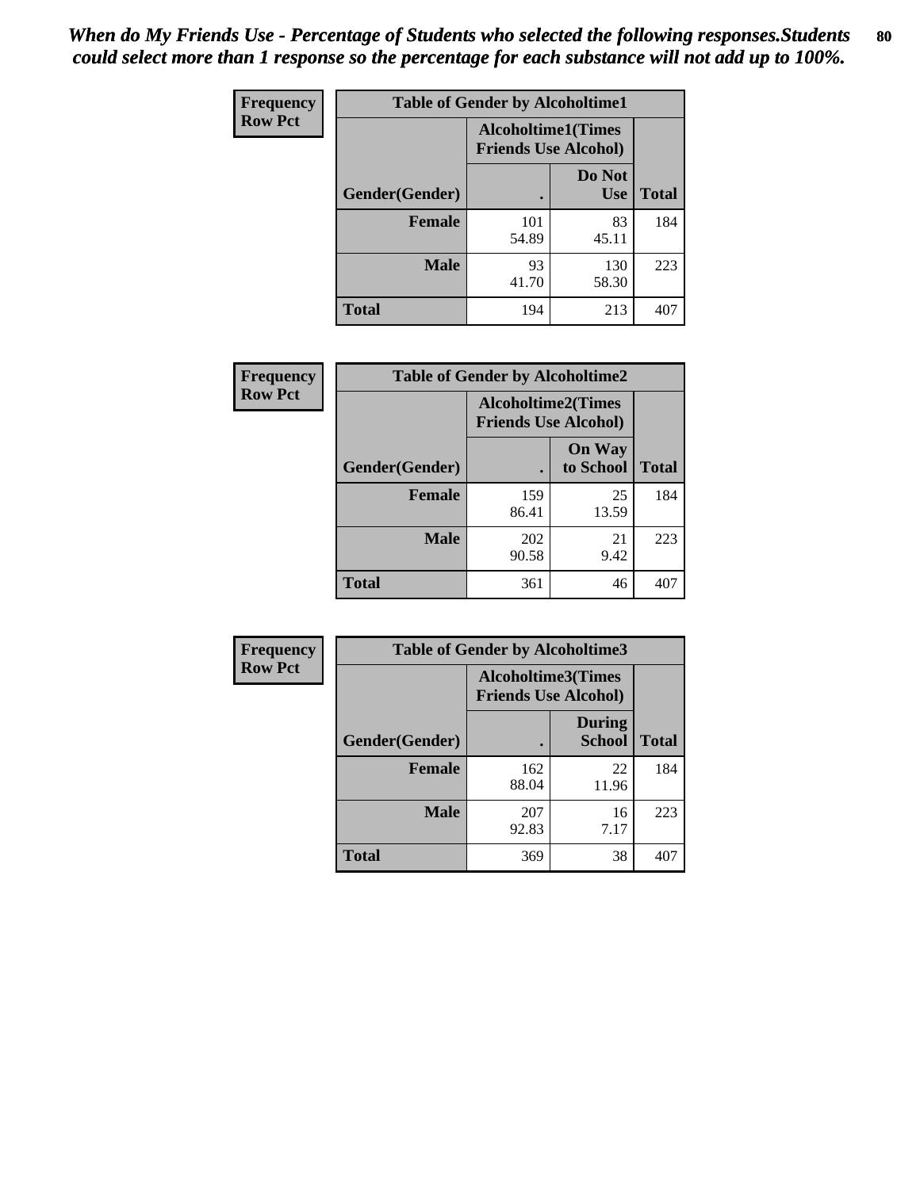*When do My Friends Use - Percentage of Students who selected the following responses.Students could select more than 1 response so the percentage for each substance will not add up to 100%.*

| Frequency Row Pct | Table of Gender by Alcoholtime1 | | |
|---|---|---|---|
| | Alcoholtime1(Times Friends Use Alcohol) | | |
| Gender(Gender) | . | Do Not Use | Total |
| **Female** | 101<br>54.89 | 83<br>45.11 | 184 |
| **Male** | 93<br>41.70 | 130<br>58.30 | 223 |
| **Total** | 194 | 213 | 407 |

| Frequency Row Pct | Table of Gender by Alcoholtime2 | | |
|---|---|---|---|
| | Alcoholtime2(Times Friends Use Alcohol) | | |
| Gender(Gender) | . | On Way to School | Total |
| **Female** | 159<br>86.41 | 25<br>13.59 | 184 |
| **Male** | 202<br>90.58 | 21<br>9.42 | 223 |
| **Total** | 361 | 46 | 407 |

| Frequency Row Pct | Table of Gender by Alcoholtime3 | | |
|---|---|---|---|
| | Alcoholtime3(Times Friends Use Alcohol) | | |
| Gender(Gender) | . | During School | Total |
| **Female** | 162<br>88.04 | 22<br>11.96 | 184 |
| **Male** | 207<br>92.83 | 16<br>7.17 | 223 |
| **Total** | 369 | 38 | 407 |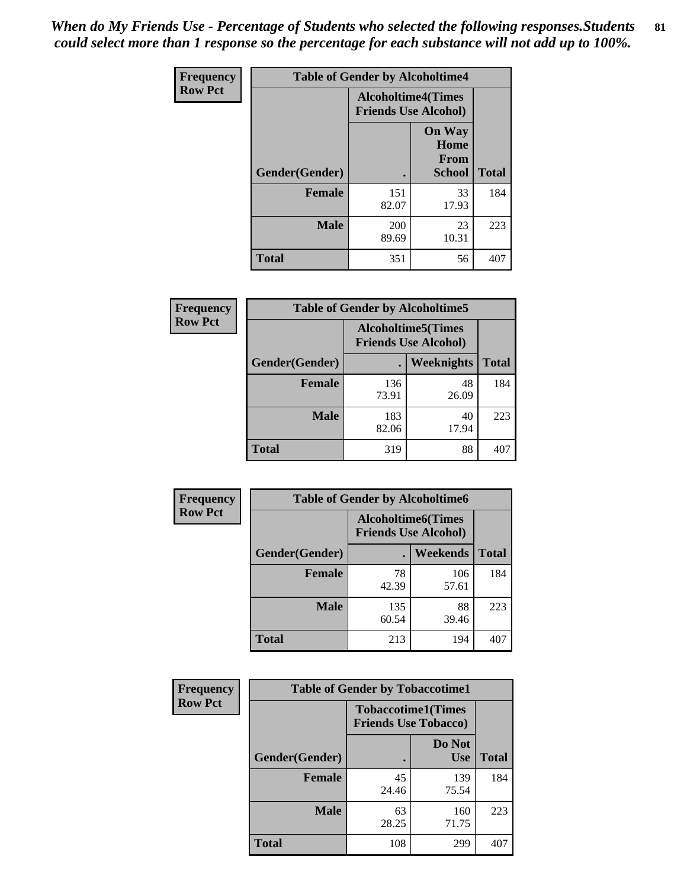*When do My Friends Use - Percentage of Students who selected the following responses.Students could select more than 1 response so the percentage for each substance will not add up to 100%.*

**Frequency**
**Row Pct**

| Table of Gender by Alcoholtime4 | | | |
|---|---|---|---|
| | Alcoholtime4(Times Friends Use Alcohol) | | |
| Gender(Gender) | . | On Way Home From School | Total |
| **Female** | 151<br>82.07 | 33<br>17.93 | 184 |
| **Male** | 200<br>89.69 | 23<br>10.31 | 223 |
| **Total** | 351 | 56 | 407 |

**Frequency**
**Row Pct**

| Table of Gender by Alcoholtime5 | | | |
|---|---|---|---|
| | Alcoholtime5(Times Friends Use Alcohol) | | |
| Gender(Gender) | . | Weeknights | Total |
| **Female** | 136<br>73.91 | 48<br>26.09 | 184 |
| **Male** | 183<br>82.06 | 40<br>17.94 | 223 |
| **Total** | 319 | 88 | 407 |

**Frequency**
**Row Pct**

| Table of Gender by Alcoholtime6 | | | |
|---|---|---|---|
| | Alcoholtime6(Times Friends Use Alcohol) | | |
| Gender(Gender) | . | Weekends | Total |
| **Female** | 78<br>42.39 | 106<br>57.61 | 184 |
| **Male** | 135<br>60.54 | 88<br>39.46 | 223 |
| **Total** | 213 | 194 | 407 |

**Frequency**
**Row Pct**

| Table of Gender by Tobaccotime1 | | | |
|---|---|---|---|
| | Tobaccotime1(Times Friends Use Tobacco) | | |
| Gender(Gender) | . | Do Not Use | Total |
| **Female** | 45<br>24.46 | 139<br>75.54 | 184 |
| **Male** | 63<br>28.25 | 160<br>71.75 | 223 |
| **Total** | 108 | 299 | 407 |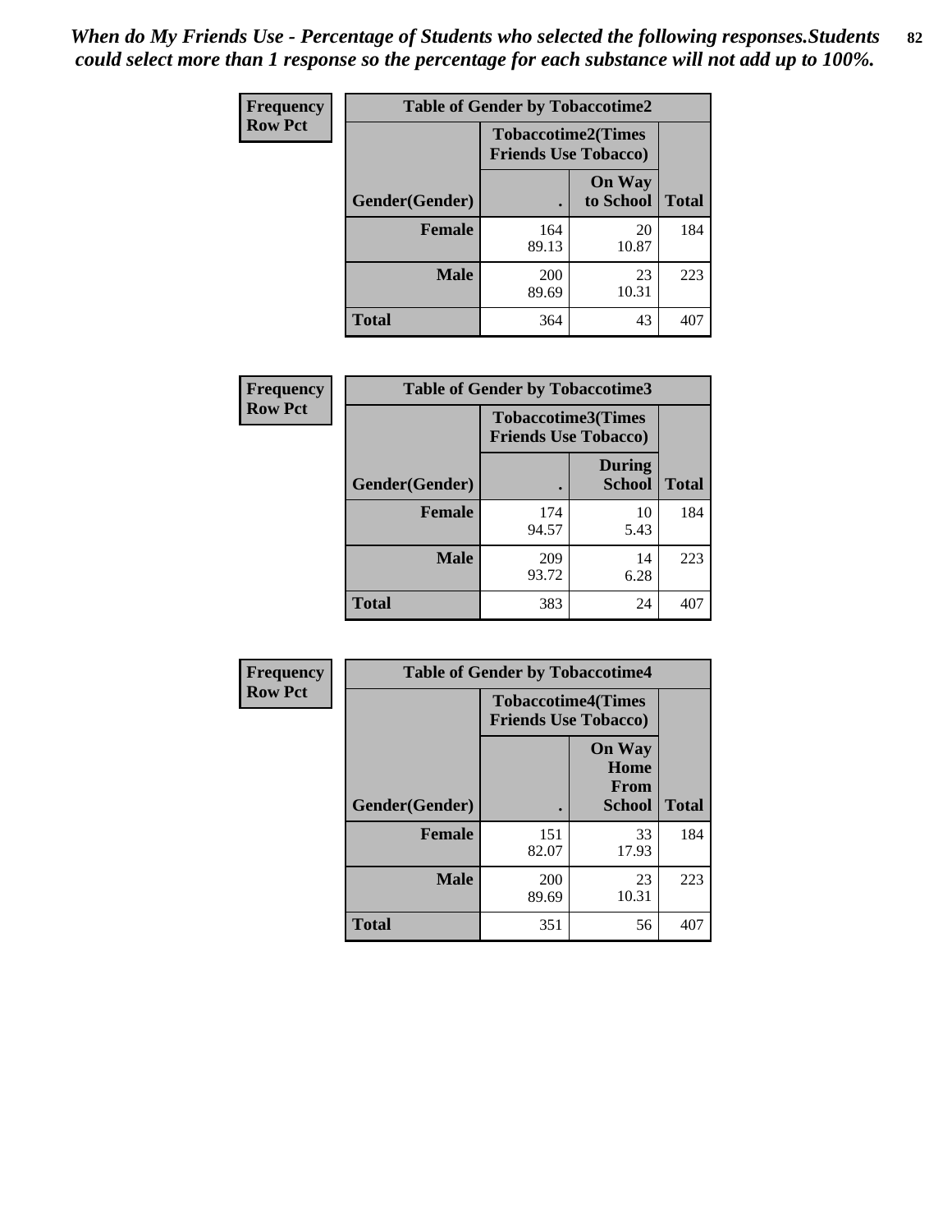*When do My Friends Use - Percentage of Students who selected the following responses.Students could select more than 1 response so the percentage for each substance will not add up to 100%.*

**Frequency**
**Row Pct**

| Table of Gender by Tobaccotime2 | | | |
|---|---|---|---|
| | Tobaccotime2(Times Friends Use Tobacco) | | |
| Gender(Gender) | . | On Way to School | Total |
| **Female** | 164<br>89.13 | 20<br>10.87 | 184 |
| **Male** | 200<br>89.69 | 23<br>10.31 | 223 |
| **Total** | 364 | 43 | 407 |

**Frequency**
**Row Pct**

| Table of Gender by Tobaccotime3 | | | |
|---|---|---|---|
| | Tobaccotime3(Times Friends Use Tobacco) | | |
| Gender(Gender) | . | During School | Total |
| **Female** | 174<br>94.57 | 10<br>5.43 | 184 |
| **Male** | 209<br>93.72 | 14<br>6.28 | 223 |
| **Total** | 383 | 24 | 407 |

**Frequency**
**Row Pct**

| Table of Gender by Tobaccotime4 | | | |
|---|---|---|---|
| | Tobaccotime4(Times Friends Use Tobacco) | | |
| Gender(Gender) | . | On Way Home From School | Total |
| **Female** | 151<br>82.07 | 33<br>17.93 | 184 |
| **Male** | 200<br>89.69 | 23<br>10.31 | 223 |
| **Total** | 351 | 56 | 407 |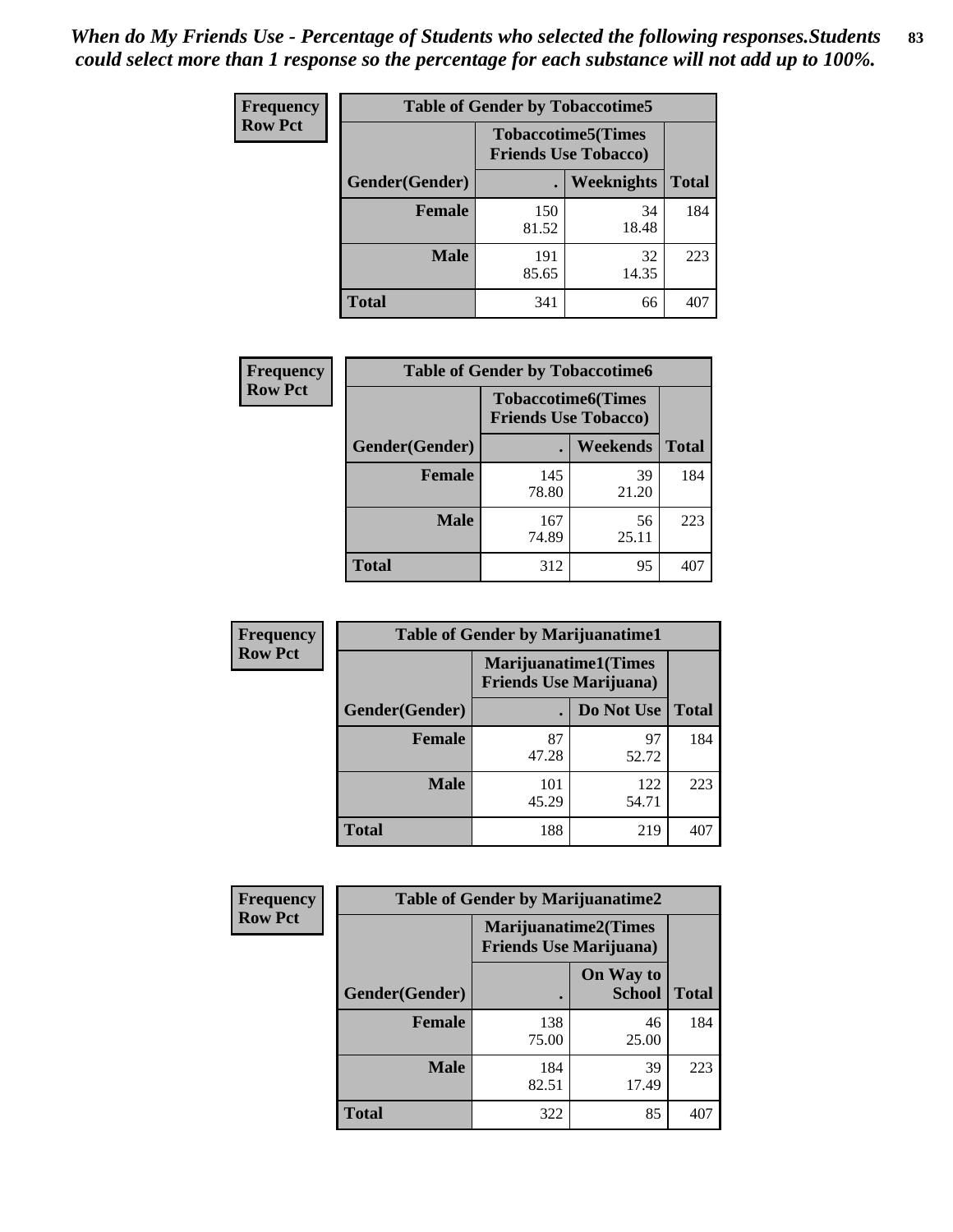*When do My Friends Use - Percentage of Students who selected the following responses.Students could select more than 1 response so the percentage for each substance will not add up to 100%.*

**Frequency**
**Row Pct**

| Table of Gender by Tobaccotime5 | | | |
|---|---|---|---|
| | Tobaccotime5(Times Friends Use Tobacco) | | |
| Gender(Gender) | . | Weeknights | Total |
| Female | 150<br>81.52 | 34<br>18.48 | 184 |
| Male | 191<br>85.65 | 32<br>14.35 | 223 |
| Total | 341 | 66 | 407 |

**Frequency**
**Row Pct**

| Table of Gender by Tobaccotime6 | | | |
|---|---|---|---|
| | Tobaccotime6(Times Friends Use Tobacco) | | |
| Gender(Gender) | . | Weekends | Total |
| Female | 145<br>78.80 | 39<br>21.20 | 184 |
| Male | 167<br>74.89 | 56<br>25.11 | 223 |
| Total | 312 | 95 | 407 |

**Frequency**
**Row Pct**

| Table of Gender by Marijuanatime1 | | | |
|---|---|---|---|
| | Marijuanatime1(Times Friends Use Marijuana) | | |
| Gender(Gender) | . | Do Not Use | Total |
| Female | 87<br>47.28 | 97<br>52.72 | 184 |
| Male | 101<br>45.29 | 122<br>54.71 | 223 |
| Total | 188 | 219 | 407 |

**Frequency**
**Row Pct**

| Table of Gender by Marijuanatime2 | | | |
|---|---|---|---|
| | Marijuanatime2(Times Friends Use Marijuana) | | |
| Gender(Gender) | . | On Way to School | Total |
| Female | 138<br>75.00 | 46<br>25.00 | 184 |
| Male | 184<br>82.51 | 39<br>17.49 | 223 |
| Total | 322 | 85 | 407 |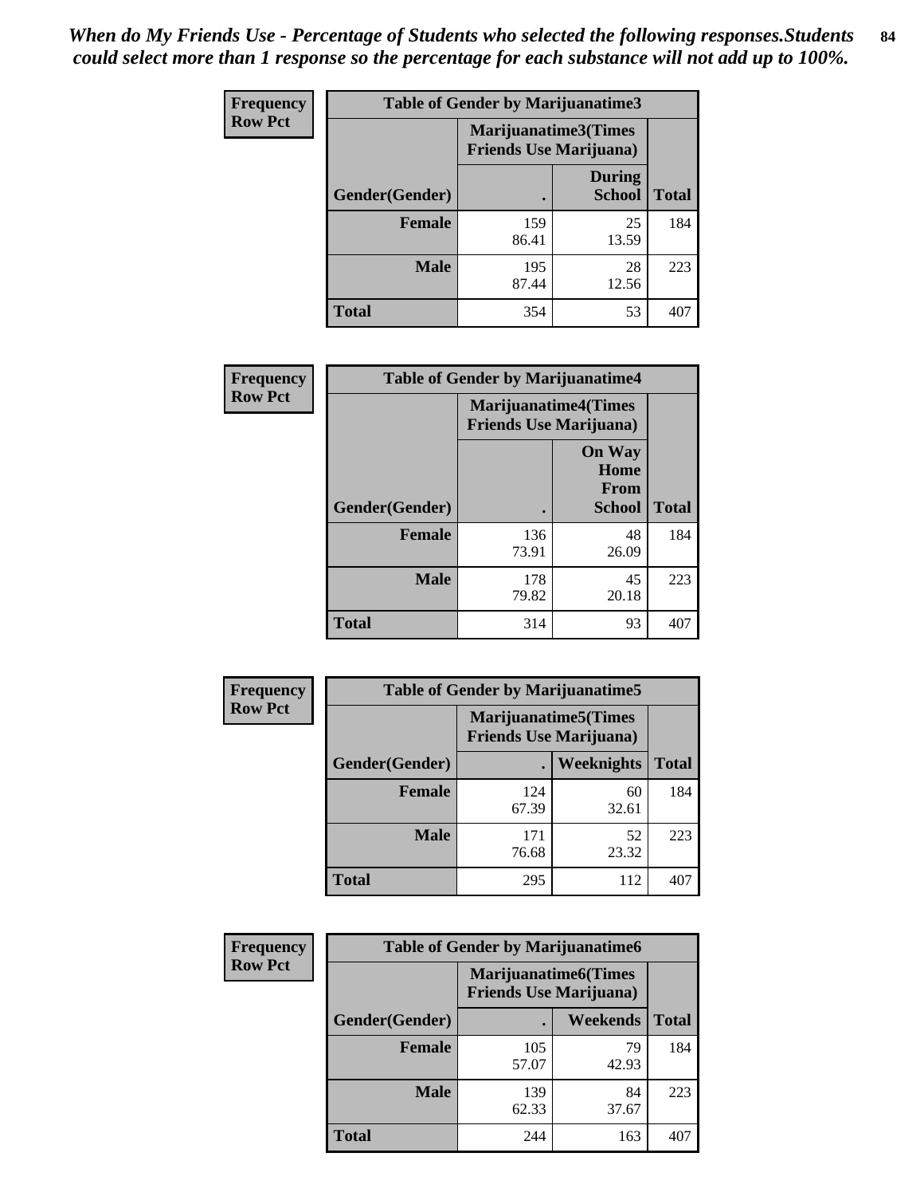*When do My Friends Use - Percentage of Students who selected the following responses.Students could select more than 1 response so the percentage for each substance will not add up to 100%.*

**Frequency**
**Row Pct**

| Table of Gender by Marijuanatime3 | | | |
|---|---|---|---|
| | Marijuanatime3(Times Friends Use Marijuana) | | |
| Gender(Gender) | . | During School | Total |
| **Female** | 159<br>86.41 | 25<br>13.59 | 184 |
| **Male** | 195<br>87.44 | 28<br>12.56 | 223 |
| **Total** | 354 | 53 | 407 |

**Frequency**
**Row Pct**

| Table of Gender by Marijuanatime4 | | | |
|---|---|---|---|
| | Marijuanatime4(Times Friends Use Marijuana) | | |
| Gender(Gender) | . | On Way Home From School | Total |
| **Female** | 136<br>73.91 | 48<br>26.09 | 184 |
| **Male** | 178<br>79.82 | 45<br>20.18 | 223 |
| **Total** | 314 | 93 | 407 |

**Frequency**
**Row Pct**

| Table of Gender by Marijuanatime5 | | | |
|---|---|---|---|
| | Marijuanatime5(Times Friends Use Marijuana) | | |
| Gender(Gender) | . | Weeknights | Total |
| **Female** | 124<br>67.39 | 60<br>32.61 | 184 |
| **Male** | 171<br>76.68 | 52<br>23.32 | 223 |
| **Total** | 295 | 112 | 407 |

**Frequency**
**Row Pct**

| Table of Gender by Marijuanatime6 | | | |
|---|---|---|---|
| | Marijuanatime6(Times Friends Use Marijuana) | | |
| Gender(Gender) | . | Weekends | Total |
| **Female** | 105<br>57.07 | 79<br>42.93 | 184 |
| **Male** | 139<br>62.33 | 84<br>37.67 | 223 |
| **Total** | 244 | 163 | 407 |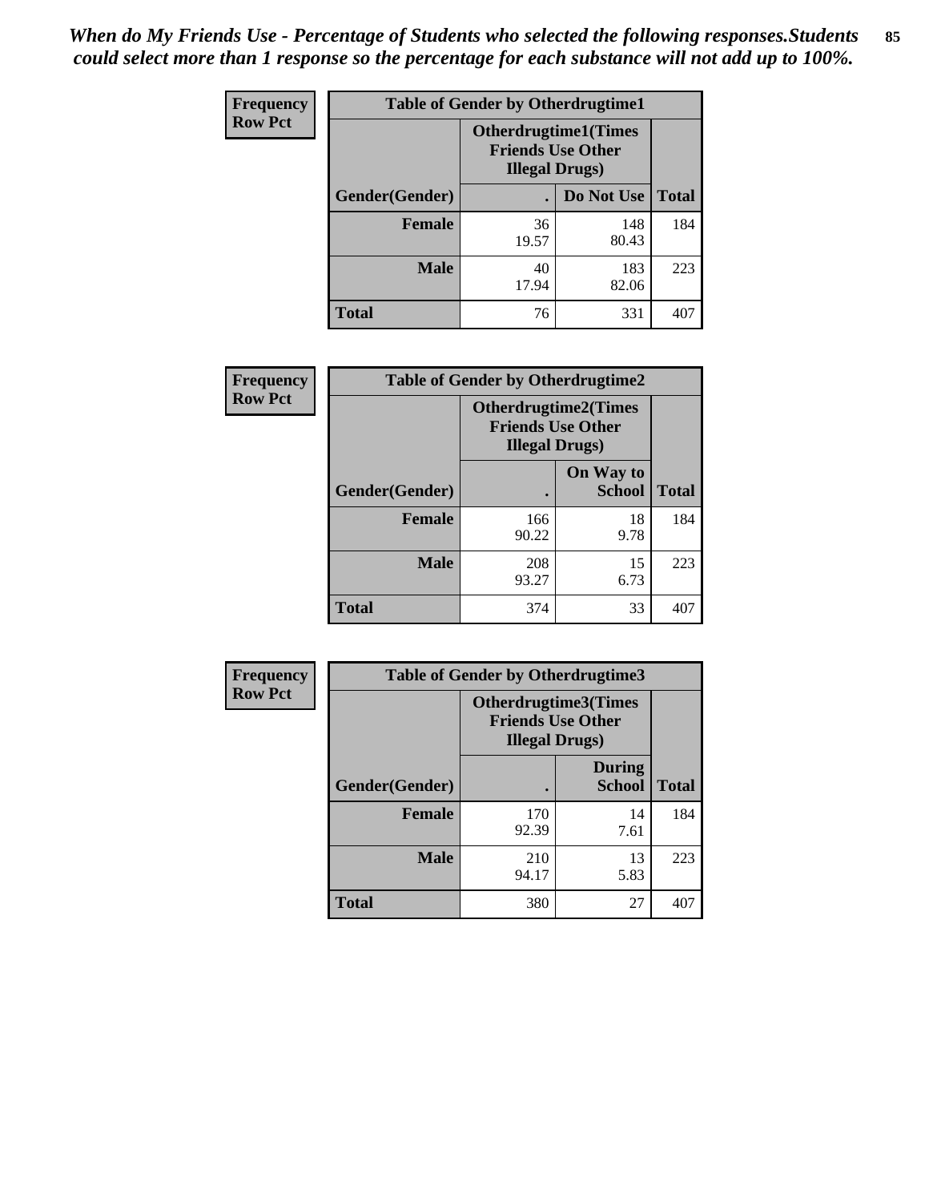*When do My Friends Use - Percentage of Students who selected the following responses.Students could select more than 1 response so the percentage for each substance will not add up to 100%.*

**Frequency**
**Row Pct**

| Table of Gender by Otherdrugtime1 | | | |
|---|---|---|---|
| | Otherdrugtime1(Times Friends Use Other Illegal Drugs) | | |
| Gender(Gender) | . | Do Not Use | Total |
| **Female** | 36<br>19.57 | 148<br>80.43 | 184 |
| **Male** | 40<br>17.94 | 183<br>82.06 | 223 |
| **Total** | 76 | 331 | 407 |

**Frequency**
**Row Pct**

| Table of Gender by Otherdrugtime2 | | | |
|---|---|---|---|
| | Otherdrugtime2(Times Friends Use Other Illegal Drugs) | | |
| Gender(Gender) | . | On Way to School | Total |
| **Female** | 166<br>90.22 | 18<br>9.78 | 184 |
| **Male** | 208<br>93.27 | 15<br>6.73 | 223 |
| **Total** | 374 | 33 | 407 |

**Frequency**
**Row Pct**

| Table of Gender by Otherdrugtime3 | | | |
|---|---|---|---|
| | Otherdrugtime3(Times Friends Use Other Illegal Drugs) | | |
| Gender(Gender) | . | During School | Total |
| **Female** | 170<br>92.39 | 14<br>7.61 | 184 |
| **Male** | 210<br>94.17 | 13<br>5.83 | 223 |
| **Total** | 380 | 27 | 407 |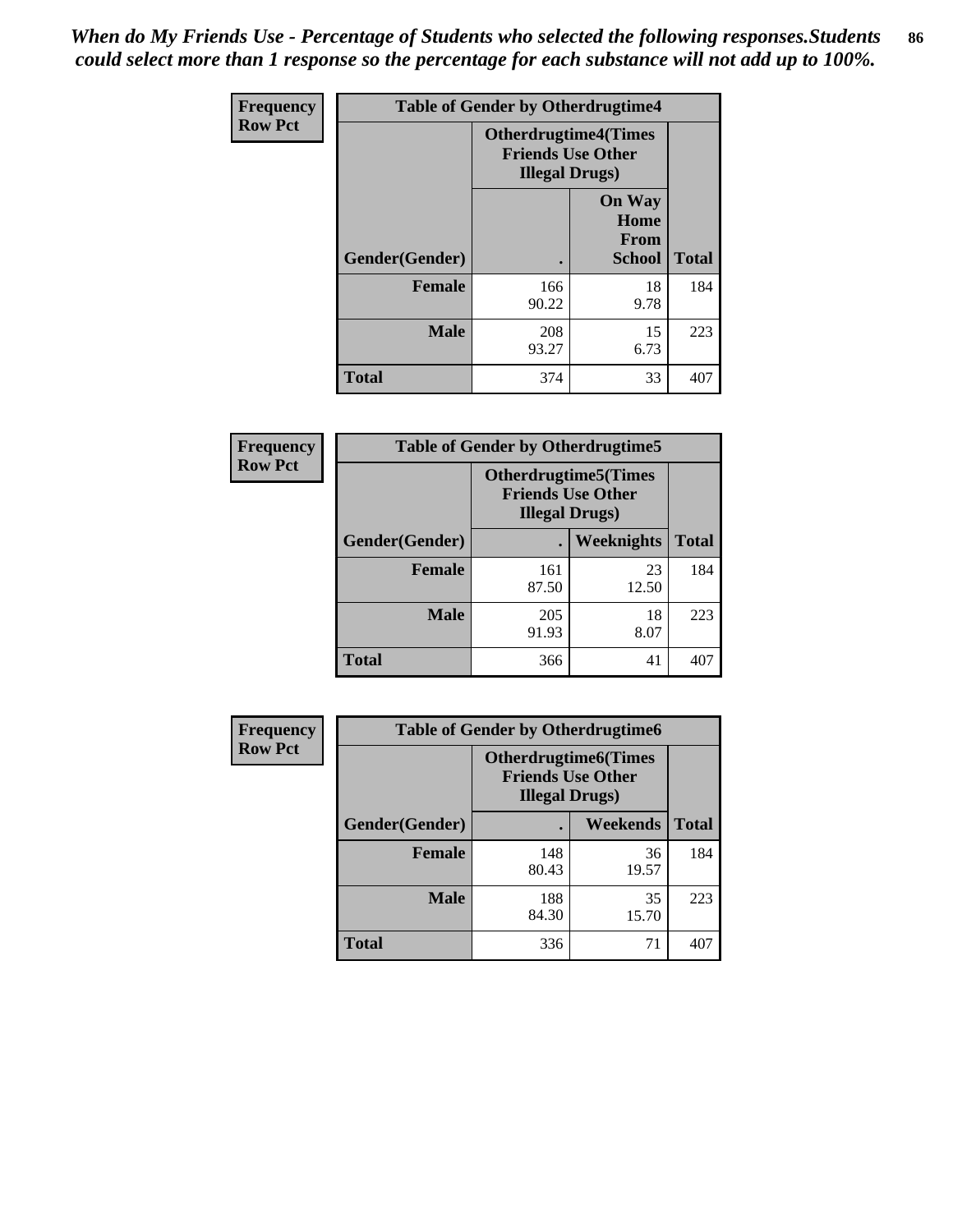*When do My Friends Use - Percentage of Students who selected the following responses.Students could select more than 1 response so the percentage for each substance will not add up to 100%.*

| Frequency Row Pct | Table of Gender by Otherdrugtime4 | | |
|---|---|---|---|
| | Otherdrugtime4(Times Friends Use Other Illegal Drugs) | | |
| Gender(Gender) | . | On Way Home From School | Total |
| Female | 166<br>90.22 | 18<br>9.78 | 184 |
| Male | 208<br>93.27 | 15<br>6.73 | 223 |
| Total | 374 | 33 | 407 |

| Frequency Row Pct | Table of Gender by Otherdrugtime5 | | |
|---|---|---|---|
| | Otherdrugtime5(Times Friends Use Other Illegal Drugs) | | |
| Gender(Gender) | . | Weeknights | Total |
| Female | 161<br>87.50 | 23<br>12.50 | 184 |
| Male | 205<br>91.93 | 18<br>8.07 | 223 |
| Total | 366 | 41 | 407 |

| Frequency Row Pct | Table of Gender by Otherdrugtime6 | | |
|---|---|---|---|
| | Otherdrugtime6(Times Friends Use Other Illegal Drugs) | | |
| Gender(Gender) | . | Weekends | Total |
| Female | 148<br>80.43 | 36<br>19.57 | 184 |
| Male | 188<br>84.30 | 35<br>15.70 | 223 |
| Total | 336 | 71 | 407 |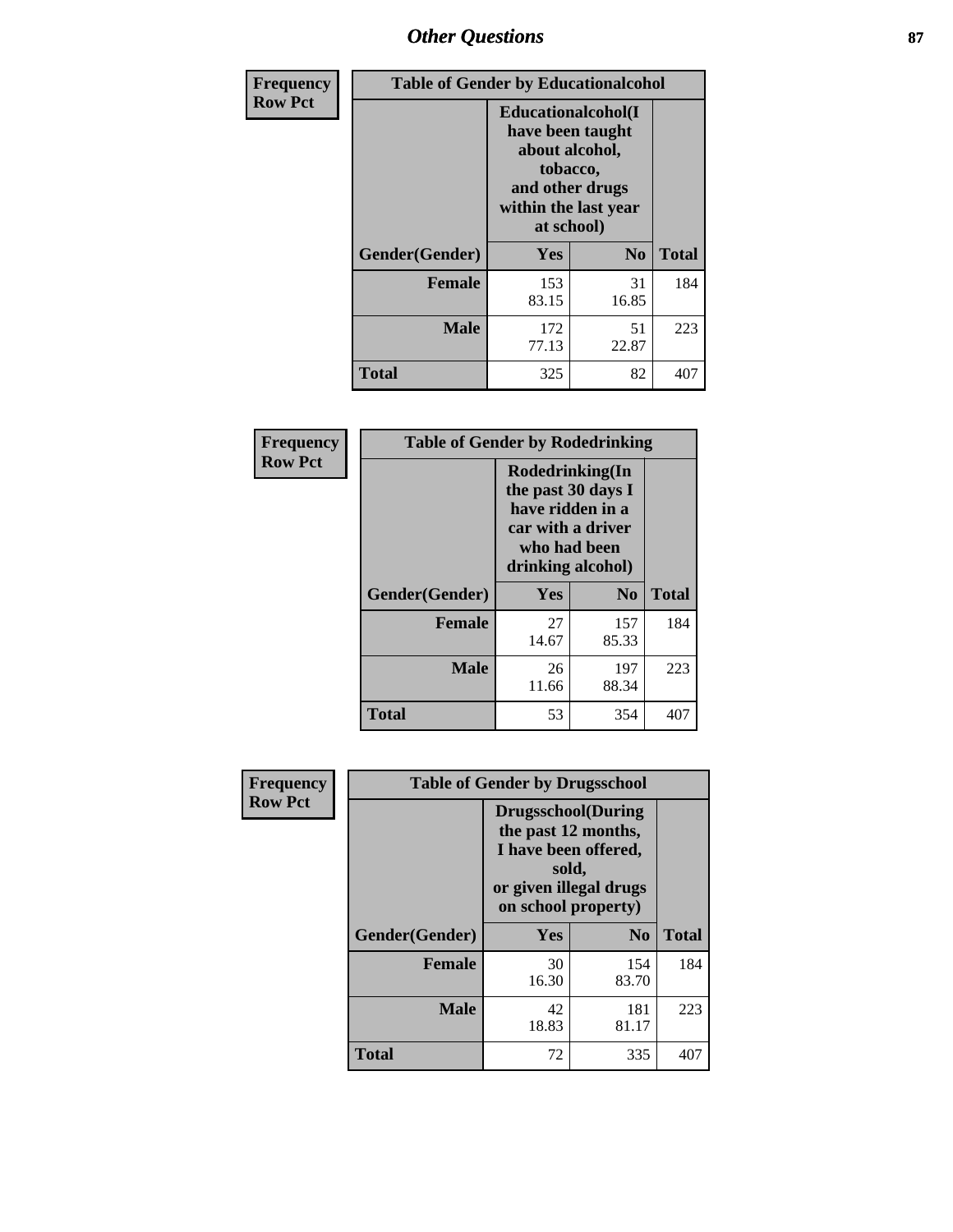# Other Questions

**Frequency**
**Row Pct**

| Table of Gender by Educationalcohol | | | |
|---|---|---|---|
| | Educationalcohol(I have been taught about alcohol, tobacco, and other drugs within the last year at school) | | |
| Gender(Gender) | Yes | No | Total |
| Female | 153<br>83.15 | 31<br>16.85 | 184 |
| Male | 172<br>77.13 | 51<br>22.87 | 223 |
| Total | 325 | 82 | 407 |

**Frequency**
**Row Pct**

| Table of Gender by Rodedrinking | | | |
|---|---|---|---|
| | Rodedrinking(In the past 30 days I have ridden in a car with a driver who had been drinking alcohol) | | |
| Gender(Gender) | Yes | No | Total |
| Female | 27<br>14.67 | 157<br>85.33 | 184 |
| Male | 26<br>11.66 | 197<br>88.34 | 223 |
| Total | 53 | 354 | 407 |

**Frequency**
**Row Pct**

| Table of Gender by Drugsschool | | | |
|---|---|---|---|
| | Drugsschool(During the past 12 months, I have been offered, sold, or given illegal drugs on school property) | | |
| Gender(Gender) | Yes | No | Total |
| Female | 30<br>16.30 | 154<br>83.70 | 184 |
| Male | 42<br>18.83 | 181<br>81.17 | 223 |
| Total | 72 | 335 | 407 |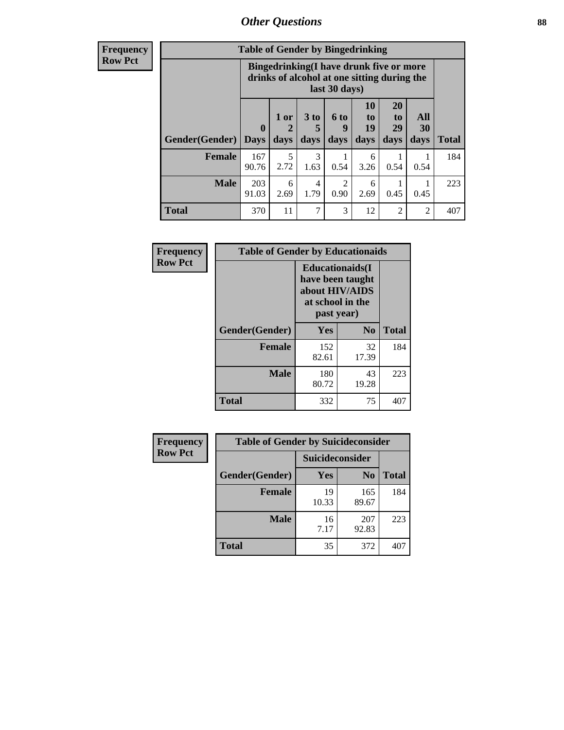## Other Questions

**Frequency**
**Row Pct**

| Table of Gender by Bingedrinking | | | | | | | | |
|---|---|---|---|---|---|---|---|---|
| | Bingedrinking(I have drunk five or more drinks of alcohol at one sitting during the last 30 days) | | | | | | | |
| Gender(Gender) | 0 Days | 1 or 2 days | 3 to 5 days | 6 to 9 days | 10 to 19 days | 20 to 29 days | All 30 days | Total |
| **Female** | 167<br>90.76 | 5<br>2.72 | 3<br>1.63 | 1<br>0.54 | 6<br>3.26 | 1<br>0.54 | 1<br>0.54 | 184 |
| **Male** | 203<br>91.03 | 6<br>2.69 | 4<br>1.79 | 2<br>0.90 | 6<br>2.69 | 1<br>0.45 | 1<br>0.45 | 223 |
| **Total** | 370 | 11 | 7 | 3 | 12 | 2 | 2 | 407 |

**Frequency**
**Row Pct**

| Table of Gender by Educationaids | | | |
|---|---|---|---|
| | Educationaids(I have been taught about HIV/AIDS at school in the past year) | | |
| Gender(Gender) | Yes | No | Total |
| **Female** | 152<br>82.61 | 32<br>17.39 | 184 |
| **Male** | 180<br>80.72 | 43<br>19.28 | 223 |
| **Total** | 332 | 75 | 407 |

**Frequency**
**Row Pct**

| Table of Gender by Suicideconsider | | | |
|---|---|---|---|
| | Suicideconsider | | |
| Gender(Gender) | Yes | No | Total |
| **Female** | 19<br>10.33 | 165<br>89.67 | 184 |
| **Male** | 16<br>7.17 | 207<br>92.83 | 223 |
| **Total** | 35 | 372 | 407 |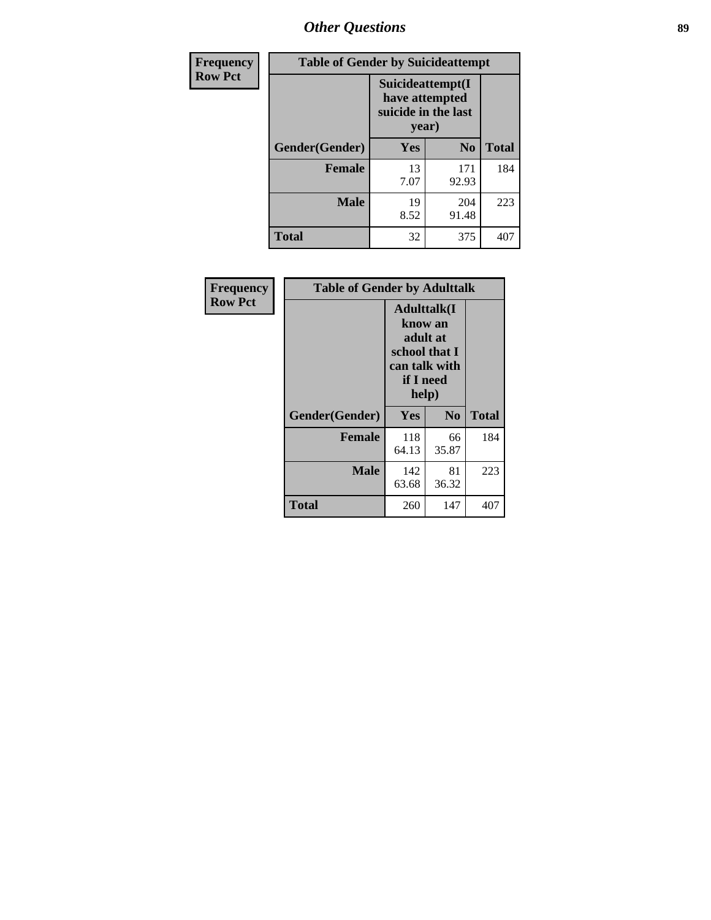| Frequency<br>Row Pct | Table of Gender by Suicideattempt | | |
|---|---|---|---|
| | Suicideattempt(I have attempted suicide in the last year) | | |
| Gender(Gender) | Yes | No | Total |
| Female | 13<br>7.07 | 171<br>92.93 | 184 |
| Male | 19<br>8.52 | 204<br>91.48 | 223 |
| Total | 32 | 375 | 407 |

| Frequency<br>Row Pct | Table of Gender by Adulttalk | | |
|---|---|---|---|
| | Adulttalk(I know an adult at school that I can talk with if I need help) | | |
| Gender(Gender) | Yes | No | Total |
| Female | 118<br>64.13 | 66<br>35.87 | 184 |
| Male | 142<br>63.68 | 81<br>36.32 | 223 |
| Total | 260 | 147 | 407 |